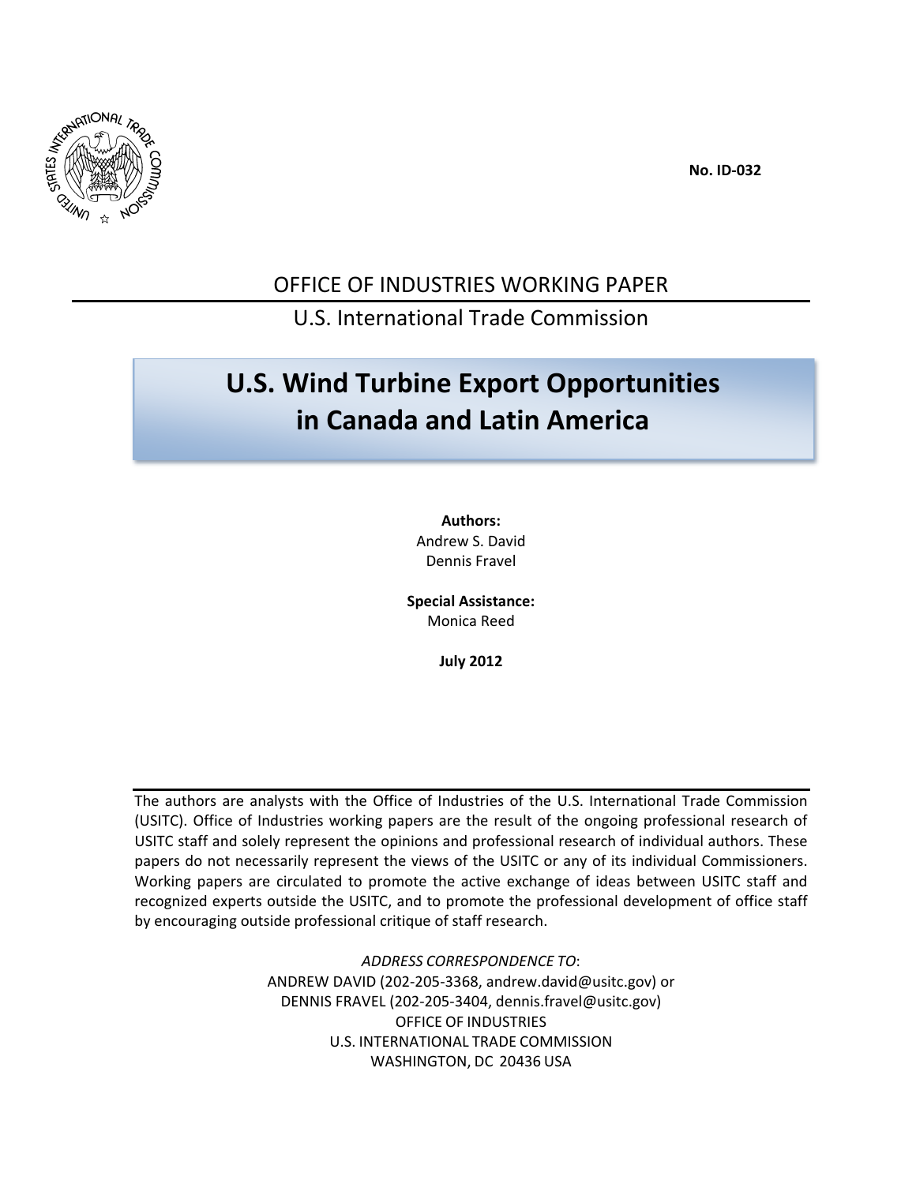No. ID-032

OFFICE OF INDUSTRIES WORKING PAPER

U.S. International Trade Commission

# U.S. Wind Turbine Export Opportunities in Canada and Latin America

**Authors:**
Andrew S. David
Dennis Fravel

**Special Assistance:**
Monica Reed

**July 2012**

The authors are analysts with the Office of Industries of the U.S. International Trade Commission (USITC). Office of Industries working papers are the result of the ongoing professional research of USITC staff and solely represent the opinions and professional research of individual authors. These papers do not necessarily represent the views of the USITC or any of its individual Commissioners. Working papers are circulated to promote the active exchange of ideas between USITC staff and recognized experts outside the USITC, and to promote the professional development of office staff by encouraging outside professional critique of staff research.

*ADDRESS CORRESPONDENCE TO*:
ANDREW DAVID (202-205-3368, andrew.david@usitc.gov) or
DENNIS FRAVEL (202-205-3404, dennis.fravel@usitc.gov)
OFFICE OF INDUSTRIES
U.S. INTERNATIONAL TRADE COMMISSION
WASHINGTON, DC 20436 USA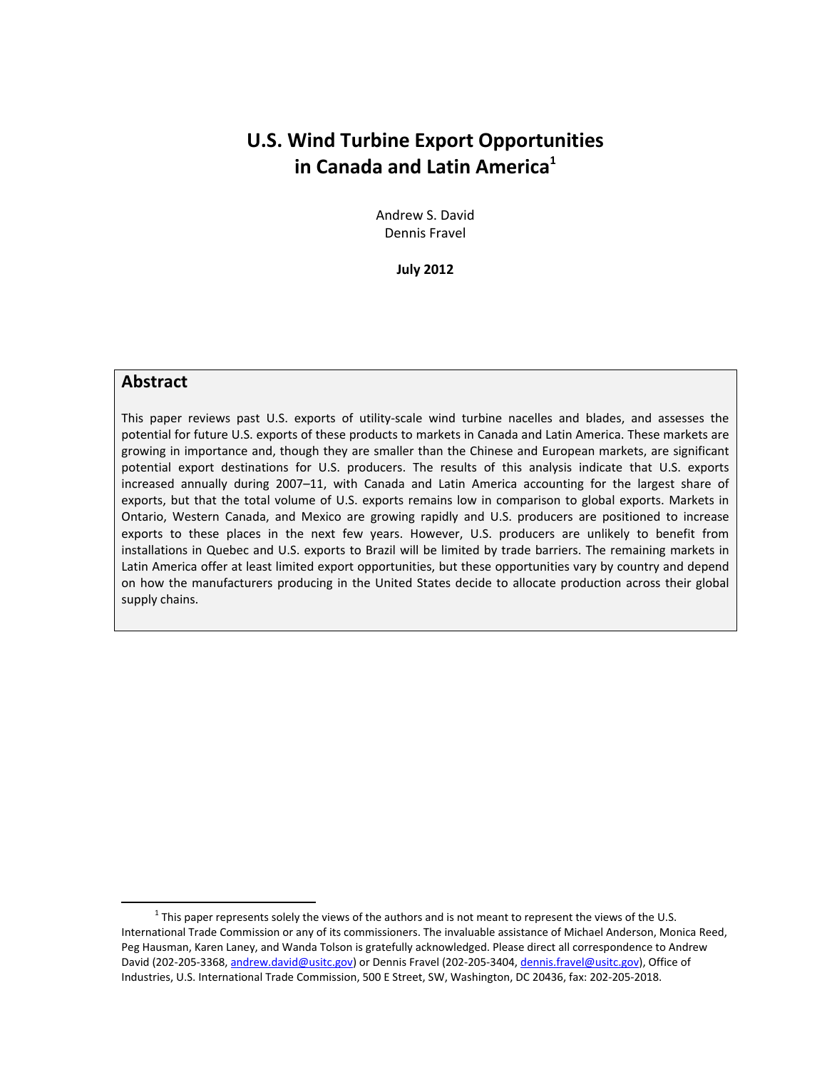# U.S. Wind Turbine Export Opportunities in Canada and Latin America[1]

Andrew S. David
Dennis Fravel

**July 2012**

## Abstract

This paper reviews past U.S. exports of utility-scale wind turbine nacelles and blades, and assesses the potential for future U.S. exports of these products to markets in Canada and Latin America. These markets are growing in importance and, though they are smaller than the Chinese and European markets, are significant potential export destinations for U.S. producers. The results of this analysis indicate that U.S. exports increased annually during 2007–11, with Canada and Latin America accounting for the largest share of exports, but that the total volume of U.S. exports remains low in comparison to global exports. Markets in Ontario, Western Canada, and Mexico are growing rapidly and U.S. producers are positioned to increase exports to these places in the next few years. However, U.S. producers are unlikely to benefit from installations in Quebec and U.S. exports to Brazil will be limited by trade barriers. The remaining markets in Latin America offer at least limited export opportunities, but these opportunities vary by country and depend on how the manufacturers producing in the United States decide to allocate production across their global supply chains.

---

[1] This paper represents solely the views of the authors and is not meant to represent the views of the U.S. International Trade Commission or any of its commissioners. The invaluable assistance of Michael Anderson, Monica Reed, Peg Hausman, Karen Laney, and Wanda Tolson is gratefully acknowledged. Please direct all correspondence to Andrew David (202-205-3368, andrew.david@usitc.gov) or Dennis Fravel (202-205-3404, dennis.fravel@usitc.gov), Office of Industries, U.S. International Trade Commission, 500 E Street, SW, Washington, DC 20436, fax: 202-205-2018.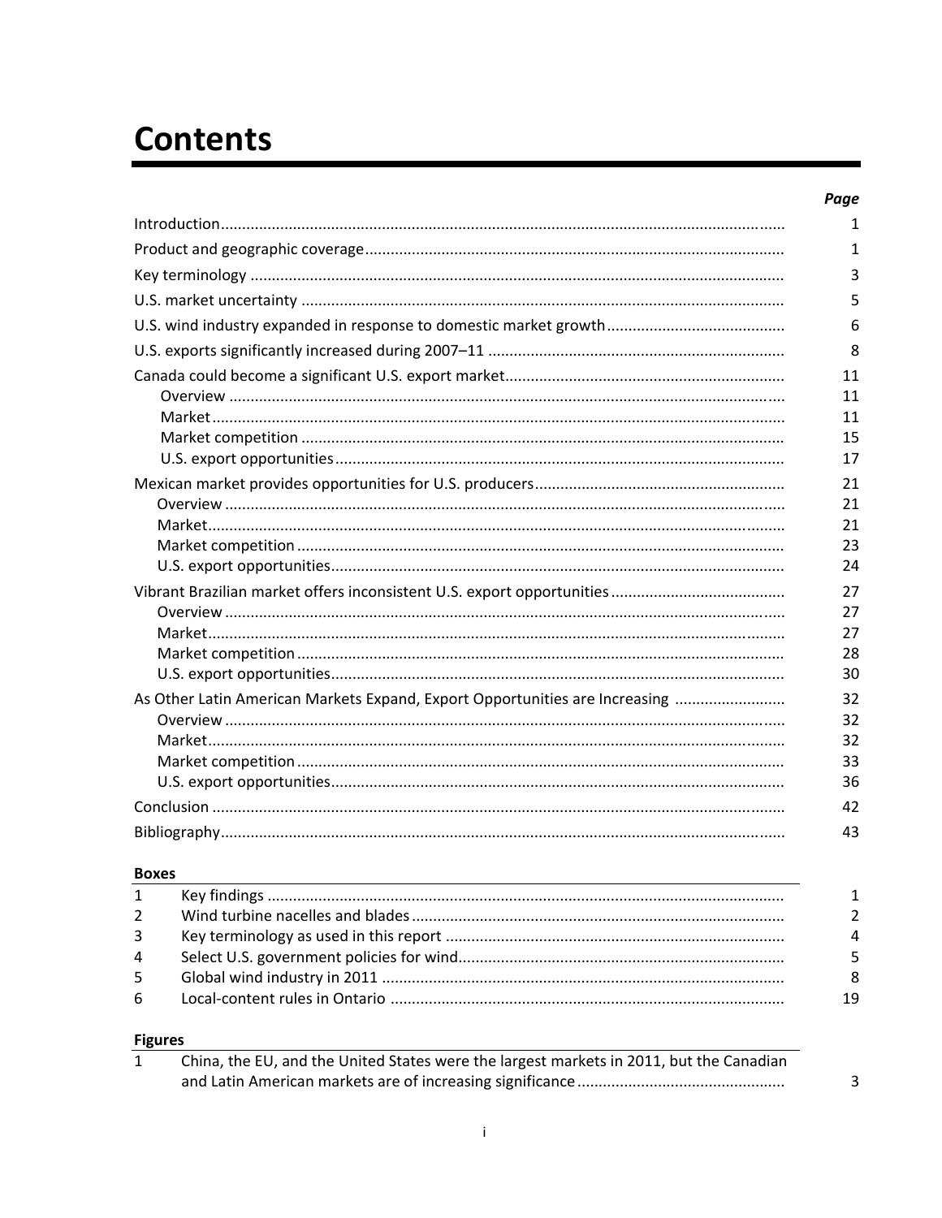# Contents

| | Page |
|---|---|
| Introduction | 1 |
| Product and geographic coverage | 1 |
| Key terminology | 3 |
| U.S. market uncertainty | 5 |
| U.S. wind industry expanded in response to domestic market growth | 6 |
| U.S. exports significantly increased during 2007–11 | 8 |
| Canada could become a significant U.S. export market | 11 |
| Overview | 11 |
| Market | 11 |
| Market competition | 15 |
| U.S. export opportunities | 17 |
| Mexican market provides opportunities for U.S. producers | 21 |
| Overview | 21 |
| Market | 21 |
| Market competition | 23 |
| U.S. export opportunities | 24 |
| Vibrant Brazilian market offers inconsistent U.S. export opportunities | 27 |
| Overview | 27 |
| Market | 27 |
| Market competition | 28 |
| U.S. export opportunities | 30 |
| As Other Latin American Markets Expand, Export Opportunities are Increasing | 32 |
| Overview | 32 |
| Market | 32 |
| Market competition | 33 |
| U.S. export opportunities | 36 |
| Conclusion | 42 |
| Bibliography | 43 |

**Boxes**

| | | |
|---|---|---|
| 1 | Key findings | 1 |
| 2 | Wind turbine nacelles and blades | 2 |
| 3 | Key terminology as used in this report | 4 |
| 4 | Select U.S. government policies for wind | 5 |
| 5 | Global wind industry in 2011 | 8 |
| 6 | Local-content rules in Ontario | 19 |

**Figures**

| | | |
|---|---|---|
| 1 | China, the EU, and the United States were the largest markets in 2011, but the Canadian and Latin American markets are of increasing significance | 3 |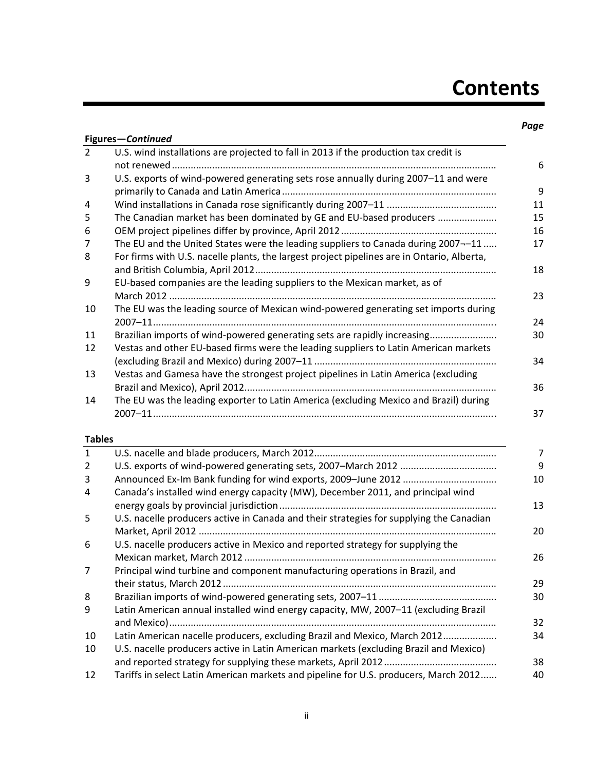# Contents

| | | Page |
|---|---|---|
| **Figures—*Continued*** | | |
| 2 | U.S. wind installations are projected to fall in 2013 if the production tax credit is not renewed | 6 |
| 3 | U.S. exports of wind-powered generating sets rose annually during 2007–11 and were primarily to Canada and Latin America | 9 |
| 4 | Wind installations in Canada rose significantly during 2007–11 | 11 |
| 5 | The Canadian market has been dominated by GE and EU-based producers | 15 |
| 6 | OEM project pipelines differ by province, April 2012 | 16 |
| 7 | The EU and the United States were the leading suppliers to Canada during 2007¬–11 | 17 |
| 8 | For firms with U.S. nacelle plants, the largest project pipelines are in Ontario, Alberta, and British Columbia, April 2012 | 18 |
| 9 | EU-based companies are the leading suppliers to the Mexican market, as of March 2012 | 23 |
| 10 | The EU was the leading source of Mexican wind-powered generating set imports during 2007–11 | 24 |
| 11 | Brazilian imports of wind-powered generating sets are rapidly increasing | 30 |
| 12 | Vestas and other EU-based firms were the leading suppliers to Latin American markets (excluding Brazil and Mexico) during 2007–11 | 34 |
| 13 | Vestas and Gamesa have the strongest project pipelines in Latin America (excluding Brazil and Mexico), April 2012 | 36 |
| 14 | The EU was the leading exporter to Latin America (excluding Mexico and Brazil) during 2007–11 | 37 |
| **Tables** | | |
| 1 | U.S. nacelle and blade producers, March 2012 | 7 |
| 2 | U.S. exports of wind-powered generating sets, 2007–March 2012 | 9 |
| 3 | Announced Ex-Im Bank funding for wind exports, 2009–June 2012 | 10 |
| 4 | Canada's installed wind energy capacity (MW), December 2011, and principal wind energy goals by provincial jurisdiction | 13 |
| 5 | U.S. nacelle producers active in Canada and their strategies for supplying the Canadian Market, April 2012 | 20 |
| 6 | U.S. nacelle producers active in Mexico and reported strategy for supplying the Mexican market, March 2012 | 26 |
| 7 | Principal wind turbine and component manufacturing operations in Brazil, and their status, March 2012 | 29 |
| 8 | Brazilian imports of wind-powered generating sets, 2007–11 | 30 |
| 9 | Latin American annual installed wind energy capacity, MW, 2007–11 (excluding Brazil and Mexico) | 32 |
| 10 | Latin American nacelle producers, excluding Brazil and Mexico, March 2012 | 34 |
| 10 | U.S. nacelle producers active in Latin American markets (excluding Brazil and Mexico) and reported strategy for supplying these markets, April 2012 | 38 |
| 12 | Tariffs in select Latin American markets and pipeline for U.S. producers, March 2012 | 40 |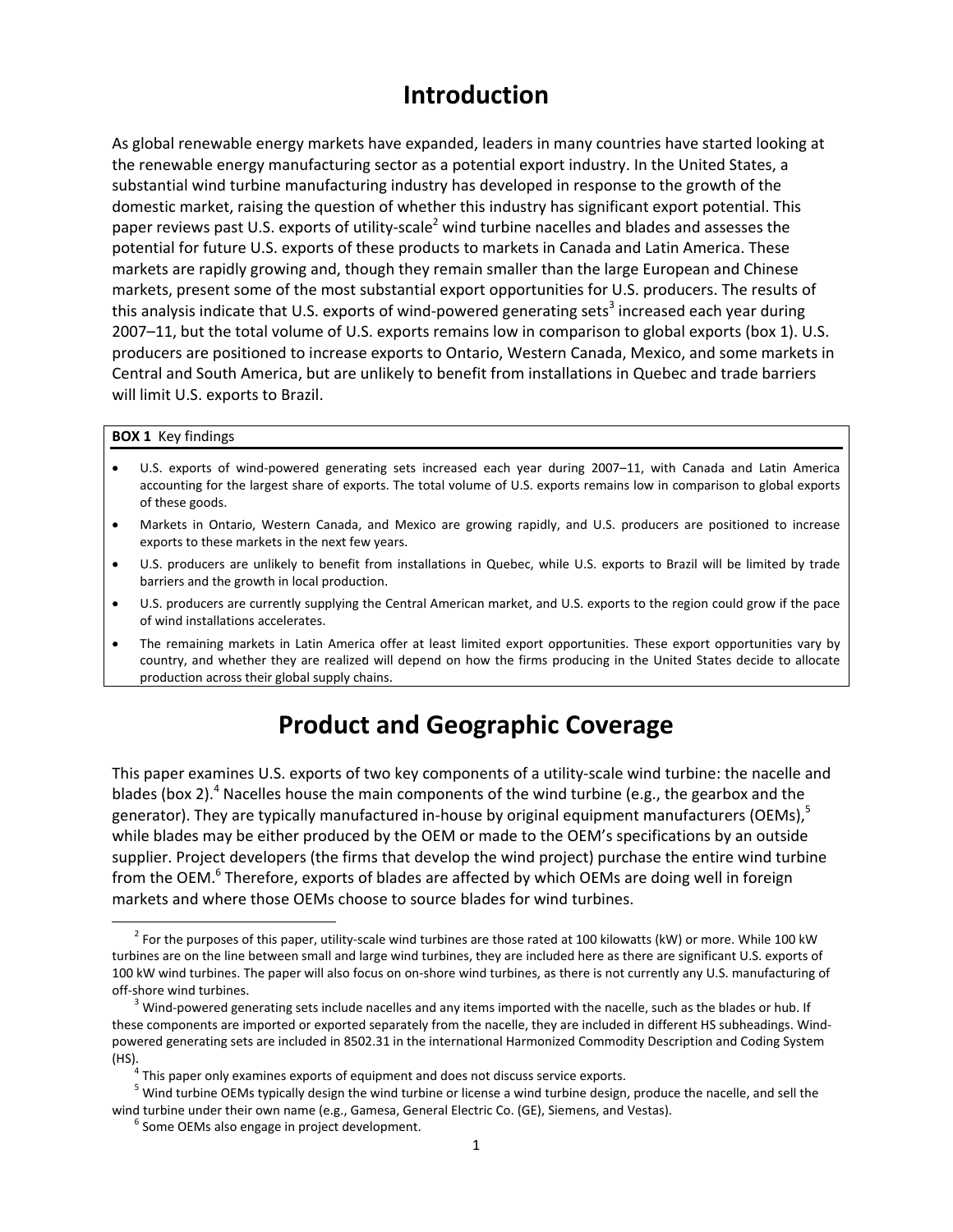# Introduction

As global renewable energy markets have expanded, leaders in many countries have started looking at the renewable energy manufacturing sector as a potential export industry. In the United States, a substantial wind turbine manufacturing industry has developed in response to the growth of the domestic market, raising the question of whether this industry has significant export potential. This paper reviews past U.S. exports of utility-scale[2] wind turbine nacelles and blades and assesses the potential for future U.S. exports of these products to markets in Canada and Latin America. These markets are rapidly growing and, though they remain smaller than the large European and Chinese markets, present some of the most substantial export opportunities for U.S. producers. The results of this analysis indicate that U.S. exports of wind-powered generating sets[3] increased each year during 2007–11, but the total volume of U.S. exports remains low in comparison to global exports (box 1). U.S. producers are positioned to increase exports to Ontario, Western Canada, Mexico, and some markets in Central and South America, but are unlikely to benefit from installations in Quebec and trade barriers will limit U.S. exports to Brazil.

**BOX 1** Key findings

- U.S. exports of wind-powered generating sets increased each year during 2007–11, with Canada and Latin America accounting for the largest share of exports. The total volume of U.S. exports remains low in comparison to global exports of these goods.
- Markets in Ontario, Western Canada, and Mexico are growing rapidly, and U.S. producers are positioned to increase exports to these markets in the next few years.
- U.S. producers are unlikely to benefit from installations in Quebec, while U.S. exports to Brazil will be limited by trade barriers and the growth in local production.
- U.S. producers are currently supplying the Central American market, and U.S. exports to the region could grow if the pace of wind installations accelerates.
- The remaining markets in Latin America offer at least limited export opportunities. These export opportunities vary by country, and whether they are realized will depend on how the firms producing in the United States decide to allocate production across their global supply chains.

# Product and Geographic Coverage

This paper examines U.S. exports of two key components of a utility-scale wind turbine: the nacelle and blades (box 2).[4] Nacelles house the main components of the wind turbine (e.g., the gearbox and the generator). They are typically manufactured in-house by original equipment manufacturers (OEMs),[5] while blades may be either produced by the OEM or made to the OEM's specifications by an outside supplier. Project developers (the firms that develop the wind project) purchase the entire wind turbine from the OEM.[6] Therefore, exports of blades are affected by which OEMs are doing well in foreign markets and where those OEMs choose to source blades for wind turbines.

[2] For the purposes of this paper, utility-scale wind turbines are those rated at 100 kilowatts (kW) or more. While 100 kW turbines are on the line between small and large wind turbines, they are included here as there are significant U.S. exports of 100 kW wind turbines. The paper will also focus on on-shore wind turbines, as there is not currently any U.S. manufacturing of off-shore wind turbines.

[3] Wind-powered generating sets include nacelles and any items imported with the nacelle, such as the blades or hub. If these components are imported or exported separately from the nacelle, they are included in different HS subheadings. Wind-powered generating sets are included in 8502.31 in the international Harmonized Commodity Description and Coding System (HS).

[4] This paper only examines exports of equipment and does not discuss service exports.

[5] Wind turbine OEMs typically design the wind turbine or license a wind turbine design, produce the nacelle, and sell the wind turbine under their own name (e.g., Gamesa, General Electric Co. (GE), Siemens, and Vestas).

[6] Some OEMs also engage in project development.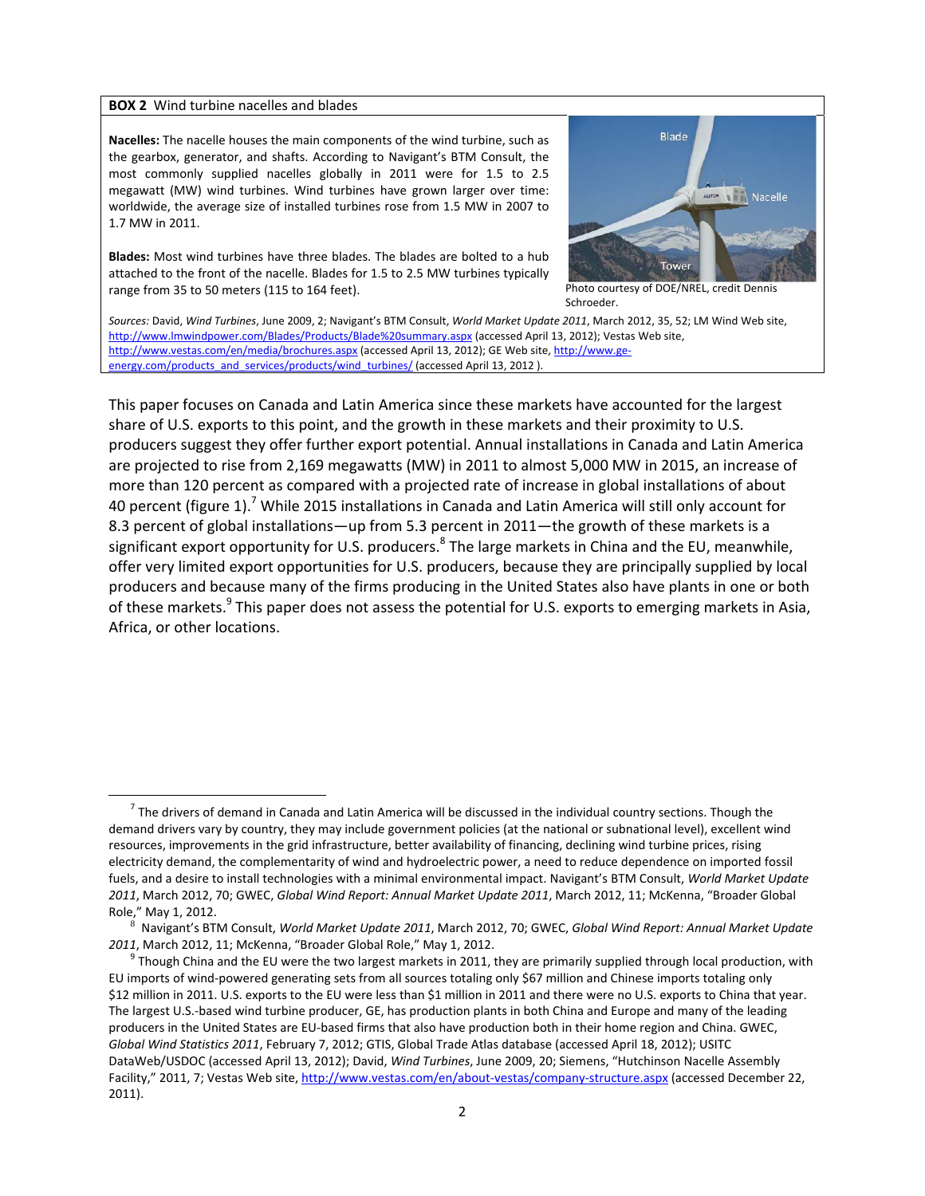**BOX 2** Wind turbine nacelles and blades

**Nacelles:** The nacelle houses the main components of the wind turbine, such as the gearbox, generator, and shafts. According to Navigant's BTM Consult, the most commonly supplied nacelles globally in 2011 were for 1.5 to 2.5 megawatt (MW) wind turbines. Wind turbines have grown larger over time: worldwide, the average size of installed turbines rose from 1.5 MW in 2007 to 1.7 MW in 2011.

**Blades:** Most wind turbines have three blades. The blades are bolted to a hub attached to the front of the nacelle. Blades for 1.5 to 2.5 MW turbines typically range from 35 to 50 meters (115 to 164 feet).

Photo courtesy of DOE/NREL, credit Dennis Schroeder.

*Sources:* David, *Wind Turbines*, June 2009, 2; Navigant's BTM Consult, *World Market Update 2011*, March 2012, 35, 52; LM Wind Web site, http://www.lmwindpower.com/Blades/Products/Blade%20summary.aspx (accessed April 13, 2012); Vestas Web site, http://www.vestas.com/en/media/brochures.aspx (accessed April 13, 2012); GE Web site, http://www.ge-energy.com/products_and_services/products/wind_turbines/ (accessed April 13, 2012 ).

This paper focuses on Canada and Latin America since these markets have accounted for the largest share of U.S. exports to this point, and the growth in these markets and their proximity to U.S. producers suggest they offer further export potential. Annual installations in Canada and Latin America are projected to rise from 2,169 megawatts (MW) in 2011 to almost 5,000 MW in 2015, an increase of more than 120 percent as compared with a projected rate of increase in global installations of about 40 percent (figure 1).[7] While 2015 installations in Canada and Latin America will still only account for 8.3 percent of global installations—up from 5.3 percent in 2011—the growth of these markets is a significant export opportunity for U.S. producers.[8] The large markets in China and the EU, meanwhile, offer very limited export opportunities for U.S. producers, because they are principally supplied by local producers and because many of the firms producing in the United States also have plants in one or both of these markets.[9] This paper does not assess the potential for U.S. exports to emerging markets in Asia, Africa, or other locations.

---

[7] The drivers of demand in Canada and Latin America will be discussed in the individual country sections. Though the demand drivers vary by country, they may include government policies (at the national or subnational level), excellent wind resources, improvements in the grid infrastructure, better availability of financing, declining wind turbine prices, rising electricity demand, the complementarity of wind and hydroelectric power, a need to reduce dependence on imported fossil fuels, and a desire to install technologies with a minimal environmental impact. Navigant's BTM Consult, *World Market Update 2011*, March 2012, 70; GWEC, *Global Wind Report: Annual Market Update 2011*, March 2012, 11; McKenna, "Broader Global Role," May 1, 2012.

[8] Navigant's BTM Consult, *World Market Update 2011*, March 2012, 70; GWEC, *Global Wind Report: Annual Market Update 2011*, March 2012, 11; McKenna, "Broader Global Role," May 1, 2012.

[9] Though China and the EU were the two largest markets in 2011, they are primarily supplied through local production, with EU imports of wind-powered generating sets from all sources totaling only $67 million and Chinese imports totaling only $12 million in 2011. U.S. exports to the EU were less than $1 million in 2011 and there were no U.S. exports to China that year. The largest U.S.-based wind turbine producer, GE, has production plants in both China and Europe and many of the leading producers in the United States are EU-based firms that also have production both in their home region and China. GWEC, *Global Wind Statistics 2011*, February 7, 2012; GTIS, Global Trade Atlas database (accessed April 18, 2012); USITC DataWeb/USDOC (accessed April 13, 2012); David, *Wind Turbines*, June 2009, 20; Siemens, "Hutchinson Nacelle Assembly Facility," 2011, 7; Vestas Web site, http://www.vestas.com/en/about-vestas/company-structure.aspx (accessed December 22, 2011).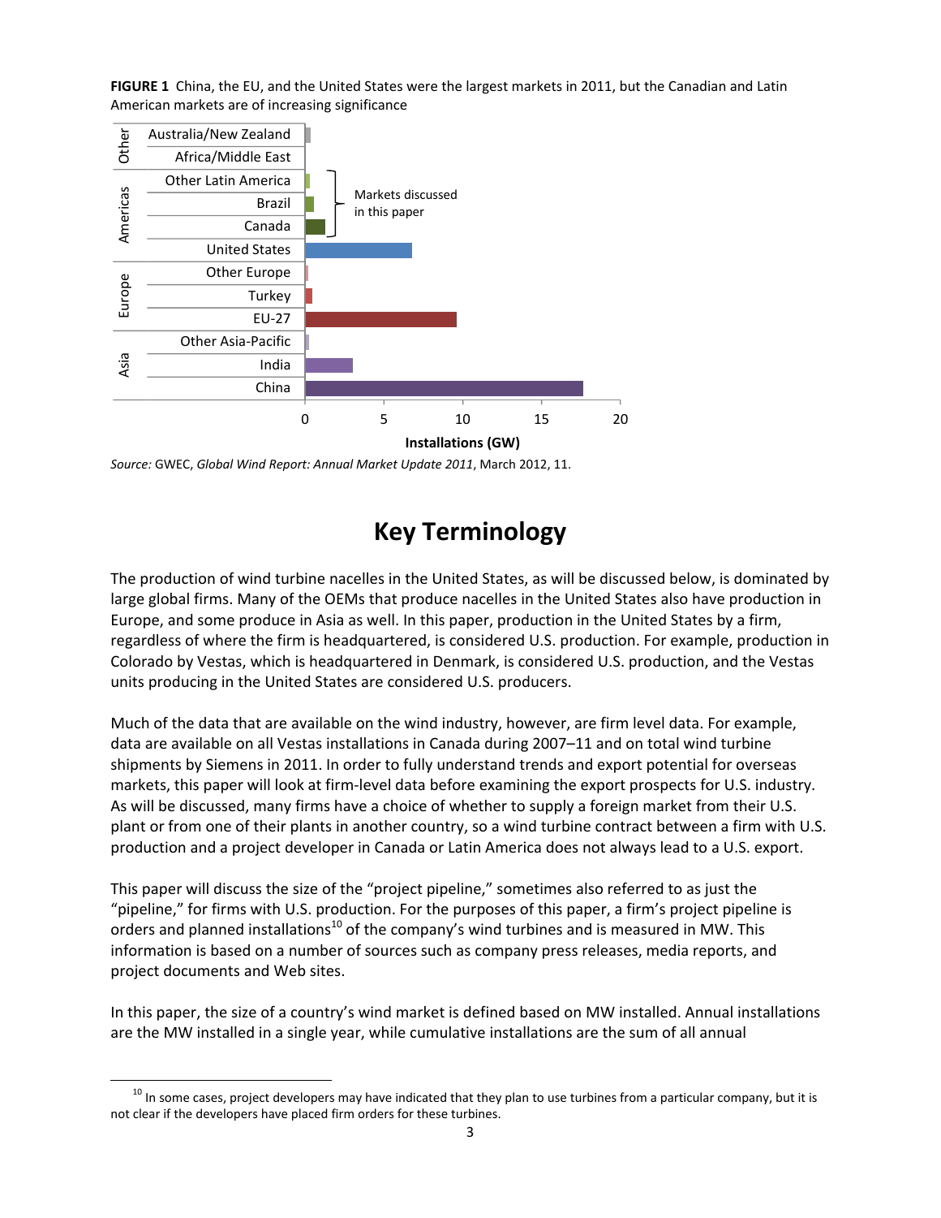**FIGURE 1** China, the EU, and the United States were the largest markets in 2011, but the Canadian and Latin American markets are of increasing significance

*Source:* GWEC, *Global Wind Report: Annual Market Update 2011*, March 2012, 11.

# Key Terminology

The production of wind turbine nacelles in the United States, as will be discussed below, is dominated by large global firms. Many of the OEMs that produce nacelles in the United States also have production in Europe, and some produce in Asia as well. In this paper, production in the United States by a firm, regardless of where the firm is headquartered, is considered U.S. production. For example, production in Colorado by Vestas, which is headquartered in Denmark, is considered U.S. production, and the Vestas units producing in the United States are considered U.S. producers.

Much of the data that are available on the wind industry, however, are firm level data. For example, data are available on all Vestas installations in Canada during 2007–11 and on total wind turbine shipments by Siemens in 2011. In order to fully understand trends and export potential for overseas markets, this paper will look at firm-level data before examining the export prospects for U.S. industry. As will be discussed, many firms have a choice of whether to supply a foreign market from their U.S. plant or from one of their plants in another country, so a wind turbine contract between a firm with U.S. production and a project developer in Canada or Latin America does not always lead to a U.S. export.

This paper will discuss the size of the "project pipeline," sometimes also referred to as just the "pipeline," for firms with U.S. production. For the purposes of this paper, a firm's project pipeline is orders and planned installations[10] of the company's wind turbines and is measured in MW. This information is based on a number of sources such as company press releases, media reports, and project documents and Web sites.

In this paper, the size of a country's wind market is defined based on MW installed. Annual installations are the MW installed in a single year, while cumulative installations are the sum of all annual

[10] In some cases, project developers may have indicated that they plan to use turbines from a particular company, but it is not clear if the developers have placed firm orders for these turbines.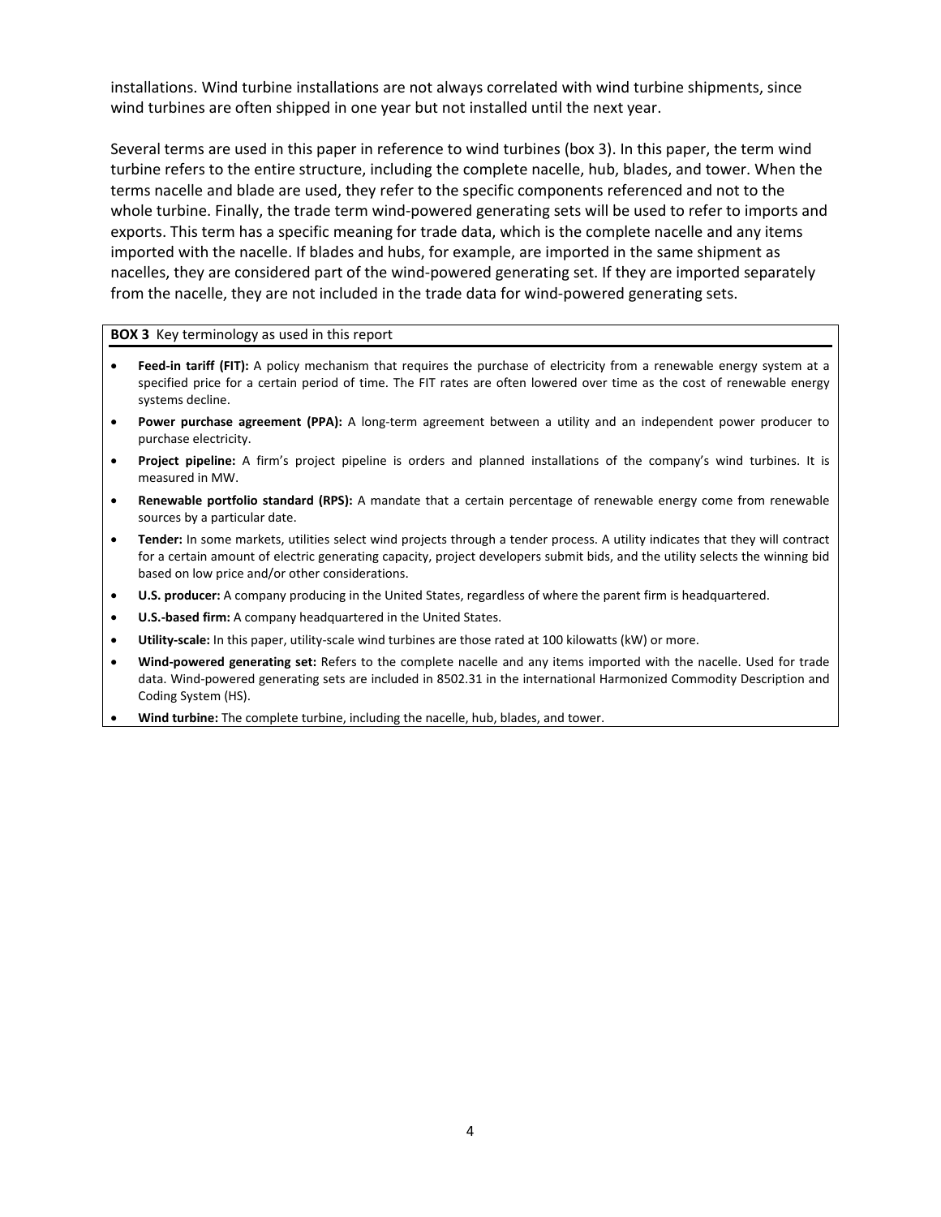installations. Wind turbine installations are not always correlated with wind turbine shipments, since wind turbines are often shipped in one year but not installed until the next year.

Several terms are used in this paper in reference to wind turbines (box 3). In this paper, the term wind turbine refers to the entire structure, including the complete nacelle, hub, blades, and tower. When the terms nacelle and blade are used, they refer to the specific components referenced and not to the whole turbine. Finally, the trade term wind-powered generating sets will be used to refer to imports and exports. This term has a specific meaning for trade data, which is the complete nacelle and any items imported with the nacelle. If blades and hubs, for example, are imported in the same shipment as nacelles, they are considered part of the wind-powered generating set. If they are imported separately from the nacelle, they are not included in the trade data for wind-powered generating sets.

**BOX 3** Key terminology as used in this report

- **Feed-in tariff (FIT):** A policy mechanism that requires the purchase of electricity from a renewable energy system at a specified price for a certain period of time. The FIT rates are often lowered over time as the cost of renewable energy systems decline.
- **Power purchase agreement (PPA):** A long-term agreement between a utility and an independent power producer to purchase electricity.
- **Project pipeline:** A firm's project pipeline is orders and planned installations of the company's wind turbines. It is measured in MW.
- **Renewable portfolio standard (RPS):** A mandate that a certain percentage of renewable energy come from renewable sources by a particular date.
- **Tender:** In some markets, utilities select wind projects through a tender process. A utility indicates that they will contract for a certain amount of electric generating capacity, project developers submit bids, and the utility selects the winning bid based on low price and/or other considerations.
- **U.S. producer:** A company producing in the United States, regardless of where the parent firm is headquartered.
- **U.S.-based firm:** A company headquartered in the United States.
- **Utility-scale:** In this paper, utility-scale wind turbines are those rated at 100 kilowatts (kW) or more.
- **Wind-powered generating set:** Refers to the complete nacelle and any items imported with the nacelle. Used for trade data. Wind-powered generating sets are included in 8502.31 in the international Harmonized Commodity Description and Coding System (HS).
- **Wind turbine:** The complete turbine, including the nacelle, hub, blades, and tower.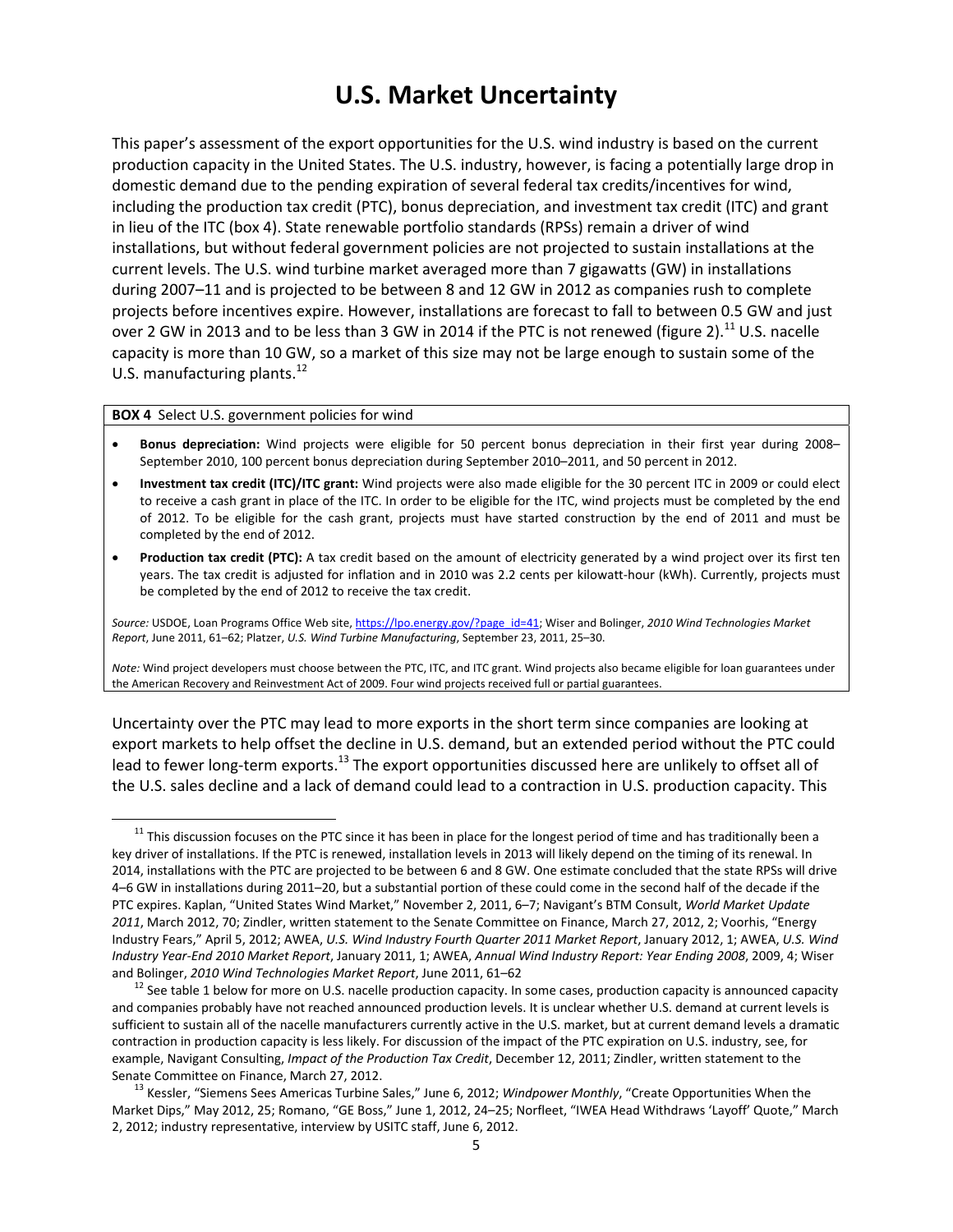# U.S. Market Uncertainty

This paper's assessment of the export opportunities for the U.S. wind industry is based on the current production capacity in the United States. The U.S. industry, however, is facing a potentially large drop in domestic demand due to the pending expiration of several federal tax credits/incentives for wind, including the production tax credit (PTC), bonus depreciation, and investment tax credit (ITC) and grant in lieu of the ITC (box 4). State renewable portfolio standards (RPSs) remain a driver of wind installations, but without federal government policies are not projected to sustain installations at the current levels. The U.S. wind turbine market averaged more than 7 gigawatts (GW) in installations during 2007–11 and is projected to be between 8 and 12 GW in 2012 as companies rush to complete projects before incentives expire. However, installations are forecast to fall to between 0.5 GW and just over 2 GW in 2013 and to be less than 3 GW in 2014 if the PTC is not renewed (figure 2).[11] U.S. nacelle capacity is more than 10 GW, so a market of this size may not be large enough to sustain some of the U.S. manufacturing plants.[12]

**BOX 4** Select U.S. government policies for wind

- **Bonus depreciation:** Wind projects were eligible for 50 percent bonus depreciation in their first year during 2008–September 2010, 100 percent bonus depreciation during September 2010–2011, and 50 percent in 2012.
- **Investment tax credit (ITC)/ITC grant:** Wind projects were also made eligible for the 30 percent ITC in 2009 or could elect to receive a cash grant in place of the ITC. In order to be eligible for the ITC, wind projects must be completed by the end of 2012. To be eligible for the cash grant, projects must have started construction by the end of 2011 and must be completed by the end of 2012.
- **Production tax credit (PTC):** A tax credit based on the amount of electricity generated by a wind project over its first ten years. The tax credit is adjusted for inflation and in 2010 was 2.2 cents per kilowatt-hour (kWh). Currently, projects must be completed by the end of 2012 to receive the tax credit.

*Source:* USDOE, Loan Programs Office Web site, https://lpo.energy.gov/?page_id=41; Wiser and Bolinger, *2010 Wind Technologies Market Report*, June 2011, 61–62; Platzer, *U.S. Wind Turbine Manufacturing*, September 23, 2011, 25–30.

*Note:* Wind project developers must choose between the PTC, ITC, and ITC grant. Wind projects also became eligible for loan guarantees under the American Recovery and Reinvestment Act of 2009. Four wind projects received full or partial guarantees.

Uncertainty over the PTC may lead to more exports in the short term since companies are looking at export markets to help offset the decline in U.S. demand, but an extended period without the PTC could lead to fewer long-term exports.[13] The export opportunities discussed here are unlikely to offset all of the U.S. sales decline and a lack of demand could lead to a contraction in U.S. production capacity. This

---

[11] This discussion focuses on the PTC since it has been in place for the longest period of time and has traditionally been a key driver of installations. If the PTC is renewed, installation levels in 2013 will likely depend on the timing of its renewal. In 2014, installations with the PTC are projected to be between 6 and 8 GW. One estimate concluded that the state RPSs will drive 4–6 GW in installations during 2011–20, but a substantial portion of these could come in the second half of the decade if the PTC expires. Kaplan, "United States Wind Market," November 2, 2011, 6–7; Navigant's BTM Consult, *World Market Update 2011*, March 2012, 70; Zindler, written statement to the Senate Committee on Finance, March 27, 2012, 2; Voorhis, "Energy Industry Fears," April 5, 2012; AWEA, *U.S. Wind Industry Fourth Quarter 2011 Market Report*, January 2012, 1; AWEA, *U.S. Wind Industry Year-End 2010 Market Report*, January 2011, 1; AWEA, *Annual Wind Industry Report: Year Ending 2008*, 2009, 4; Wiser and Bolinger, *2010 Wind Technologies Market Report*, June 2011, 61–62

[12] See table 1 below for more on U.S. nacelle production capacity. In some cases, production capacity is announced capacity and companies probably have not reached announced production levels. It is unclear whether U.S. demand at current levels is sufficient to sustain all of the nacelle manufacturers currently active in the U.S. market, but at current demand levels a dramatic contraction in production capacity is less likely. For discussion of the impact of the PTC expiration on U.S. industry, see, for example, Navigant Consulting, *Impact of the Production Tax Credit*, December 12, 2011; Zindler, written statement to the Senate Committee on Finance, March 27, 2012.

[13] Kessler, "Siemens Sees Americas Turbine Sales," June 6, 2012; *Windpower Monthly*, "Create Opportunities When the Market Dips," May 2012, 25; Romano, "GE Boss," June 1, 2012, 24–25; Norfleet, "IWEA Head Withdraws 'Layoff' Quote," March 2, 2012; industry representative, interview by USITC staff, June 6, 2012.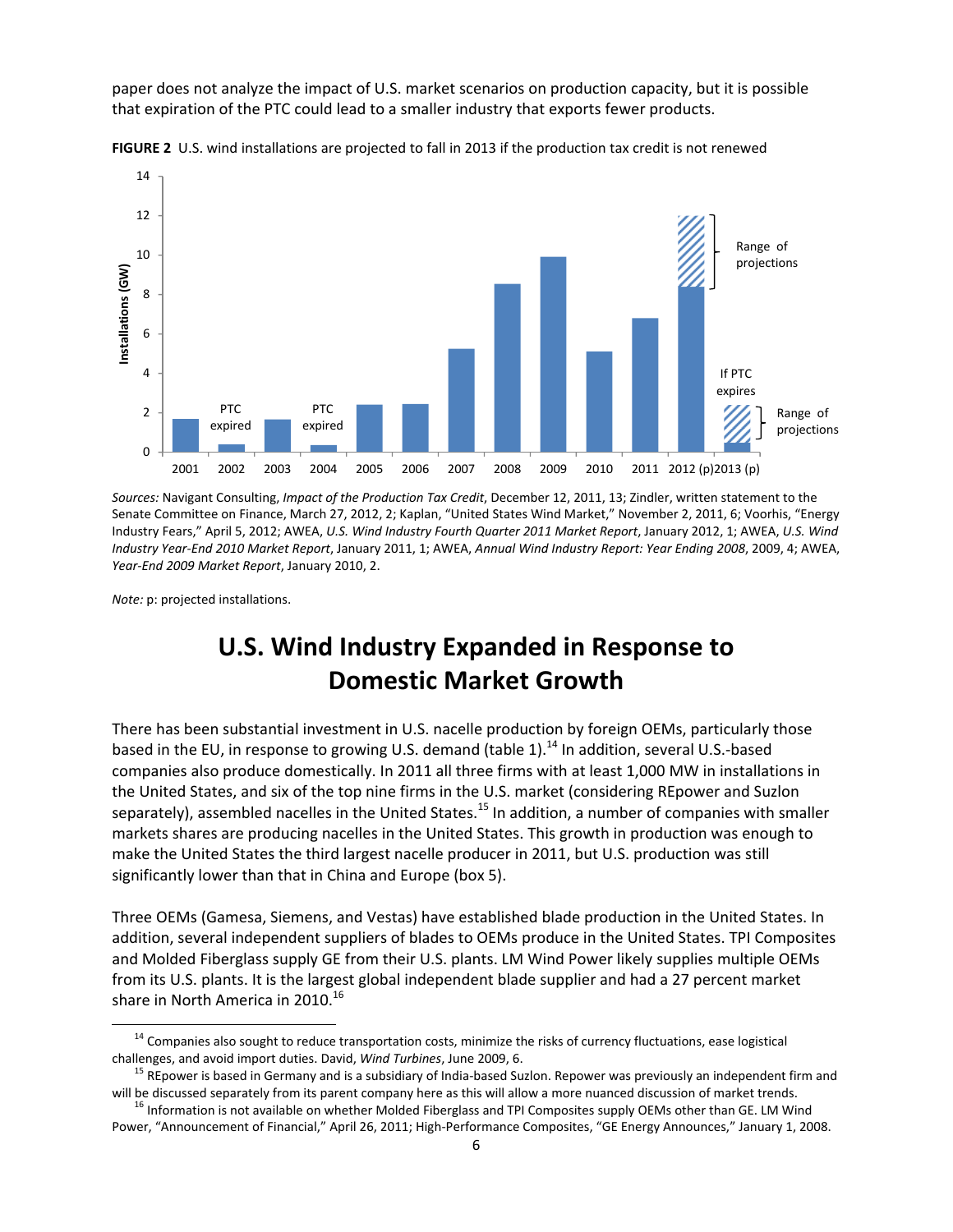paper does not analyze the impact of U.S. market scenarios on production capacity, but it is possible that expiration of the PTC could lead to a smaller industry that exports fewer products.

**FIGURE 2** U.S. wind installations are projected to fall in 2013 if the production tax credit is not renewed

*Sources:* Navigant Consulting, *Impact of the Production Tax Credit*, December 12, 2011, 13; Zindler, written statement to the Senate Committee on Finance, March 27, 2012, 2; Kaplan, "United States Wind Market," November 2, 2011, 6; Voorhis, "Energy Industry Fears," April 5, 2012; AWEA, *U.S. Wind Industry Fourth Quarter 2011 Market Report*, January 2012, 1; AWEA, *U.S. Wind Industry Year-End 2010 Market Report*, January 2011, 1; AWEA, *Annual Wind Industry Report: Year Ending 2008*, 2009, 4; AWEA, *Year-End 2009 Market Report*, January 2010, 2.

*Note:* p: projected installations.

## U.S. Wind Industry Expanded in Response to Domestic Market Growth

There has been substantial investment in U.S. nacelle production by foreign OEMs, particularly those based in the EU, in response to growing U.S. demand (table 1).[14] In addition, several U.S.-based companies also produce domestically. In 2011 all three firms with at least 1,000 MW in installations in the United States, and six of the top nine firms in the U.S. market (considering REpower and Suzlon separately), assembled nacelles in the United States.[15] In addition, a number of companies with smaller markets shares are producing nacelles in the United States. This growth in production was enough to make the United States the third largest nacelle producer in 2011, but U.S. production was still significantly lower than that in China and Europe (box 5).

Three OEMs (Gamesa, Siemens, and Vestas) have established blade production in the United States. In addition, several independent suppliers of blades to OEMs produce in the United States. TPI Composites and Molded Fiberglass supply GE from their U.S. plants. LM Wind Power likely supplies multiple OEMs from its U.S. plants. It is the largest global independent blade supplier and had a 27 percent market share in North America in 2010.[16]

[14] Companies also sought to reduce transportation costs, minimize the risks of currency fluctuations, ease logistical challenges, and avoid import duties. David, *Wind Turbines*, June 2009, 6.

[15] REpower is based in Germany and is a subsidiary of India-based Suzlon. Repower was previously an independent firm and will be discussed separately from its parent company here as this will allow a more nuanced discussion of market trends.

[16] Information is not available on whether Molded Fiberglass and TPI Composites supply OEMs other than GE. LM Wind Power, "Announcement of Financial," April 26, 2011; High-Performance Composites, "GE Energy Announces," January 1, 2008.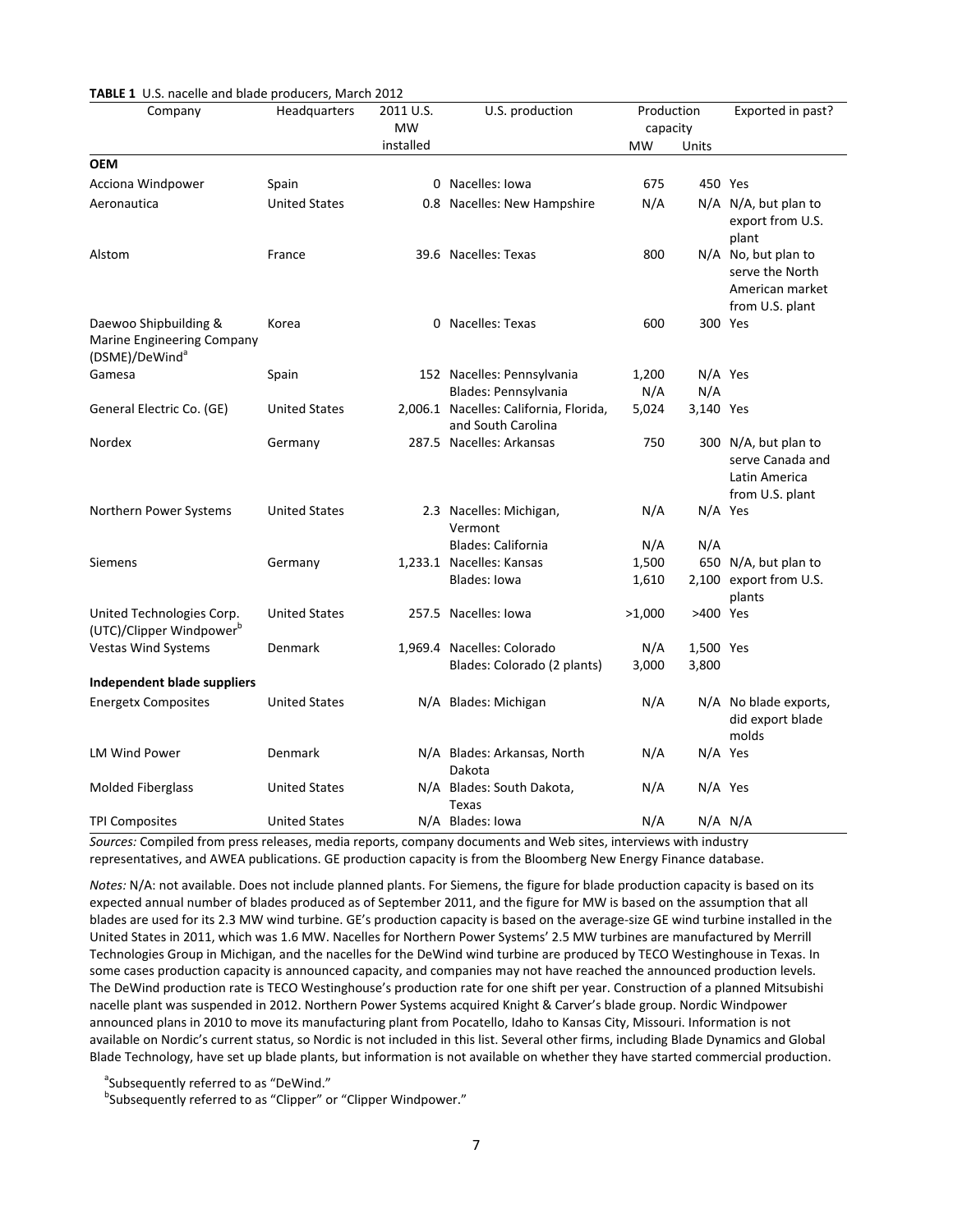**TABLE 1** U.S. nacelle and blade producers, March 2012

| Company | Headquarters | 2011 U.S. MW installed | U.S. production | Production capacity | | Exported in past? |
|---|---|---|---|---|---|---|
| | | | | MW | Units | |
| **OEM** | | | | | | |
| Acciona Windpower | Spain | 0 | Nacelles: Iowa | 675 | 450 | Yes |
| Aeronautica | United States | 0.8 | Nacelles: New Hampshire | N/A | N/A | N/A, but plan to export from U.S. plant |
| Alstom | France | 39.6 | Nacelles: Texas | 800 | N/A | No, but plan to serve the North American market from U.S. plant |
| Daewoo Shipbuilding & Marine Engineering Company (DSME)/DeWind[a] | Korea | 0 | Nacelles: Texas | 600 | 300 | Yes |
| Gamesa | Spain | 152 | Nacelles: Pennsylvania | 1,200 | N/A | Yes |
| | | | Blades: Pennsylvania | N/A | N/A | |
| General Electric Co. (GE) | United States | 2,006.1 | Nacelles: California, Florida, and South Carolina | 5,024 | 3,140 | Yes |
| Nordex | Germany | 287.5 | Nacelles: Arkansas | 750 | 300 | N/A, but plan to serve Canada and Latin America from U.S. plant |
| Northern Power Systems | United States | 2.3 | Nacelles: Michigan, Vermont | N/A | N/A | Yes |
| | | | Blades: California | N/A | N/A | |
| Siemens | Germany | 1,233.1 | Nacelles: Kansas | 1,500 | 650 | N/A, but plan to export from U.S. plants |
| | | | Blades: Iowa | 1,610 | 2,100 | |
| United Technologies Corp. (UTC)/Clipper Windpower[b] | United States | 257.5 | Nacelles: Iowa | >1,000 | >400 | Yes |
| Vestas Wind Systems | Denmark | 1,969.4 | Nacelles: Colorado | N/A | 1,500 | Yes |
| | | | Blades: Colorado (2 plants) | 3,000 | 3,800 | |
| **Independent blade suppliers** | | | | | | |
| Energetx Composites | United States | N/A | Blades: Michigan | N/A | N/A | No blade exports, did export blade molds |
| LM Wind Power | Denmark | N/A | Blades: Arkansas, North Dakota | N/A | N/A | Yes |
| Molded Fiberglass | United States | N/A | Blades: South Dakota, Texas | N/A | N/A | Yes |
| TPI Composites | United States | N/A | Blades: Iowa | N/A | N/A | N/A |

*Sources:* Compiled from press releases, media reports, company documents and Web sites, interviews with industry representatives, and AWEA publications. GE production capacity is from the Bloomberg New Energy Finance database.

*Notes:* N/A: not available. Does not include planned plants. For Siemens, the figure for blade production capacity is based on its expected annual number of blades produced as of September 2011, and the figure for MW is based on the assumption that all blades are used for its 2.3 MW wind turbine. GE's production capacity is based on the average-size GE wind turbine installed in the United States in 2011, which was 1.6 MW. Nacelles for Northern Power Systems' 2.5 MW turbines are manufactured by Merrill Technologies Group in Michigan, and the nacelles for the DeWind wind turbine are produced by TECO Westinghouse in Texas. In some cases production capacity is announced capacity, and companies may not have reached the announced production levels. The DeWind production rate is TECO Westinghouse's production rate for one shift per year. Construction of a planned Mitsubishi nacelle plant was suspended in 2012. Northern Power Systems acquired Knight & Carver's blade group. Nordic Windpower announced plans in 2010 to move its manufacturing plant from Pocatello, Idaho to Kansas City, Missouri. Information is not available on Nordic's current status, so Nordic is not included in this list. Several other firms, including Blade Dynamics and Global Blade Technology, have set up blade plants, but information is not available on whether they have started commercial production.

[a]Subsequently referred to as "DeWind."

[b]Subsequently referred to as "Clipper" or "Clipper Windpower."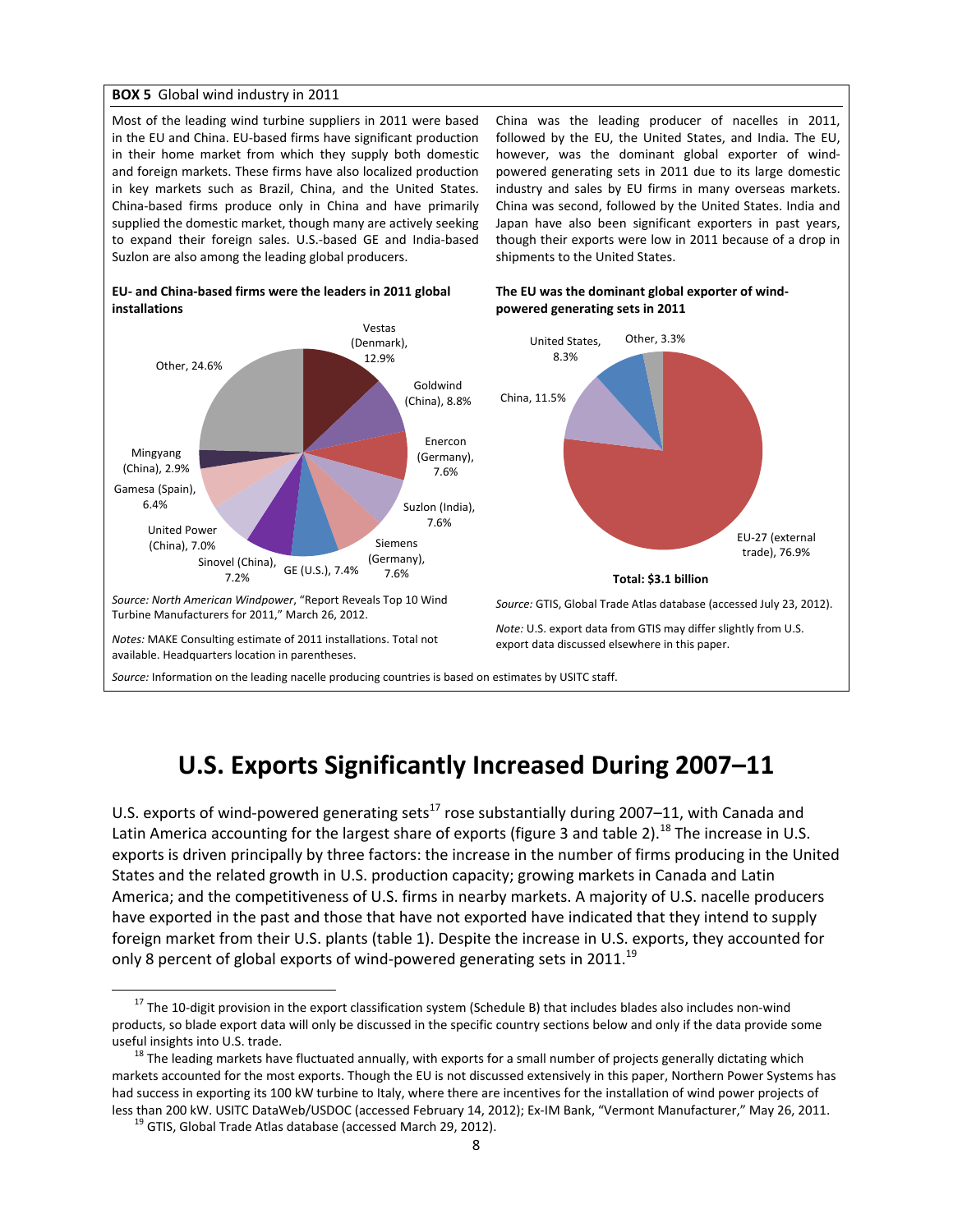**BOX 5** Global wind industry in 2011

Most of the leading wind turbine suppliers in 2011 were based in the EU and China. EU-based firms have significant production in their home market from which they supply both domestic and foreign markets. These firms have also localized production in key markets such as Brazil, China, and the United States. China-based firms produce only in China and have primarily supplied the domestic market, though many are actively seeking to expand their foreign sales. U.S.-based GE and India-based Suzlon are also among the leading global producers.

China was the leading producer of nacelles in 2011, followed by the EU, the United States, and India. The EU, however, was the dominant global exporter of wind-powered generating sets in 2011 due to its large domestic industry and sales by EU firms in many overseas markets. China was second, followed by the United States. India and Japan have also been significant exporters in past years, though their exports were low in 2011 because of a drop in shipments to the United States.

**EU- and China-based firms were the leaders in 2011 global installations**

| Firm | Share |
|---|---|
| Vestas (Denmark) | 12.9% |
| Goldwind (China) | 8.8% |
| Enercon (Germany) | 7.6% |
| Suzlon (India) | 7.6% |
| Siemens (Germany) | 7.6% |
| GE (U.S.) | 7.4% |
| Sinovel (China) | 7.2% |
| United Power (China) | 7.0% |
| Gamesa (Spain) | 6.4% |
| Mingyang (China) | 2.9% |
| Other | 24.6% |

*Source: North American Windpower*, "Report Reveals Top 10 Wind Turbine Manufacturers for 2011," March 26, 2012.

*Notes:* MAKE Consulting estimate of 2011 installations. Total not available. Headquarters location in parentheses.

**The EU was the dominant global exporter of wind-powered generating sets in 2011**

| Exporter | Share |
|---|---|
| EU-27 (external trade) | 76.9% |
| China | 11.5% |
| United States | 8.3% |
| Other | 3.3% |

**Total: $3.1 billion**

*Source:* GTIS, Global Trade Atlas database (accessed July 23, 2012).

*Note:* U.S. export data from GTIS may differ slightly from U.S. export data discussed elsewhere in this paper.

*Source:* Information on the leading nacelle producing countries is based on estimates by USITC staff.

# U.S. Exports Significantly Increased During 2007–11

U.S. exports of wind-powered generating sets[17] rose substantially during 2007–11, with Canada and Latin America accounting for the largest share of exports (figure 3 and table 2).[18] The increase in U.S. exports is driven principally by three factors: the increase in the number of firms producing in the United States and the related growth in U.S. production capacity; growing markets in Canada and Latin America; and the competitiveness of U.S. firms in nearby markets. A majority of U.S. nacelle producers have exported in the past and those that have not exported have indicated that they intend to supply foreign market from their U.S. plants (table 1). Despite the increase in U.S. exports, they accounted for only 8 percent of global exports of wind-powered generating sets in 2011.[19]

[17] The 10-digit provision in the export classification system (Schedule B) that includes blades also includes non-wind products, so blade export data will only be discussed in the specific country sections below and only if the data provide some useful insights into U.S. trade.

[18] The leading markets have fluctuated annually, with exports for a small number of projects generally dictating which markets accounted for the most exports. Though the EU is not discussed extensively in this paper, Northern Power Systems has had success in exporting its 100 kW turbine to Italy, where there are incentives for the installation of wind power projects of less than 200 kW. USITC DataWeb/USDOC (accessed February 14, 2012); Ex-IM Bank, "Vermont Manufacturer," May 26, 2011.

[19] GTIS, Global Trade Atlas database (accessed March 29, 2012).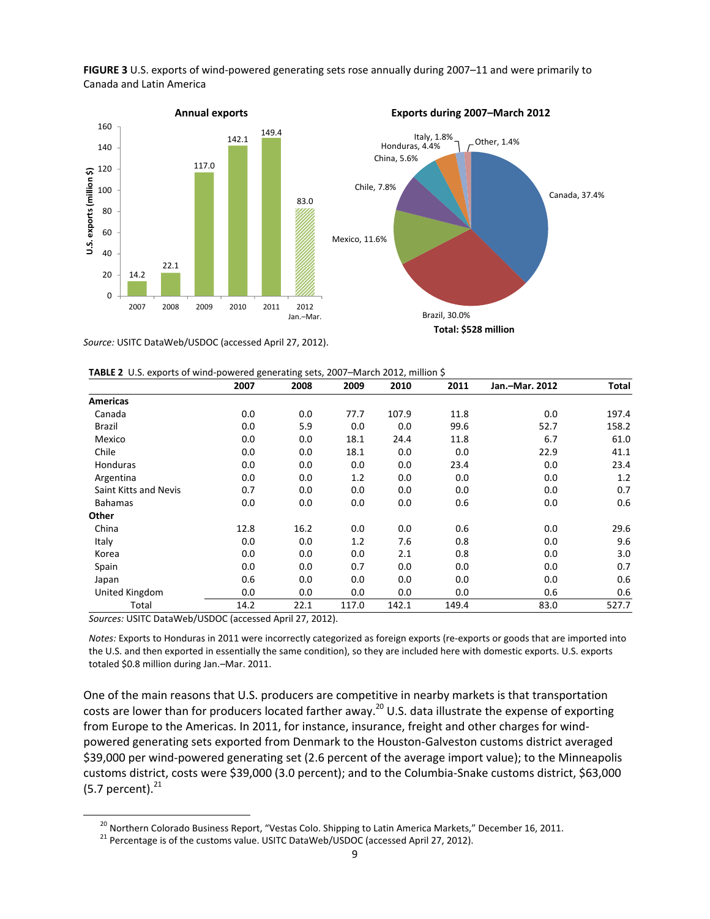**FIGURE 3** U.S. exports of wind-powered generating sets rose annually during 2007–11 and were primarily to Canada and Latin America

*Source:* USITC DataWeb/USDOC (accessed April 27, 2012).

**TABLE 2** U.S. exports of wind-powered generating sets, 2007–March 2012, million $

| | 2007 | 2008 | 2009 | 2010 | 2011 | Jan.–Mar. 2012 | Total |
|---|---|---|---|---|---|---|---|
| **Americas** | | | | | | | |
| Canada | 0.0 | 0.0 | 77.7 | 107.9 | 11.8 | 0.0 | 197.4 |
| Brazil | 0.0 | 5.9 | 0.0 | 0.0 | 99.6 | 52.7 | 158.2 |
| Mexico | 0.0 | 0.0 | 18.1 | 24.4 | 11.8 | 6.7 | 61.0 |
| Chile | 0.0 | 0.0 | 18.1 | 0.0 | 0.0 | 22.9 | 41.1 |
| Honduras | 0.0 | 0.0 | 0.0 | 0.0 | 23.4 | 0.0 | 23.4 |
| Argentina | 0.0 | 0.0 | 1.2 | 0.0 | 0.0 | 0.0 | 1.2 |
| Saint Kitts and Nevis | 0.7 | 0.0 | 0.0 | 0.0 | 0.0 | 0.0 | 0.7 |
| Bahamas | 0.0 | 0.0 | 0.0 | 0.0 | 0.6 | 0.0 | 0.6 |
| **Other** | | | | | | | |
| China | 12.8 | 16.2 | 0.0 | 0.0 | 0.6 | 0.0 | 29.6 |
| Italy | 0.0 | 0.0 | 1.2 | 7.6 | 0.8 | 0.0 | 9.6 |
| Korea | 0.0 | 0.0 | 0.0 | 2.1 | 0.8 | 0.0 | 3.0 |
| Spain | 0.0 | 0.0 | 0.7 | 0.0 | 0.0 | 0.0 | 0.7 |
| Japan | 0.6 | 0.0 | 0.0 | 0.0 | 0.0 | 0.0 | 0.6 |
| United Kingdom | 0.0 | 0.0 | 0.0 | 0.0 | 0.0 | 0.6 | 0.6 |
| Total | 14.2 | 22.1 | 117.0 | 142.1 | 149.4 | 83.0 | 527.7 |

*Sources:* USITC DataWeb/USDOC (accessed April 27, 2012).

*Notes:* Exports to Honduras in 2011 were incorrectly categorized as foreign exports (re-exports or goods that are imported into the U.S. and then exported in essentially the same condition), so they are included here with domestic exports. U.S. exports totaled $0.8 million during Jan.–Mar. 2011.

One of the main reasons that U.S. producers are competitive in nearby markets is that transportation costs are lower than for producers located farther away.[20] U.S. data illustrate the expense of exporting from Europe to the Americas. In 2011, for instance, insurance, freight and other charges for wind-powered generating sets exported from Denmark to the Houston-Galveston customs district averaged $39,000 per wind-powered generating set (2.6 percent of the average import value); to the Minneapolis customs district, costs were $39,000 (3.0 percent); and to the Columbia-Snake customs district, $63,000 (5.7 percent).[21]

[20] Northern Colorado Business Report, "Vestas Colo. Shipping to Latin America Markets," December 16, 2011.

[21] Percentage is of the customs value. USITC DataWeb/USDOC (accessed April 27, 2012).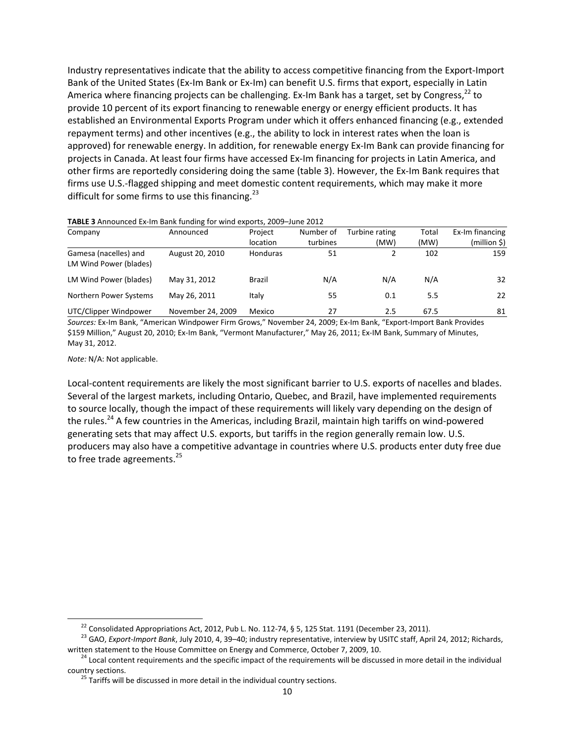Industry representatives indicate that the ability to access competitive financing from the Export-Import Bank of the United States (Ex-Im Bank or Ex-Im) can benefit U.S. firms that export, especially in Latin America where financing projects can be challenging. Ex-Im Bank has a target, set by Congress,[22] to provide 10 percent of its export financing to renewable energy or energy efficient products. It has established an Environmental Exports Program under which it offers enhanced financing (e.g., extended repayment terms) and other incentives (e.g., the ability to lock in interest rates when the loan is approved) for renewable energy. In addition, for renewable energy Ex-Im Bank can provide financing for projects in Canada. At least four firms have accessed Ex-Im financing for projects in Latin America, and other firms are reportedly considering doing the same (table 3). However, the Ex-Im Bank requires that firms use U.S.-flagged shipping and meet domestic content requirements, which may make it more difficult for some firms to use this financing.[23]

**TABLE 3** Announced Ex-Im Bank funding for wind exports, 2009–June 2012

| Company | Announced | Project location | Number of turbines | Turbine rating (MW) | Total (MW) | Ex-Im financing (million $) |
|---|---|---|---|---|---|---|
| Gamesa (nacelles) and LM Wind Power (blades) | August 20, 2010 | Honduras | 51 | 2 | 102 | 159 |
| LM Wind Power (blades) | May 31, 2012 | Brazil | N/A | N/A | N/A | 32 |
| Northern Power Systems | May 26, 2011 | Italy | 55 | 0.1 | 5.5 | 22 |
| UTC/Clipper Windpower | November 24, 2009 | Mexico | 27 | 2.5 | 67.5 | 81 |

*Sources:* Ex-Im Bank, "American Windpower Firm Grows," November 24, 2009; Ex-Im Bank, "Export-Import Bank Provides $159 Million," August 20, 2010; Ex-Im Bank, "Vermont Manufacturer," May 26, 2011; Ex-IM Bank, Summary of Minutes, May 31, 2012.

*Note:* N/A: Not applicable.

Local-content requirements are likely the most significant barrier to U.S. exports of nacelles and blades. Several of the largest markets, including Ontario, Quebec, and Brazil, have implemented requirements to source locally, though the impact of these requirements will likely vary depending on the design of the rules.[24] A few countries in the Americas, including Brazil, maintain high tariffs on wind-powered generating sets that may affect U.S. exports, but tariffs in the region generally remain low. U.S. producers may also have a competitive advantage in countries where U.S. products enter duty free due to free trade agreements.[25]

[22] Consolidated Appropriations Act, 2012, Pub L. No. 112-74, § 5, 125 Stat. 1191 (December 23, 2011).

[23] GAO, *Export-Import Bank*, July 2010, 4, 39–40; industry representative, interview by USITC staff, April 24, 2012; Richards, written statement to the House Committee on Energy and Commerce, October 7, 2009, 10.

[24] Local content requirements and the specific impact of the requirements will be discussed in more detail in the individual country sections.

[25] Tariffs will be discussed in more detail in the individual country sections.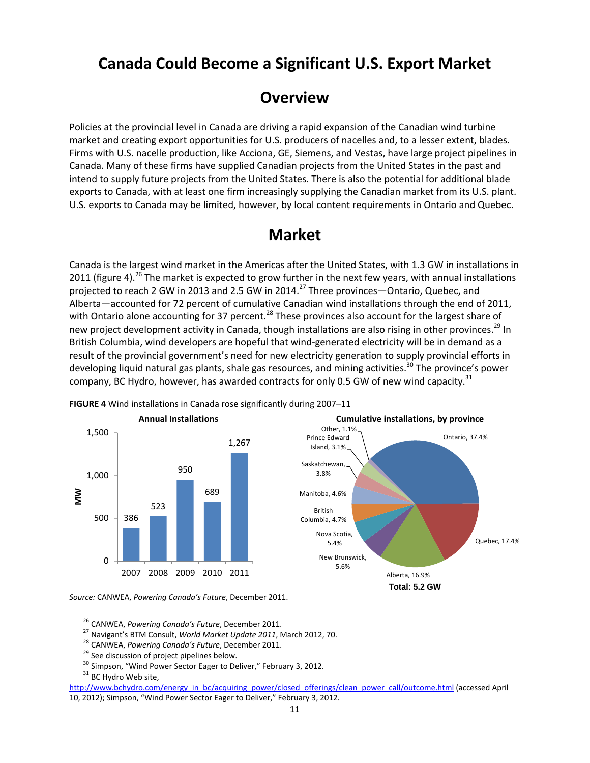# Canada Could Become a Significant U.S. Export Market

## Overview

Policies at the provincial level in Canada are driving a rapid expansion of the Canadian wind turbine market and creating export opportunities for U.S. producers of nacelles and, to a lesser extent, blades. Firms with U.S. nacelle production, like Acciona, GE, Siemens, and Vestas, have large project pipelines in Canada. Many of these firms have supplied Canadian projects from the United States in the past and intend to supply future projects from the United States. There is also the potential for additional blade exports to Canada, with at least one firm increasingly supplying the Canadian market from its U.S. plant. U.S. exports to Canada may be limited, however, by local content requirements in Ontario and Quebec.

## Market

Canada is the largest wind market in the Americas after the United States, with 1.3 GW in installations in 2011 (figure 4).[26] The market is expected to grow further in the next few years, with annual installations projected to reach 2 GW in 2013 and 2.5 GW in 2014.[27] Three provinces—Ontario, Quebec, and Alberta—accounted for 72 percent of cumulative Canadian wind installations through the end of 2011, with Ontario alone accounting for 37 percent.[28] These provinces also account for the largest share of new project development activity in Canada, though installations are also rising in other provinces.[29] In British Columbia, wind developers are hopeful that wind-generated electricity will be in demand as a result of the provincial government's need for new electricity generation to supply provincial efforts in developing liquid natural gas plants, shale gas resources, and mining activities.[30] The province's power company, BC Hydro, however, has awarded contracts for only 0.5 GW of new wind capacity.[31]

**FIGURE 4** Wind installations in Canada rose significantly during 2007–11

**Annual Installations** (MW)

| Year | MW |
|---|---|
| 2007 | 386 |
| 2008 | 523 |
| 2009 | 950 |
| 2010 | 689 |
| 2011 | 1,267 |

**Cumulative installations, by province**

| Province | Share |
|---|---|
| Ontario | 37.4% |
| Quebec | 17.4% |
| Alberta | 16.9% |
| New Brunswick | 5.6% |
| Nova Scotia | 5.4% |
| British Columbia | 4.7% |
| Manitoba | 4.6% |
| Saskatchewan | 3.8% |
| Prince Edward Island | 3.1% |
| Other | 1.1% |

Total: 5.2 GW

*Source:* CANWEA, *Powering Canada's Future*, December 2011.

---

[26] CANWEA, *Powering Canada's Future*, December 2011.

[27] Navigant's BTM Consult, *World Market Update 2011*, March 2012, 70.

[28] CANWEA, *Powering Canada's Future*, December 2011.

[29] See discussion of project pipelines below.

[30] Simpson, "Wind Power Sector Eager to Deliver," February 3, 2012.

[31] BC Hydro Web site, http://www.bchydro.com/energy_in_bc/acquiring_power/closed_offerings/clean_power_call/outcome.html (accessed April 10, 2012); Simpson, "Wind Power Sector Eager to Deliver," February 3, 2012.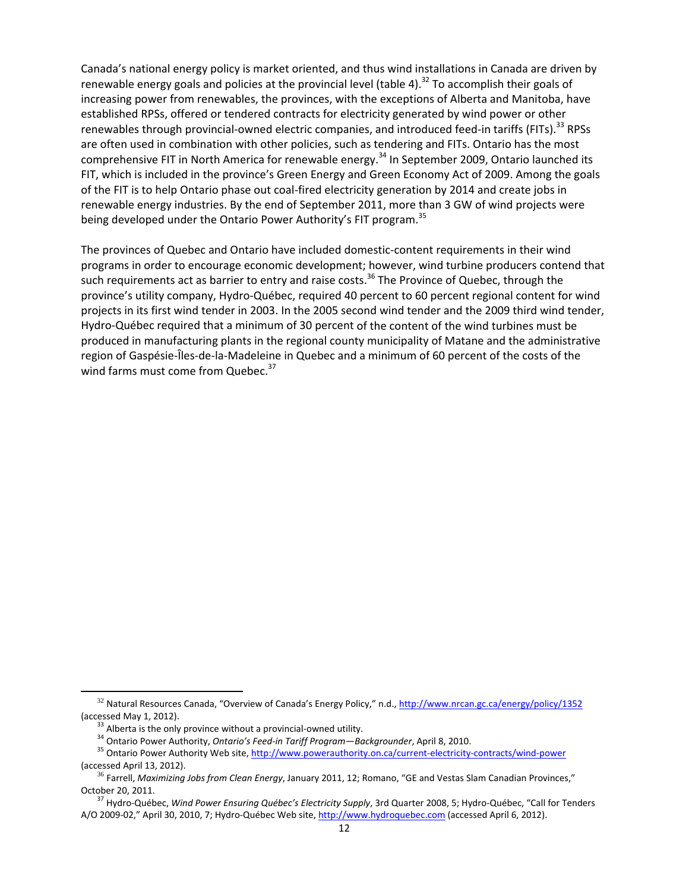Canada's national energy policy is market oriented, and thus wind installations in Canada are driven by renewable energy goals and policies at the provincial level (table 4).[32] To accomplish their goals of increasing power from renewables, the provinces, with the exceptions of Alberta and Manitoba, have established RPSs, offered or tendered contracts for electricity generated by wind power or other renewables through provincial-owned electric companies, and introduced feed-in tariffs (FITs).[33] RPSs are often used in combination with other policies, such as tendering and FITs. Ontario has the most comprehensive FIT in North America for renewable energy.[34] In September 2009, Ontario launched its FIT, which is included in the province's Green Energy and Green Economy Act of 2009. Among the goals of the FIT is to help Ontario phase out coal-fired electricity generation by 2014 and create jobs in renewable energy industries. By the end of September 2011, more than 3 GW of wind projects were being developed under the Ontario Power Authority's FIT program.[35]

The provinces of Quebec and Ontario have included domestic-content requirements in their wind programs in order to encourage economic development; however, wind turbine producers contend that such requirements act as barrier to entry and raise costs.[36] The Province of Quebec, through the province's utility company, Hydro-Québec, required 40 percent to 60 percent regional content for wind projects in its first wind tender in 2003. In the 2005 second wind tender and the 2009 third wind tender, Hydro-Québec required that a minimum of 30 percent of the content of the wind turbines must be produced in manufacturing plants in the regional county municipality of Matane and the administrative region of Gaspésie-Îles-de-la-Madeleine in Quebec and a minimum of 60 percent of the costs of the wind farms must come from Quebec.[37]

---

[32] Natural Resources Canada, "Overview of Canada's Energy Policy," n.d., http://www.nrcan.gc.ca/energy/policy/1352 (accessed May 1, 2012).

[33] Alberta is the only province without a provincial-owned utility.

[34] Ontario Power Authority, *Ontario's Feed-in Tariff Program—Backgrounder*, April 8, 2010.

[35] Ontario Power Authority Web site, http://www.powerauthority.on.ca/current-electricity-contracts/wind-power (accessed April 13, 2012).

[36] Farrell, *Maximizing Jobs from Clean Energy*, January 2011, 12; Romano, "GE and Vestas Slam Canadian Provinces," October 20, 2011.

[37] Hydro-Québec, *Wind Power Ensuring Québec's Electricity Supply*, 3rd Quarter 2008, 5; Hydro-Québec, "Call for Tenders A/O 2009-02," April 30, 2010, 7; Hydro-Québec Web site, http://www.hydroquebec.com (accessed April 6, 2012).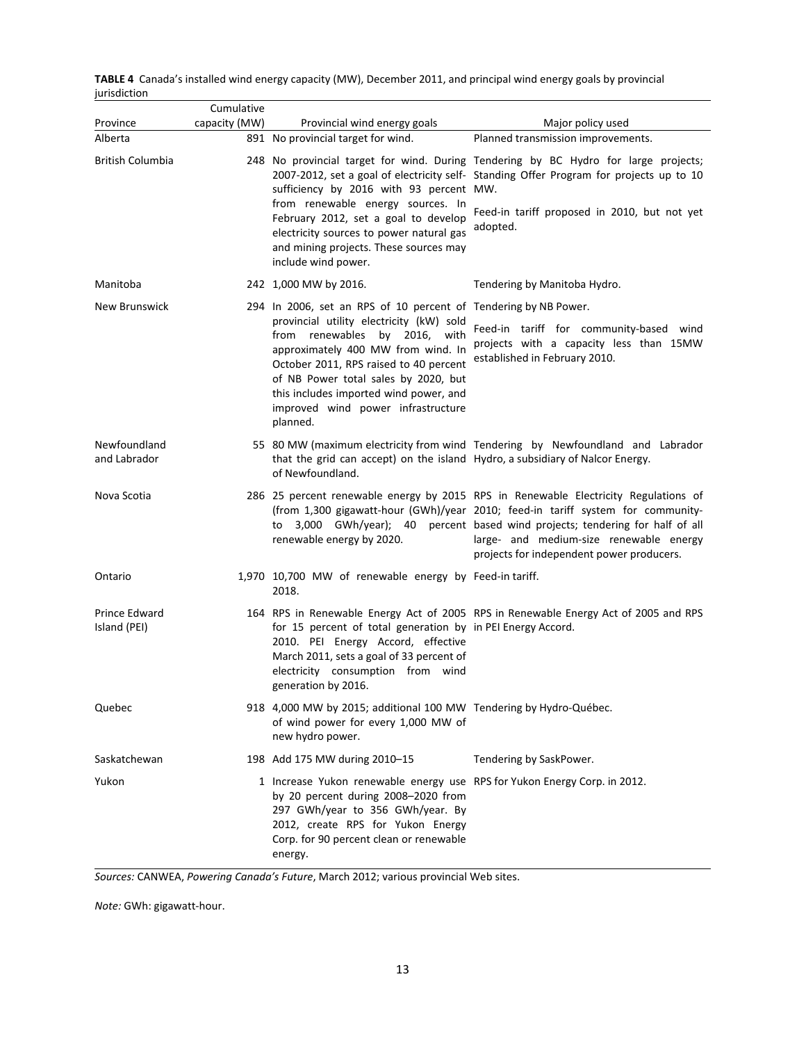**TABLE 4** Canada's installed wind energy capacity (MW), December 2011, and principal wind energy goals by provincial jurisdiction

| Province | Cumulative capacity (MW) | Provincial wind energy goals | Major policy used |
|---|---|---|---|
| Alberta | 891 | No provincial target for wind. | Planned transmission improvements. |
| British Columbia | 248 | No provincial target for wind. During 2007-2012, set a goal of electricity self-sufficiency by 2016 with 93 percent from renewable energy sources. In February 2012, set a goal to develop electricity sources to power natural gas and mining projects. These sources may include wind power. | Tendering by BC Hydro for large projects; Standing Offer Program for projects up to 10 MW. Feed-in tariff proposed in 2010, but not yet adopted. |
| Manitoba | 242 | 1,000 MW by 2016. | Tendering by Manitoba Hydro. |
| New Brunswick | 294 | In 2006, set an RPS of 10 percent of provincial utility electricity (kW) sold from renewables by 2016, with approximately 400 MW from wind. In October 2011, RPS raised to 40 percent of NB Power total sales by 2020, but this includes imported wind power, and improved wind power infrastructure planned. | Tendering by NB Power. Feed-in tariff for community-based wind projects with a capacity less than 15MW established in February 2010. |
| Newfoundland and Labrador | 55 | 80 MW (maximum electricity from wind that the grid can accept) on the island of Newfoundland. | Tendering by Newfoundland and Labrador Hydro, a subsidiary of Nalcor Energy. |
| Nova Scotia | 286 | 25 percent renewable energy by 2015 (from 1,300 gigawatt-hour (GWh)/year to 3,000 GWh/year); 40 percent renewable energy by 2020. | RPS in Renewable Electricity Regulations of 2010; feed-in tariff system for community-based wind projects; tendering for half of all large- and medium-size renewable energy projects for independent power producers. |
| Ontario | 1,970 | 10,700 MW of renewable energy by 2018. | Feed-in tariff. |
| Prince Edward Island (PEI) | 164 | RPS in Renewable Energy Act of 2005 for 15 percent of total generation by 2010. PEI Energy Accord, effective March 2011, sets a goal of 33 percent of electricity consumption from wind generation by 2016. | RPS in Renewable Energy Act of 2005 and RPS in PEI Energy Accord. |
| Quebec | 918 | 4,000 MW by 2015; additional 100 MW of wind power for every 1,000 MW of new hydro power. | Tendering by Hydro-Québec. |
| Saskatchewan | 198 | Add 175 MW during 2010–15 | Tendering by SaskPower. |
| Yukon | 1 | Increase Yukon renewable energy use by 20 percent during 2008–2020 from 297 GWh/year to 356 GWh/year. By 2012, create RPS for Yukon Energy Corp. for 90 percent clean or renewable energy. | RPS for Yukon Energy Corp. in 2012. |

*Sources:* CANWEA, *Powering Canada's Future*, March 2012; various provincial Web sites.

*Note:* GWh: gigawatt-hour.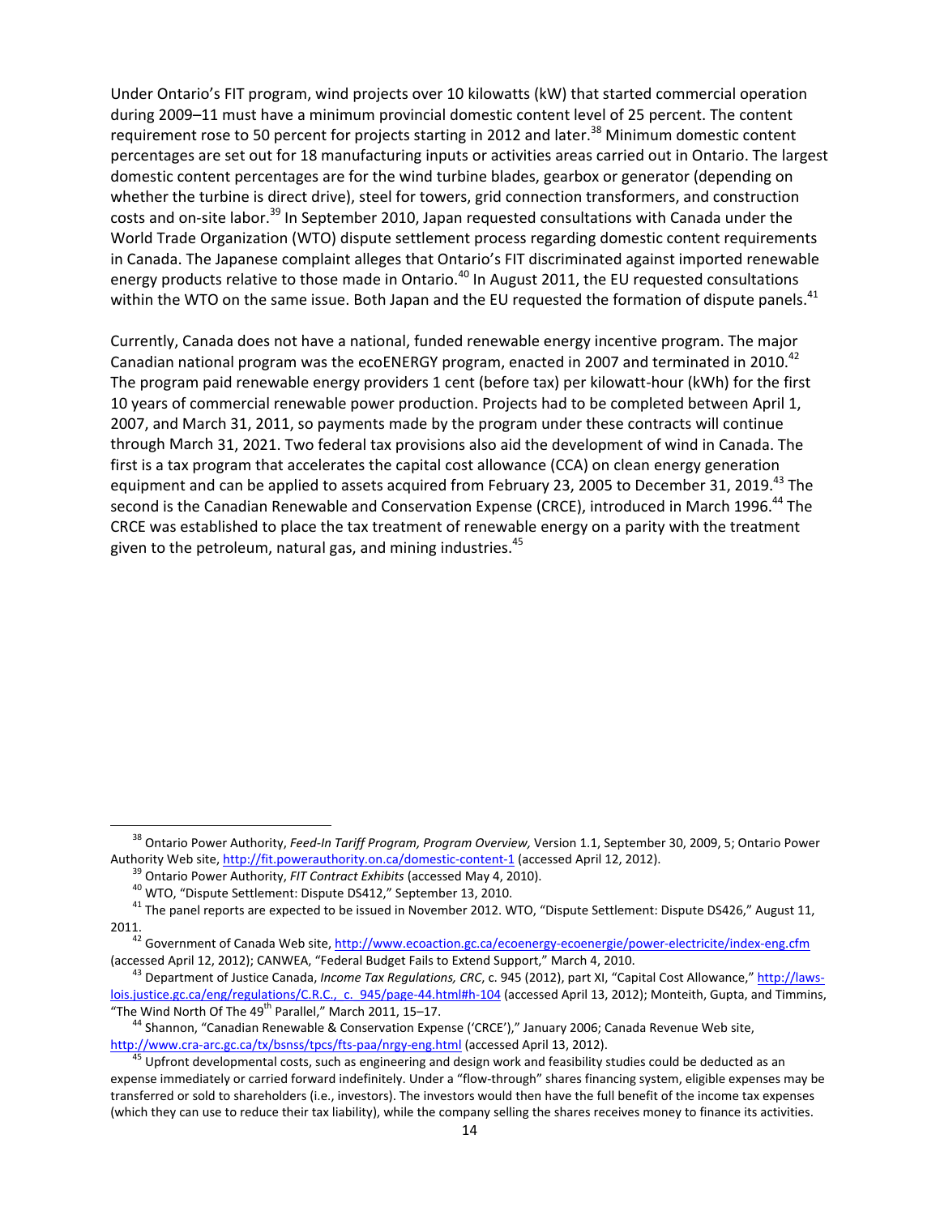Under Ontario's FIT program, wind projects over 10 kilowatts (kW) that started commercial operation during 2009–11 must have a minimum provincial domestic content level of 25 percent. The content requirement rose to 50 percent for projects starting in 2012 and later.[38] Minimum domestic content percentages are set out for 18 manufacturing inputs or activities areas carried out in Ontario. The largest domestic content percentages are for the wind turbine blades, gearbox or generator (depending on whether the turbine is direct drive), steel for towers, grid connection transformers, and construction costs and on-site labor.[39] In September 2010, Japan requested consultations with Canada under the World Trade Organization (WTO) dispute settlement process regarding domestic content requirements in Canada. The Japanese complaint alleges that Ontario's FIT discriminated against imported renewable energy products relative to those made in Ontario.[40] In August 2011, the EU requested consultations within the WTO on the same issue. Both Japan and the EU requested the formation of dispute panels.[41]

Currently, Canada does not have a national, funded renewable energy incentive program. The major Canadian national program was the ecoENERGY program, enacted in 2007 and terminated in 2010.[42] The program paid renewable energy providers 1 cent (before tax) per kilowatt-hour (kWh) for the first 10 years of commercial renewable power production. Projects had to be completed between April 1, 2007, and March 31, 2011, so payments made by the program under these contracts will continue through March 31, 2021. Two federal tax provisions also aid the development of wind in Canada. The first is a tax program that accelerates the capital cost allowance (CCA) on clean energy generation equipment and can be applied to assets acquired from February 23, 2005 to December 31, 2019.[43] The second is the Canadian Renewable and Conservation Expense (CRCE), introduced in March 1996.[44] The CRCE was established to place the tax treatment of renewable energy on a parity with the treatment given to the petroleum, natural gas, and mining industries.[45]

---

[38] Ontario Power Authority, *Feed-In Tariff Program, Program Overview,* Version 1.1, September 30, 2009, 5; Ontario Power Authority Web site, http://fit.powerauthority.on.ca/domestic-content-1 (accessed April 12, 2012).

[39] Ontario Power Authority, *FIT Contract Exhibits* (accessed May 4, 2010).

[40] WTO, "Dispute Settlement: Dispute DS412," September 13, 2010.

[41] The panel reports are expected to be issued in November 2012. WTO, "Dispute Settlement: Dispute DS426," August 11, 2011.

[42] Government of Canada Web site, http://www.ecoaction.gc.ca/ecoenergy-ecoenergie/power-electricite/index-eng.cfm (accessed April 12, 2012); CANWEA, "Federal Budget Fails to Extend Support," March 4, 2010.

[43] Department of Justice Canada, *Income Tax Regulations, CRC*, c. 945 (2012), part XI, "Capital Cost Allowance," http://laws-lois.justice.gc.ca/eng/regulations/C.R.C.,_c._945/page-44.html#h-104 (accessed April 13, 2012); Monteith, Gupta, and Timmins, "The Wind North Of The 49th Parallel," March 2011, 15–17.

[44] Shannon, "Canadian Renewable & Conservation Expense ('CRCE')," January 2006; Canada Revenue Web site, http://www.cra-arc.gc.ca/tx/bsnss/tpcs/fts-paa/nrgy-eng.html (accessed April 13, 2012).

[45] Upfront developmental costs, such as engineering and design work and feasibility studies could be deducted as an expense immediately or carried forward indefinitely. Under a "flow-through" shares financing system, eligible expenses may be transferred or sold to shareholders (i.e., investors). The investors would then have the full benefit of the income tax expenses (which they can use to reduce their tax liability), while the company selling the shares receives money to finance its activities.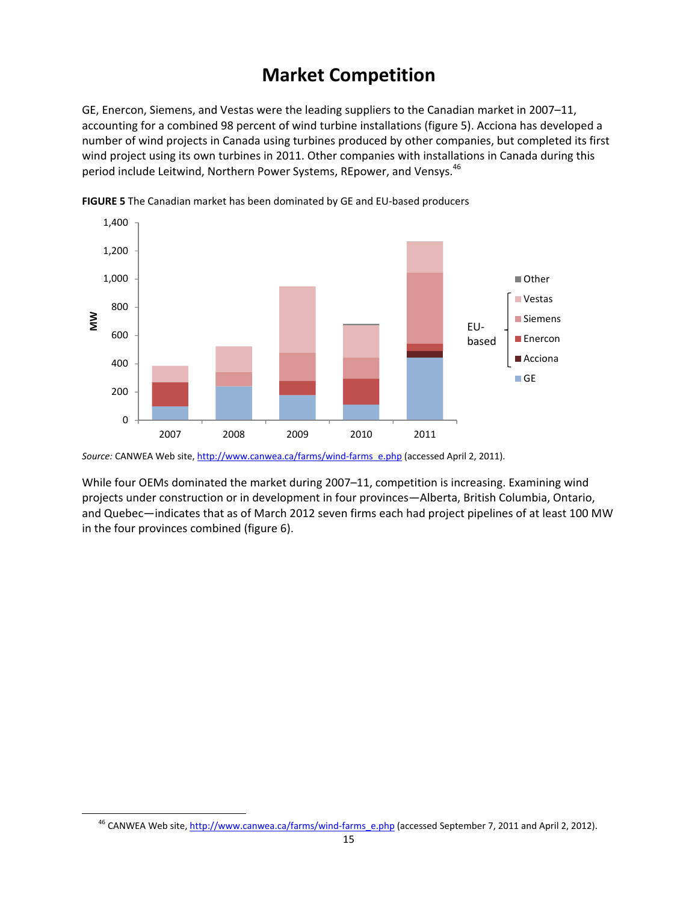# Market Competition

GE, Enercon, Siemens, and Vestas were the leading suppliers to the Canadian market in 2007–11, accounting for a combined 98 percent of wind turbine installations (figure 5). Acciona has developed a number of wind projects in Canada using turbines produced by other companies, but completed its first wind project using its own turbines in 2011. Other companies with installations in Canada during this period include Leitwind, Northern Power Systems, REpower, and Vensys.[46]

**FIGURE 5** The Canadian market has been dominated by GE and EU-based producers

*Source:* CANWEA Web site, http://www.canwea.ca/farms/wind-farms_e.php (accessed April 2, 2011).

While four OEMs dominated the market during 2007–11, competition is increasing. Examining wind projects under construction or in development in four provinces—Alberta, British Columbia, Ontario, and Quebec—indicates that as of March 2012 seven firms each had project pipelines of at least 100 MW in the four provinces combined (figure 6).

[46] CANWEA Web site, http://www.canwea.ca/farms/wind-farms_e.php (accessed September 7, 2011 and April 2, 2012).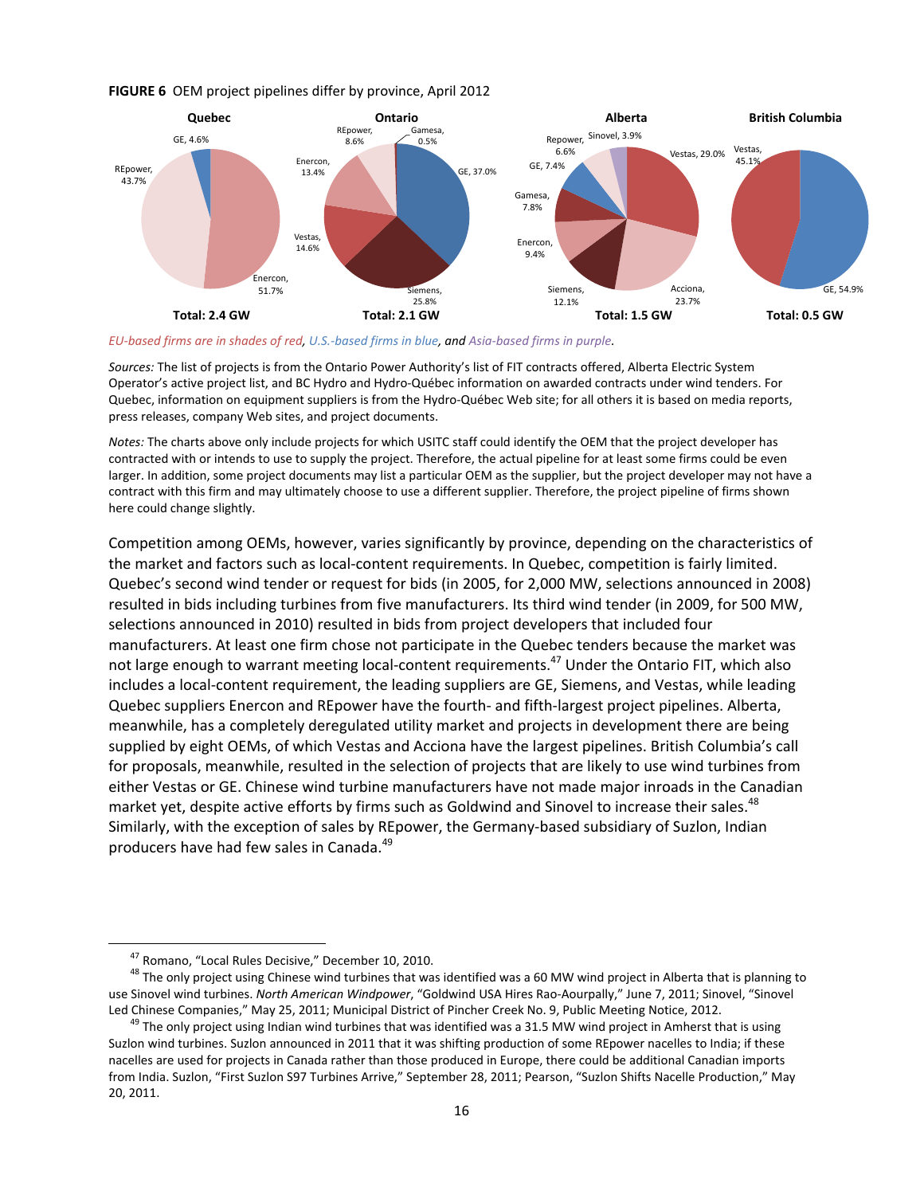**FIGURE 6** OEM project pipelines differ by province, April 2012

**Quebec**: GE, 4.6%; REpower, 43.7%; Enercon, 51.7%. Total: 2.4 GW

**Ontario**: REpower, 8.6%; Gamesa, 0.5%; GE, 37.0%; Enercon, 13.4%; Vestas, 14.6%; Siemens, 25.8%. Total: 2.1 GW

**Alberta**: Repower, 6.6%; Sinovel, 3.9%; Vestas, 29.0%; GE, 7.4%; Gamesa, 7.8%; Enercon, 9.4%; Siemens, 12.1%; Acciona, 23.7%. Total: 1.5 GW

**British Columbia**: Vestas, 45.1%; GE, 54.9%. Total: 0.5 GW

*EU-based firms are in shades of red, U.S.-based firms in blue, and Asia-based firms in purple.*

*Sources:* The list of projects is from the Ontario Power Authority's list of FIT contracts offered, Alberta Electric System Operator's active project list, and BC Hydro and Hydro-Québec information on awarded contracts under wind tenders. For Quebec, information on equipment suppliers is from the Hydro-Québec Web site; for all others it is based on media reports, press releases, company Web sites, and project documents.

*Notes:* The charts above only include projects for which USITC staff could identify the OEM that the project developer has contracted with or intends to use to supply the project. Therefore, the actual pipeline for at least some firms could be even larger. In addition, some project documents may list a particular OEM as the supplier, but the project developer may not have a contract with this firm and may ultimately choose to use a different supplier. Therefore, the project pipeline of firms shown here could change slightly.

Competition among OEMs, however, varies significantly by province, depending on the characteristics of the market and factors such as local-content requirements. In Quebec, competition is fairly limited. Quebec's second wind tender or request for bids (in 2005, for 2,000 MW, selections announced in 2008) resulted in bids including turbines from five manufacturers. Its third wind tender (in 2009, for 500 MW, selections announced in 2010) resulted in bids from project developers that included four manufacturers. At least one firm chose not participate in the Quebec tenders because the market was not large enough to warrant meeting local-content requirements.[47] Under the Ontario FIT, which also includes a local-content requirement, the leading suppliers are GE, Siemens, and Vestas, while leading Quebec suppliers Enercon and REpower have the fourth- and fifth-largest project pipelines. Alberta, meanwhile, has a completely deregulated utility market and projects in development there are being supplied by eight OEMs, of which Vestas and Acciona have the largest pipelines. British Columbia's call for proposals, meanwhile, resulted in the selection of projects that are likely to use wind turbines from either Vestas or GE. Chinese wind turbine manufacturers have not made major inroads in the Canadian market yet, despite active efforts by firms such as Goldwind and Sinovel to increase their sales.[48] Similarly, with the exception of sales by REpower, the Germany-based subsidiary of Suzlon, Indian producers have had few sales in Canada.[49]

---

[47] Romano, "Local Rules Decisive," December 10, 2010.

[48] The only project using Chinese wind turbines that was identified was a 60 MW wind project in Alberta that is planning to use Sinovel wind turbines. *North American Windpower*, "Goldwind USA Hires Rao-Aourpally," June 7, 2011; Sinovel, "Sinovel Led Chinese Companies," May 25, 2011; Municipal District of Pincher Creek No. 9, Public Meeting Notice, 2012.

[49] The only project using Indian wind turbines that was identified was a 31.5 MW wind project in Amherst that is using Suzlon wind turbines. Suzlon announced in 2011 that it was shifting production of some REpower nacelles to India; if these nacelles are used for projects in Canada rather than those produced in Europe, there could be additional Canadian imports from India. Suzlon, "First Suzlon S97 Turbines Arrive," September 28, 2011; Pearson, "Suzlon Shifts Nacelle Production," May 20, 2011.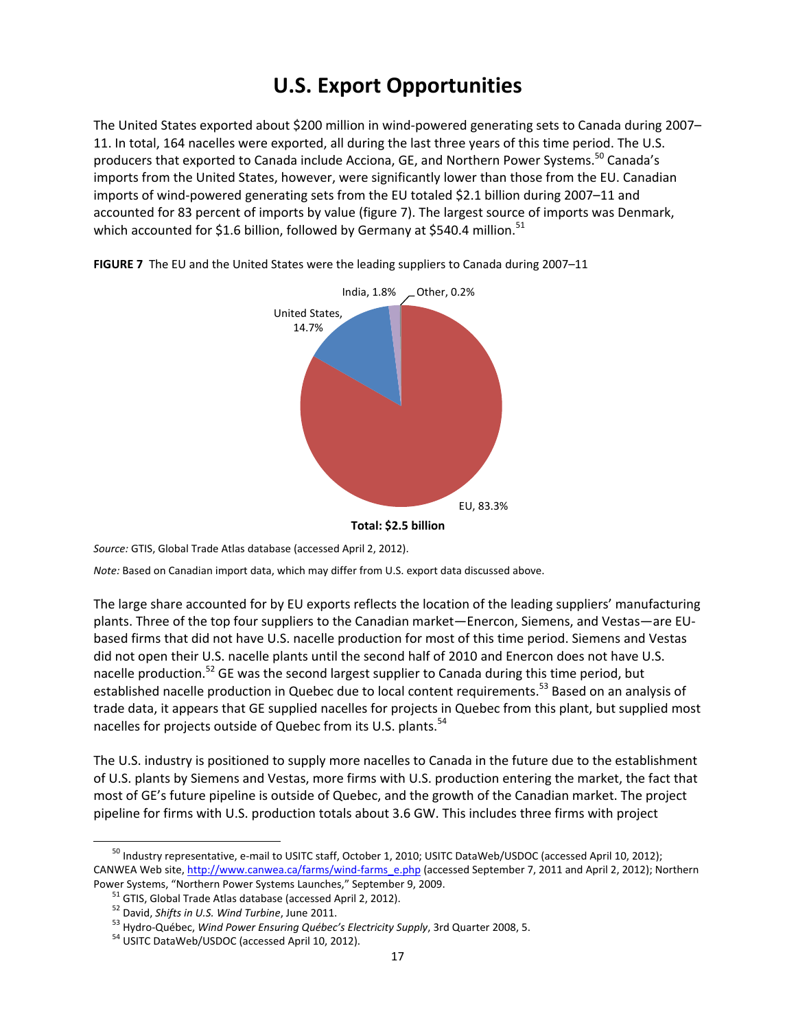# U.S. Export Opportunities

The United States exported about $200 million in wind-powered generating sets to Canada during 2007–11. In total, 164 nacelles were exported, all during the last three years of this time period. The U.S. producers that exported to Canada include Acciona, GE, and Northern Power Systems.[50] Canada's imports from the United States, however, were significantly lower than those from the EU. Canadian imports of wind-powered generating sets from the EU totaled $2.1 billion during 2007–11 and accounted for 83 percent of imports by value (figure 7). The largest source of imports was Denmark, which accounted for $1.6 billion, followed by Germany at $540.4 million.[51]

**FIGURE 7** The EU and the United States were the leading suppliers to Canada during 2007–11

India, 1.8%
Other, 0.2%
United States, 14.7%
EU, 83.3%

**Total: $2.5 billion**

*Source:* GTIS, Global Trade Atlas database (accessed April 2, 2012).

*Note:* Based on Canadian import data, which may differ from U.S. export data discussed above.

The large share accounted for by EU exports reflects the location of the leading suppliers' manufacturing plants. Three of the top four suppliers to the Canadian market—Enercon, Siemens, and Vestas—are EU-based firms that did not have U.S. nacelle production for most of this time period. Siemens and Vestas did not open their U.S. nacelle plants until the second half of 2010 and Enercon does not have U.S. nacelle production.[52] GE was the second largest supplier to Canada during this time period, but established nacelle production in Quebec due to local content requirements.[53] Based on an analysis of trade data, it appears that GE supplied nacelles for projects in Quebec from this plant, but supplied most nacelles for projects outside of Quebec from its U.S. plants.[54]

The U.S. industry is positioned to supply more nacelles to Canada in the future due to the establishment of U.S. plants by Siemens and Vestas, more firms with U.S. production entering the market, the fact that most of GE's future pipeline is outside of Quebec, and the growth of the Canadian market. The project pipeline for firms with U.S. production totals about 3.6 GW. This includes three firms with project

---

[50] Industry representative, e-mail to USITC staff, October 1, 2010; USITC DataWeb/USDOC (accessed April 10, 2012); CANWEA Web site, http://www.canwea.ca/farms/wind-farms_e.php (accessed September 7, 2011 and April 2, 2012); Northern Power Systems, "Northern Power Systems Launches," September 9, 2009.

[51] GTIS, Global Trade Atlas database (accessed April 2, 2012).

[52] David, *Shifts in U.S. Wind Turbine*, June 2011.

[53] Hydro-Québec, *Wind Power Ensuring Québec's Electricity Supply*, 3rd Quarter 2008, 5.

[54] USITC DataWeb/USDOC (accessed April 10, 2012).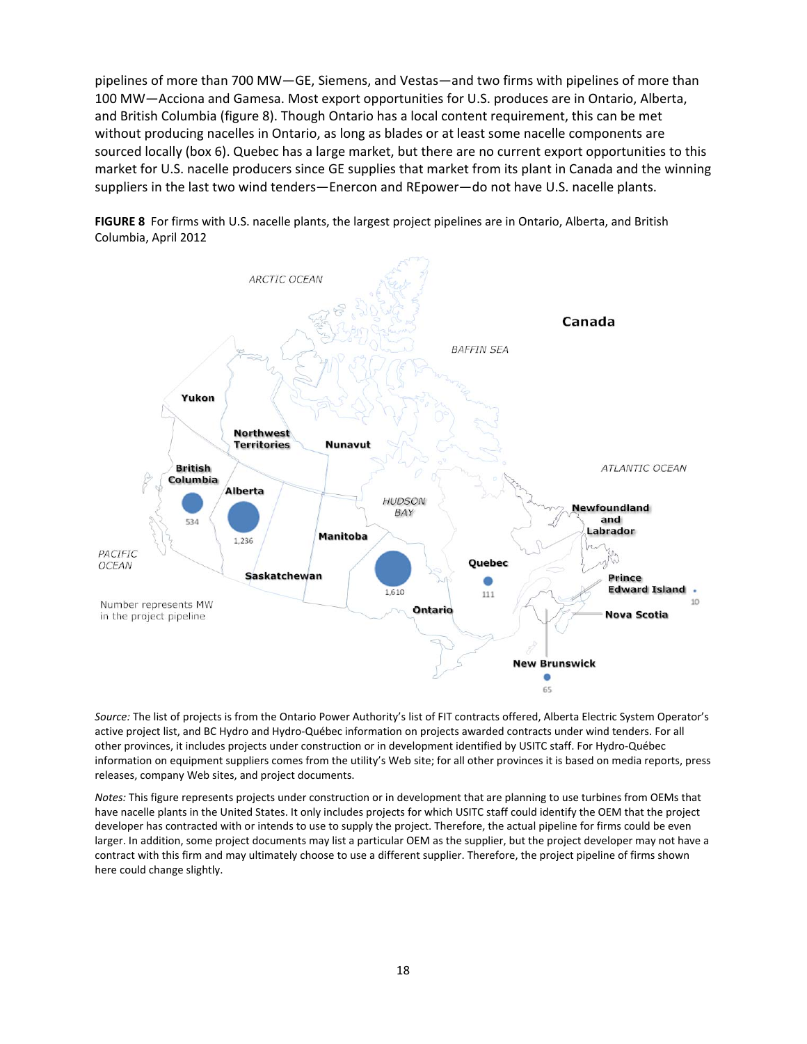pipelines of more than 700 MW—GE, Siemens, and Vestas—and two firms with pipelines of more than 100 MW—Acciona and Gamesa. Most export opportunities for U.S. produces are in Ontario, Alberta, and British Columbia (figure 8). Though Ontario has a local content requirement, this can be met without producing nacelles in Ontario, as long as blades or at least some nacelle components are sourced locally (box 6). Quebec has a large market, but there are no current export opportunities to this market for U.S. nacelle producers since GE supplies that market from its plant in Canada and the winning suppliers in the last two wind tenders—Enercon and REpower—do not have U.S. nacelle plants.

**FIGURE 8** For firms with U.S. nacelle plants, the largest project pipelines are in Ontario, Alberta, and British Columbia, April 2012

| Province | MW in the project pipeline |
|---|---|
| Ontario | 1,610 |
| Alberta | 1,236 |
| British Columbia | 534 |
| Quebec | 111 |
| New Brunswick | 65 |
| Prince Edward Island | 10 |

*Source:* The list of projects is from the Ontario Power Authority's list of FIT contracts offered, Alberta Electric System Operator's active project list, and BC Hydro and Hydro-Québec information on projects awarded contracts under wind tenders. For all other provinces, it includes projects under construction or in development identified by USITC staff. For Hydro-Québec information on equipment suppliers comes from the utility's Web site; for all other provinces it is based on media reports, press releases, company Web sites, and project documents.

*Notes:* This figure represents projects under construction or in development that are planning to use turbines from OEMs that have nacelle plants in the United States. It only includes projects for which USITC staff could identify the OEM that the project developer has contracted with or intends to use to supply the project. Therefore, the actual pipeline for firms could be even larger. In addition, some project documents may list a particular OEM as the supplier, but the project developer may not have a contract with this firm and may ultimately choose to use a different supplier. Therefore, the project pipeline of firms shown here could change slightly.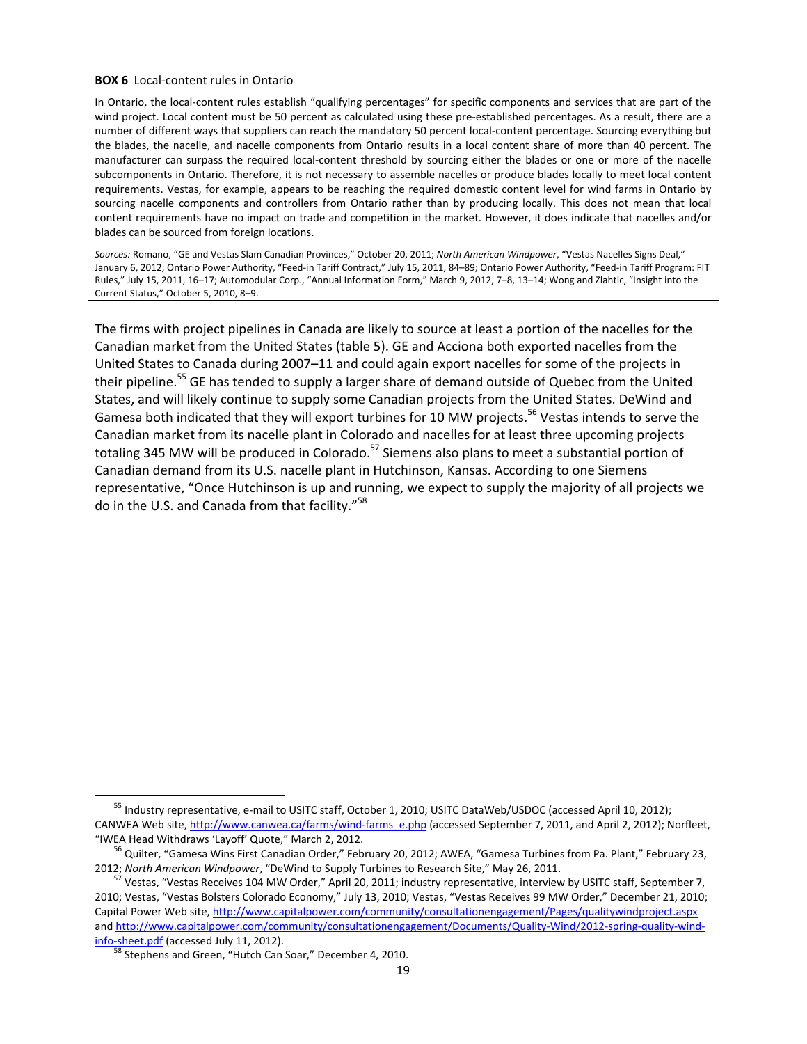**BOX 6** Local-content rules in Ontario

In Ontario, the local-content rules establish "qualifying percentages" for specific components and services that are part of the wind project. Local content must be 50 percent as calculated using these pre-established percentages. As a result, there are a number of different ways that suppliers can reach the mandatory 50 percent local-content percentage. Sourcing everything but the blades, the nacelle, and nacelle components from Ontario results in a local content share of more than 40 percent. The manufacturer can surpass the required local-content threshold by sourcing either the blades or one or more of the nacelle subcomponents in Ontario. Therefore, it is not necessary to assemble nacelles or produce blades locally to meet local content requirements. Vestas, for example, appears to be reaching the required domestic content level for wind farms in Ontario by sourcing nacelle components and controllers from Ontario rather than by producing locally. This does not mean that local content requirements have no impact on trade and competition in the market. However, it does indicate that nacelles and/or blades can be sourced from foreign locations.

*Sources:* Romano, "GE and Vestas Slam Canadian Provinces," October 20, 2011; *North American Windpower*, "Vestas Nacelles Signs Deal," January 6, 2012; Ontario Power Authority, "Feed-in Tariff Contract," July 15, 2011, 84–89; Ontario Power Authority, "Feed-in Tariff Program: FIT Rules," July 15, 2011, 16–17; Automodular Corp., "Annual Information Form," March 9, 2012, 7–8, 13–14; Wong and Zlahtic, "Insight into the Current Status," October 5, 2010, 8–9.

The firms with project pipelines in Canada are likely to source at least a portion of the nacelles for the Canadian market from the United States (table 5). GE and Acciona both exported nacelles from the United States to Canada during 2007–11 and could again export nacelles for some of the projects in their pipeline.[55] GE has tended to supply a larger share of demand outside of Quebec from the United States, and will likely continue to supply some Canadian projects from the United States. DeWind and Gamesa both indicated that they will export turbines for 10 MW projects.[56] Vestas intends to serve the Canadian market from its nacelle plant in Colorado and nacelles for at least three upcoming projects totaling 345 MW will be produced in Colorado.[57] Siemens also plans to meet a substantial portion of Canadian demand from its U.S. nacelle plant in Hutchinson, Kansas. According to one Siemens representative, "Once Hutchinson is up and running, we expect to supply the majority of all projects we do in the U.S. and Canada from that facility."[58]

[55] Industry representative, e-mail to USITC staff, October 1, 2010; USITC DataWeb/USDOC (accessed April 10, 2012); CANWEA Web site, http://www.canwea.ca/farms/wind-farms_e.php (accessed September 7, 2011, and April 2, 2012); Norfleet, "IWEA Head Withdraws 'Layoff' Quote," March 2, 2012.

[56] Quilter, "Gamesa Wins First Canadian Order," February 20, 2012; AWEA, "Gamesa Turbines from Pa. Plant," February 23, 2012; *North American Windpower*, "DeWind to Supply Turbines to Research Site," May 26, 2011.

[57] Vestas, "Vestas Receives 104 MW Order," April 20, 2011; industry representative, interview by USITC staff, September 7, 2010; Vestas, "Vestas Bolsters Colorado Economy," July 13, 2010; Vestas, "Vestas Receives 99 MW Order," December 21, 2010; Capital Power Web site, http://www.capitalpower.com/community/consultationengagement/Pages/qualitywindproject.aspx and http://www.capitalpower.com/community/consultationengagement/Documents/Quality-Wind/2012-spring-quality-wind-info-sheet.pdf (accessed July 11, 2012).

[58] Stephens and Green, "Hutch Can Soar," December 4, 2010.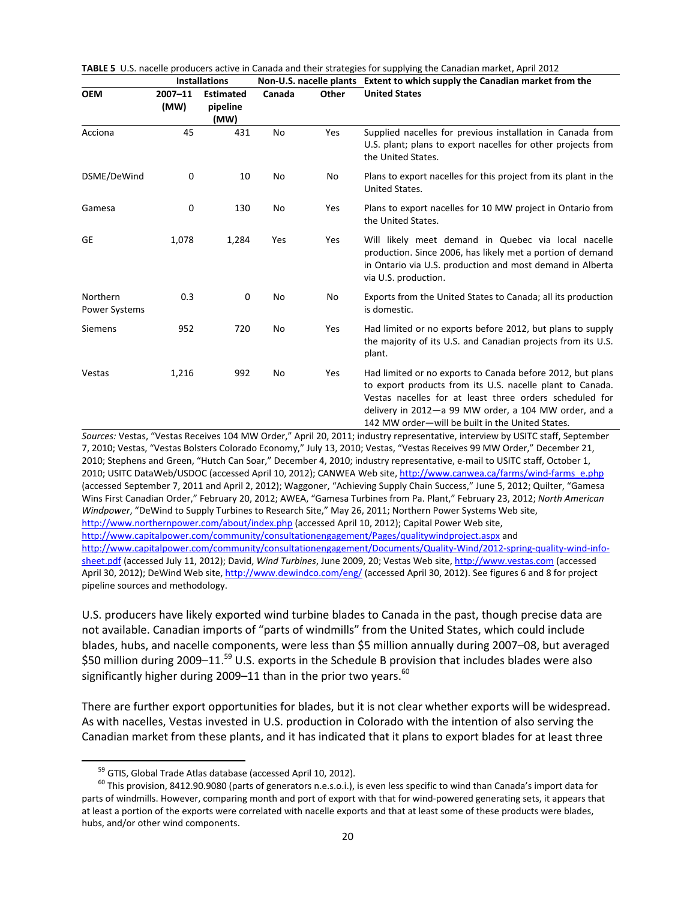**TABLE 5** U.S. nacelle producers active in Canada and their strategies for supplying the Canadian market, April 2012

| OEM | Installations | | Non-U.S. nacelle plants | | Extent to which supply the Canadian market from the United States |
|---|---|---|---|---|---|
| | 2007–11 (MW) | Estimated pipeline (MW) | Canada | Other | |
| Acciona | 45 | 431 | No | Yes | Supplied nacelles for previous installation in Canada from U.S. plant; plans to export nacelles for other projects from the United States. |
| DSME/DeWind | 0 | 10 | No | No | Plans to export nacelles for this project from its plant in the United States. |
| Gamesa | 0 | 130 | No | Yes | Plans to export nacelles for 10 MW project in Ontario from the United States. |
| GE | 1,078 | 1,284 | Yes | Yes | Will likely meet demand in Quebec via local nacelle production. Since 2006, has likely met a portion of demand in Ontario via U.S. production and most demand in Alberta via U.S. production. |
| Northern Power Systems | 0.3 | 0 | No | No | Exports from the United States to Canada; all its production is domestic. |
| Siemens | 952 | 720 | No | Yes | Had limited or no exports before 2012, but plans to supply the majority of its U.S. and Canadian projects from its U.S. plant. |
| Vestas | 1,216 | 992 | No | Yes | Had limited or no exports to Canada before 2012, but plans to export products from its U.S. nacelle plant to Canada. Vestas nacelles for at least three orders scheduled for delivery in 2012—a 99 MW order, a 104 MW order, and a 142 MW order—will be built in the United States. |

*Sources:* Vestas, "Vestas Receives 104 MW Order," April 20, 2011; industry representative, interview by USITC staff, September 7, 2010; Vestas, "Vestas Bolsters Colorado Economy," July 13, 2010; Vestas, "Vestas Receives 99 MW Order," December 21, 2010; Stephens and Green, "Hutch Can Soar," December 4, 2010; industry representative, e-mail to USITC staff, October 1, 2010; USITC DataWeb/USDOC (accessed April 10, 2012); CANWEA Web site, http://www.canwea.ca/farms/wind-farms_e.php (accessed September 7, 2011 and April 2, 2012); Waggoner, "Achieving Supply Chain Success," June 5, 2012; Quilter, "Gamesa Wins First Canadian Order," February 20, 2012; AWEA, "Gamesa Turbines from Pa. Plant," February 23, 2012; *North American Windpower*, "DeWind to Supply Turbines to Research Site," May 26, 2011; Northern Power Systems Web site, http://www.northernpower.com/about/index.php (accessed April 10, 2012); Capital Power Web site, http://www.capitalpower.com/community/consultationengagement/Pages/qualitywindproject.aspx and http://www.capitalpower.com/community/consultationengagement/Documents/Quality-Wind/2012-spring-quality-wind-info-sheet.pdf (accessed July 11, 2012); David, *Wind Turbines*, June 2009, 20; Vestas Web site, http://www.vestas.com (accessed April 30, 2012); DeWind Web site, http://www.dewindco.com/eng/ (accessed April 30, 2012). See figures 6 and 8 for project pipeline sources and methodology.

U.S. producers have likely exported wind turbine blades to Canada in the past, though precise data are not available. Canadian imports of "parts of windmills" from the United States, which could include blades, hubs, and nacelle components, were less than $5 million annually during 2007–08, but averaged $50 million during 2009–11.[59] U.S. exports in the Schedule B provision that includes blades were also significantly higher during 2009–11 than in the prior two years.[60]

There are further export opportunities for blades, but it is not clear whether exports will be widespread. As with nacelles, Vestas invested in U.S. production in Colorado with the intention of also serving the Canadian market from these plants, and it has indicated that it plans to export blades for at least three

[59] GTIS, Global Trade Atlas database (accessed April 10, 2012).

[60] This provision, 8412.90.9080 (parts of generators n.e.s.o.i.), is even less specific to wind than Canada's import data for parts of windmills. However, comparing month and port of export with that for wind-powered generating sets, it appears that at least a portion of the exports were correlated with nacelle exports and that at least some of these products were blades, hubs, and/or other wind components.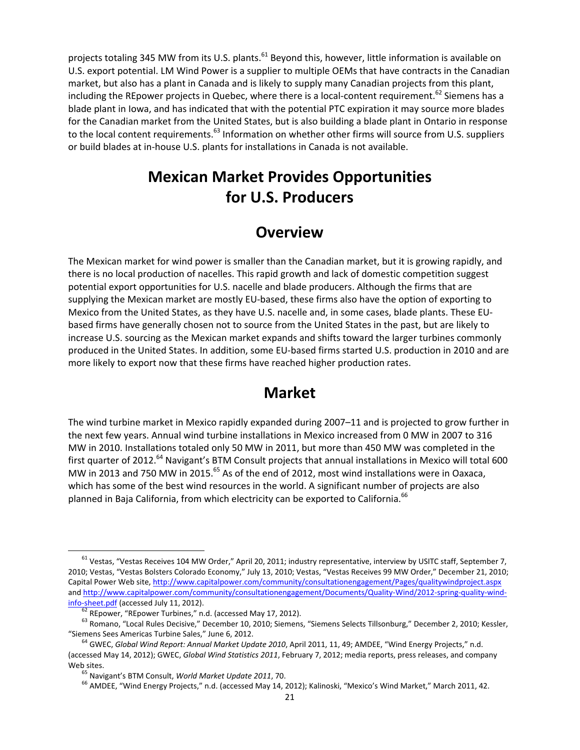projects totaling 345 MW from its U.S. plants.[61] Beyond this, however, little information is available on U.S. export potential. LM Wind Power is a supplier to multiple OEMs that have contracts in the Canadian market, but also has a plant in Canada and is likely to supply many Canadian projects from this plant, including the REpower projects in Quebec, where there is a local-content requirement.[62] Siemens has a blade plant in Iowa, and has indicated that with the potential PTC expiration it may source more blades for the Canadian market from the United States, but is also building a blade plant in Ontario in response to the local content requirements.[63] Information on whether other firms will source from U.S. suppliers or build blades at in-house U.S. plants for installations in Canada is not available.

# Mexican Market Provides Opportunities for U.S. Producers

## Overview

The Mexican market for wind power is smaller than the Canadian market, but it is growing rapidly, and there is no local production of nacelles. This rapid growth and lack of domestic competition suggest potential export opportunities for U.S. nacelle and blade producers. Although the firms that are supplying the Mexican market are mostly EU-based, these firms also have the option of exporting to Mexico from the United States, as they have U.S. nacelle and, in some cases, blade plants. These EU-based firms have generally chosen not to source from the United States in the past, but are likely to increase U.S. sourcing as the Mexican market expands and shifts toward the larger turbines commonly produced in the United States. In addition, some EU-based firms started U.S. production in 2010 and are more likely to export now that these firms have reached higher production rates.

## Market

The wind turbine market in Mexico rapidly expanded during 2007–11 and is projected to grow further in the next few years. Annual wind turbine installations in Mexico increased from 0 MW in 2007 to 316 MW in 2010. Installations totaled only 50 MW in 2011, but more than 450 MW was completed in the first quarter of 2012.[64] Navigant's BTM Consult projects that annual installations in Mexico will total 600 MW in 2013 and 750 MW in 2015.[65] As of the end of 2012, most wind installations were in Oaxaca, which has some of the best wind resources in the world. A significant number of projects are also planned in Baja California, from which electricity can be exported to California.[66]

---

[61] Vestas, "Vestas Receives 104 MW Order," April 20, 2011; industry representative, interview by USITC staff, September 7, 2010; Vestas, "Vestas Bolsters Colorado Economy," July 13, 2010; Vestas, "Vestas Receives 99 MW Order," December 21, 2010; Capital Power Web site, http://www.capitalpower.com/community/consultationengagement/Pages/qualitywindproject.aspx and http://www.capitalpower.com/community/consultationengagement/Documents/Quality-Wind/2012-spring-quality-wind-info-sheet.pdf (accessed July 11, 2012).

[62] REpower, "REpower Turbines," n.d. (accessed May 17, 2012).

[63] Romano, "Local Rules Decisive," December 10, 2010; Siemens, "Siemens Selects Tillsonburg," December 2, 2010; Kessler, "Siemens Sees Americas Turbine Sales," June 6, 2012.

[64] GWEC, *Global Wind Report: Annual Market Update 2010*, April 2011, 11, 49; AMDEE, "Wind Energy Projects," n.d. (accessed May 14, 2012); GWEC, *Global Wind Statistics 2011*, February 7, 2012; media reports, press releases, and company Web sites.

[65] Navigant's BTM Consult, *World Market Update 2011*, 70.

[66] AMDEE, "Wind Energy Projects," n.d. (accessed May 14, 2012); Kalinoski, "Mexico's Wind Market," March 2011, 42.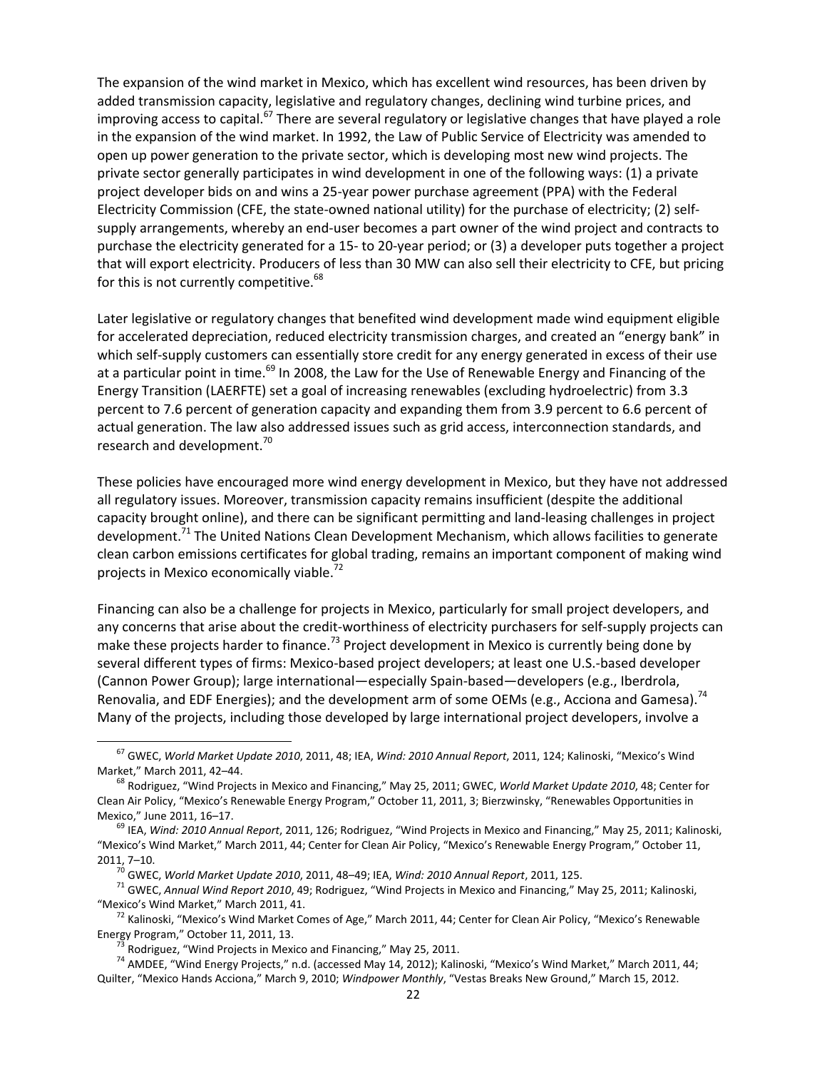The expansion of the wind market in Mexico, which has excellent wind resources, has been driven by added transmission capacity, legislative and regulatory changes, declining wind turbine prices, and improving access to capital.[67] There are several regulatory or legislative changes that have played a role in the expansion of the wind market. In 1992, the Law of Public Service of Electricity was amended to open up power generation to the private sector, which is developing most new wind projects. The private sector generally participates in wind development in one of the following ways: (1) a private project developer bids on and wins a 25-year power purchase agreement (PPA) with the Federal Electricity Commission (CFE, the state-owned national utility) for the purchase of electricity; (2) self-supply arrangements, whereby an end-user becomes a part owner of the wind project and contracts to purchase the electricity generated for a 15- to 20-year period; or (3) a developer puts together a project that will export electricity. Producers of less than 30 MW can also sell their electricity to CFE, but pricing for this is not currently competitive.[68]

Later legislative or regulatory changes that benefited wind development made wind equipment eligible for accelerated depreciation, reduced electricity transmission charges, and created an "energy bank" in which self-supply customers can essentially store credit for any energy generated in excess of their use at a particular point in time.[69] In 2008, the Law for the Use of Renewable Energy and Financing of the Energy Transition (LAERFTE) set a goal of increasing renewables (excluding hydroelectric) from 3.3 percent to 7.6 percent of generation capacity and expanding them from 3.9 percent to 6.6 percent of actual generation. The law also addressed issues such as grid access, interconnection standards, and research and development.[70]

These policies have encouraged more wind energy development in Mexico, but they have not addressed all regulatory issues. Moreover, transmission capacity remains insufficient (despite the additional capacity brought online), and there can be significant permitting and land-leasing challenges in project development.[71] The United Nations Clean Development Mechanism, which allows facilities to generate clean carbon emissions certificates for global trading, remains an important component of making wind projects in Mexico economically viable.[72]

Financing can also be a challenge for projects in Mexico, particularly for small project developers, and any concerns that arise about the credit-worthiness of electricity purchasers for self-supply projects can make these projects harder to finance.[73] Project development in Mexico is currently being done by several different types of firms: Mexico-based project developers; at least one U.S.-based developer (Cannon Power Group); large international—especially Spain-based—developers (e.g., Iberdrola, Renovalia, and EDF Energies); and the development arm of some OEMs (e.g., Acciona and Gamesa).[74] Many of the projects, including those developed by large international project developers, involve a

---

[67] GWEC, *World Market Update 2010*, 2011, 48; IEA, *Wind: 2010 Annual Report*, 2011, 124; Kalinoski, "Mexico's Wind Market," March 2011, 42–44.

[68] Rodriguez, "Wind Projects in Mexico and Financing," May 25, 2011; GWEC, *World Market Update 2010*, 48; Center for Clean Air Policy, "Mexico's Renewable Energy Program," October 11, 2011, 3; Bierzwinsky, "Renewables Opportunities in Mexico," June 2011, 16–17.

[69] IEA, *Wind: 2010 Annual Report*, 2011, 126; Rodriguez, "Wind Projects in Mexico and Financing," May 25, 2011; Kalinoski, "Mexico's Wind Market," March 2011, 44; Center for Clean Air Policy, "Mexico's Renewable Energy Program," October 11, 2011, 7–10.

[70] GWEC, *World Market Update 2010*, 2011, 48–49; IEA, *Wind: 2010 Annual Report*, 2011, 125.

[71] GWEC, *Annual Wind Report 2010*, 49; Rodriguez, "Wind Projects in Mexico and Financing," May 25, 2011; Kalinoski, "Mexico's Wind Market," March 2011, 41.

[72] Kalinoski, "Mexico's Wind Market Comes of Age," March 2011, 44; Center for Clean Air Policy, "Mexico's Renewable Energy Program," October 11, 2011, 13.

[73] Rodriguez, "Wind Projects in Mexico and Financing," May 25, 2011.

[74] AMDEE, "Wind Energy Projects," n.d. (accessed May 14, 2012); Kalinoski, "Mexico's Wind Market," March 2011, 44; Quilter, "Mexico Hands Acciona," March 9, 2010; *Windpower Monthly*, "Vestas Breaks New Ground," March 15, 2012.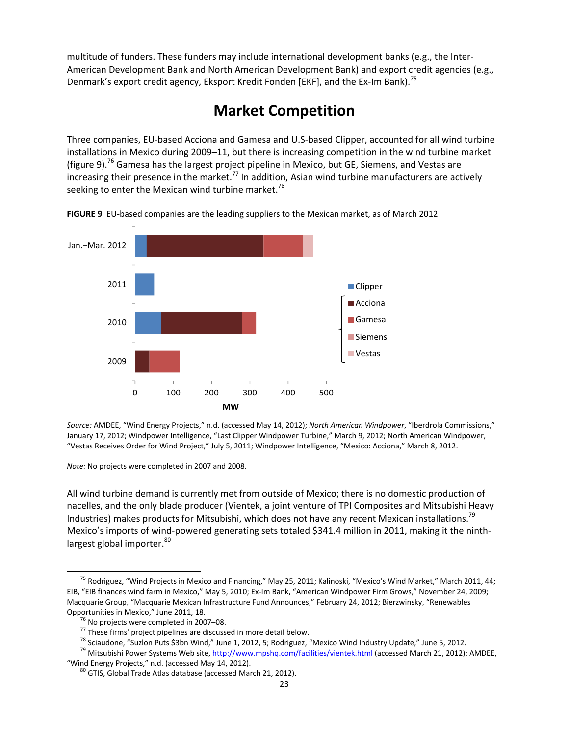multitude of funders. These funders may include international development banks (e.g., the Inter-American Development Bank and North American Development Bank) and export credit agencies (e.g., Denmark's export credit agency, Eksport Kredit Fonden [EKF], and the Ex-Im Bank).[75]

## Market Competition

Three companies, EU-based Acciona and Gamesa and U.S-based Clipper, accounted for all wind turbine installations in Mexico during 2009–11, but there is increasing competition in the wind turbine market (figure 9).[76] Gamesa has the largest project pipeline in Mexico, but GE, Siemens, and Vestas are increasing their presence in the market.[77] In addition, Asian wind turbine manufacturers are actively seeking to enter the Mexican wind turbine market.[78]

**FIGURE 9** EU-based companies are the leading suppliers to the Mexican market, as of March 2012

*Source:* AMDEE, "Wind Energy Projects," n.d. (accessed May 14, 2012); *North American Windpower*, "Iberdrola Commissions," January 17, 2012; Windpower Intelligence, "Last Clipper Windpower Turbine," March 9, 2012; North American Windpower, "Vestas Receives Order for Wind Project," July 5, 2011; Windpower Intelligence, "Mexico: Acciona," March 8, 2012.

*Note:* No projects were completed in 2007 and 2008.

All wind turbine demand is currently met from outside of Mexico; there is no domestic production of nacelles, and the only blade producer (Vientek, a joint venture of TPI Composites and Mitsubishi Heavy Industries) makes products for Mitsubishi, which does not have any recent Mexican installations.[79] Mexico's imports of wind-powered generating sets totaled $341.4 million in 2011, making it the ninth-largest global importer.[80]

---

[75] Rodriguez, "Wind Projects in Mexico and Financing," May 25, 2011; Kalinoski, "Mexico's Wind Market," March 2011, 44; EIB, "EIB finances wind farm in Mexico," May 5, 2010; Ex-Im Bank, "American Windpower Firm Grows," November 24, 2009; Macquarie Group, "Macquarie Mexican Infrastructure Fund Announces," February 24, 2012; Bierzwinsky, "Renewables Opportunities in Mexico," June 2011, 18.

[76] No projects were completed in 2007–08.

[77] These firms' project pipelines are discussed in more detail below.

[78] Sciaudone, "Suzlon Puts $3bn Wind," June 1, 2012, 5; Rodriguez, "Mexico Wind Industry Update," June 5, 2012.

[79] Mitsubishi Power Systems Web site, http://www.mpshq.com/facilities/vientek.html (accessed March 21, 2012); AMDEE, "Wind Energy Projects," n.d. (accessed May 14, 2012).

[80] GTIS, Global Trade Atlas database (accessed March 21, 2012).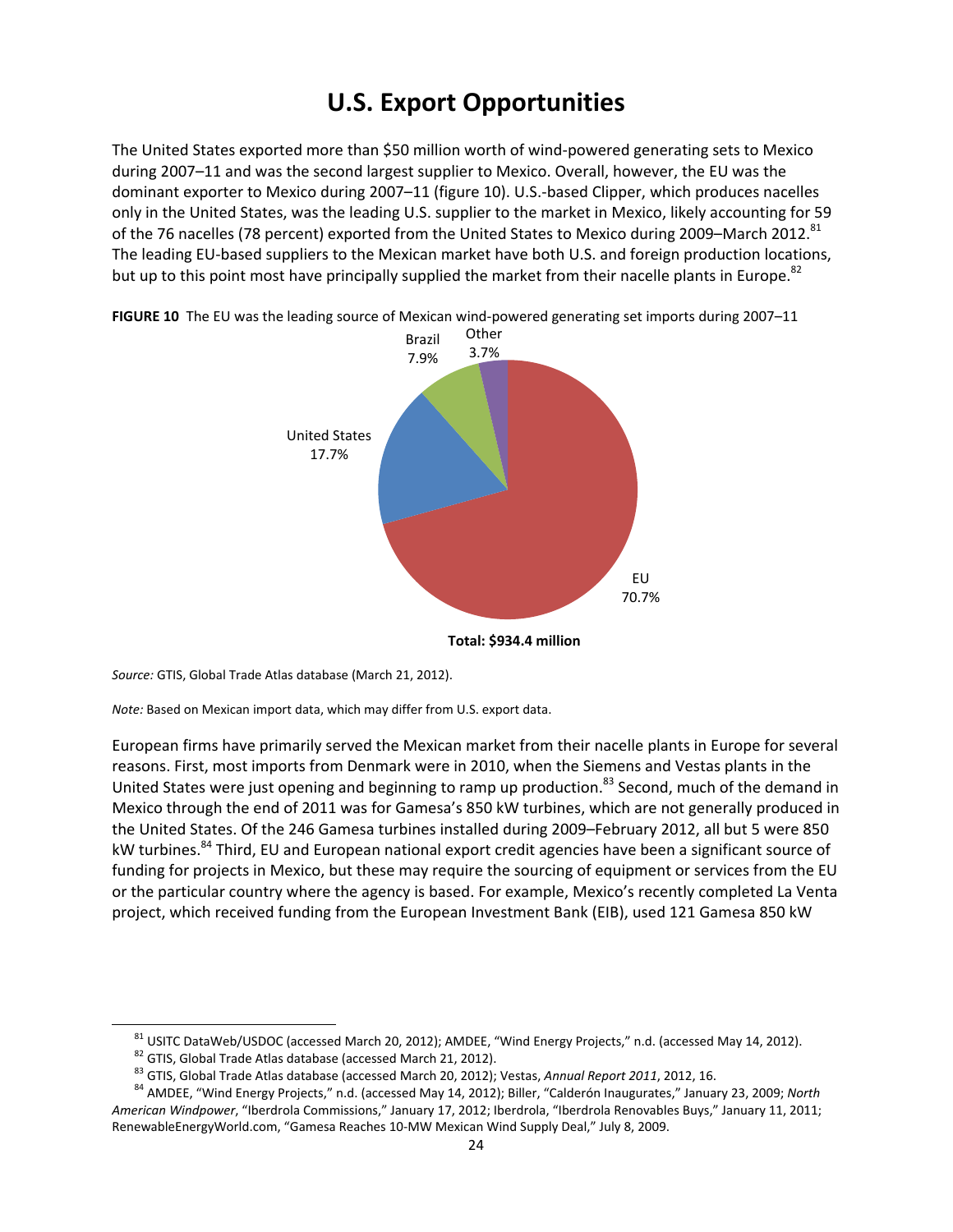# U.S. Export Opportunities

The United States exported more than $50 million worth of wind-powered generating sets to Mexico during 2007–11 and was the second largest supplier to Mexico. Overall, however, the EU was the dominant exporter to Mexico during 2007–11 (figure 10). U.S.-based Clipper, which produces nacelles only in the United States, was the leading U.S. supplier to the market in Mexico, likely accounting for 59 of the 76 nacelles (78 percent) exported from the United States to Mexico during 2009–March 2012.[81] The leading EU-based suppliers to the Mexican market have both U.S. and foreign production locations, but up to this point most have principally supplied the market from their nacelle plants in Europe.[82]

**FIGURE 10** The EU was the leading source of Mexican wind-powered generating set imports during 2007–11

| Source | Share |
|---|---|
| EU | 70.7% |
| United States | 17.7% |
| Brazil | 7.9% |
| Other | 3.7% |

**Total: $934.4 million**

*Source:* GTIS, Global Trade Atlas database (March 21, 2012).

*Note:* Based on Mexican import data, which may differ from U.S. export data.

European firms have primarily served the Mexican market from their nacelle plants in Europe for several reasons. First, most imports from Denmark were in 2010, when the Siemens and Vestas plants in the United States were just opening and beginning to ramp up production.[83] Second, much of the demand in Mexico through the end of 2011 was for Gamesa's 850 kW turbines, which are not generally produced in the United States. Of the 246 Gamesa turbines installed during 2009–February 2012, all but 5 were 850 kW turbines.[84] Third, EU and European national export credit agencies have been a significant source of funding for projects in Mexico, but these may require the sourcing of equipment or services from the EU or the particular country where the agency is based. For example, Mexico's recently completed La Venta project, which received funding from the European Investment Bank (EIB), used 121 Gamesa 850 kW

---

[81] USITC DataWeb/USDOC (accessed March 20, 2012); AMDEE, "Wind Energy Projects," n.d. (accessed May 14, 2012).

[82] GTIS, Global Trade Atlas database (accessed March 21, 2012).

[83] GTIS, Global Trade Atlas database (accessed March 20, 2012); Vestas, *Annual Report 2011*, 2012, 16.

[84] AMDEE, "Wind Energy Projects," n.d. (accessed May 14, 2012); Biller, "Calderón Inaugurates," January 23, 2009; *North American Windpower*, "Iberdrola Commissions," January 17, 2012; Iberdrola, "Iberdrola Renovables Buys," January 11, 2011; RenewableEnergyWorld.com, "Gamesa Reaches 10-MW Mexican Wind Supply Deal," July 8, 2009.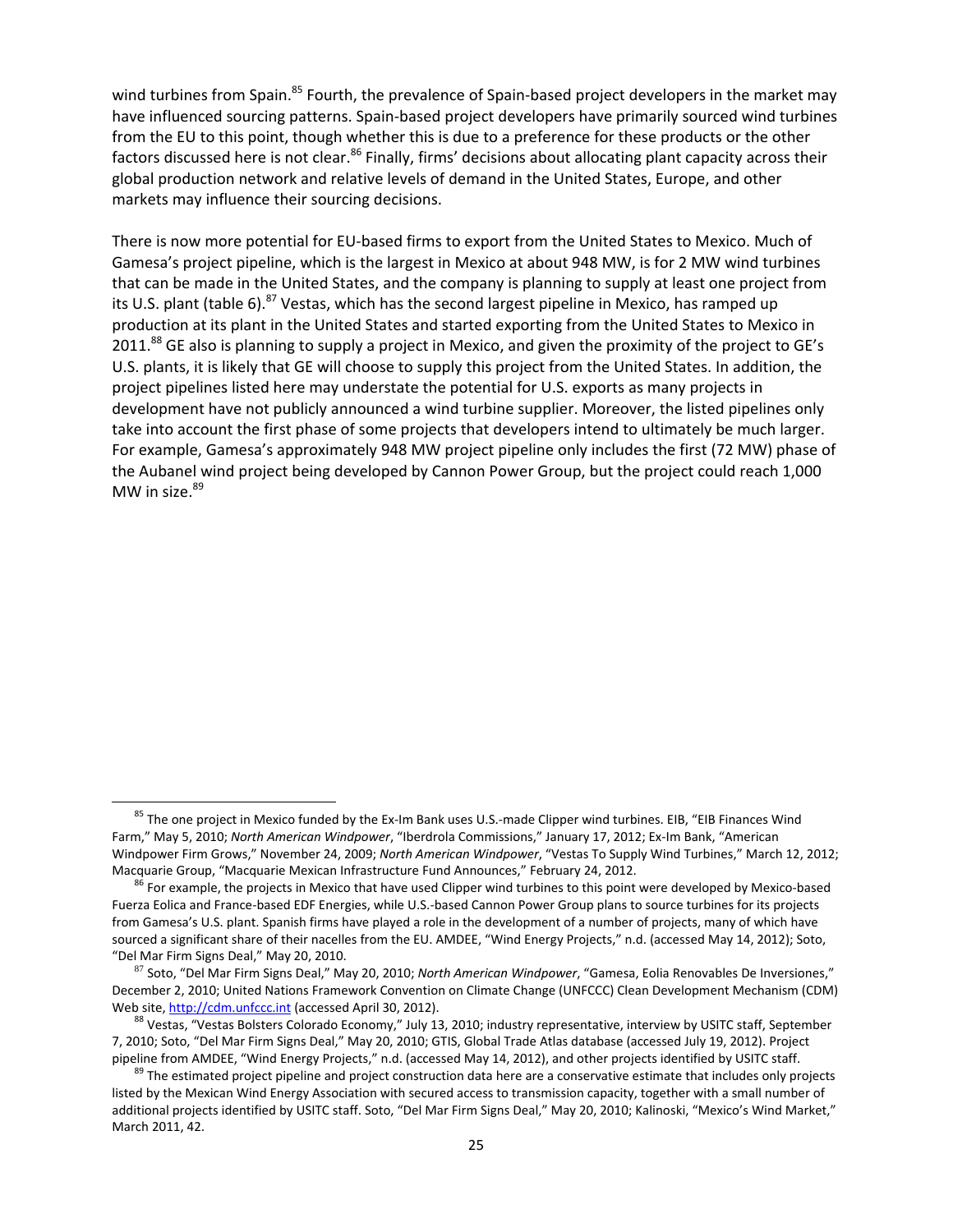wind turbines from Spain.[85] Fourth, the prevalence of Spain-based project developers in the market may have influenced sourcing patterns. Spain-based project developers have primarily sourced wind turbines from the EU to this point, though whether this is due to a preference for these products or the other factors discussed here is not clear.[86] Finally, firms' decisions about allocating plant capacity across their global production network and relative levels of demand in the United States, Europe, and other markets may influence their sourcing decisions.

There is now more potential for EU-based firms to export from the United States to Mexico. Much of Gamesa's project pipeline, which is the largest in Mexico at about 948 MW, is for 2 MW wind turbines that can be made in the United States, and the company is planning to supply at least one project from its U.S. plant (table 6).[87] Vestas, which has the second largest pipeline in Mexico, has ramped up production at its plant in the United States and started exporting from the United States to Mexico in 2011.[88] GE also is planning to supply a project in Mexico, and given the proximity of the project to GE's U.S. plants, it is likely that GE will choose to supply this project from the United States. In addition, the project pipelines listed here may understate the potential for U.S. exports as many projects in development have not publicly announced a wind turbine supplier. Moreover, the listed pipelines only take into account the first phase of some projects that developers intend to ultimately be much larger. For example, Gamesa's approximately 948 MW project pipeline only includes the first (72 MW) phase of the Aubanel wind project being developed by Cannon Power Group, but the project could reach 1,000 MW in size.[89]

---

[85] The one project in Mexico funded by the Ex-Im Bank uses U.S.-made Clipper wind turbines. EIB, "EIB Finances Wind Farm," May 5, 2010; *North American Windpower*, "Iberdrola Commissions," January 17, 2012; Ex-Im Bank, "American Windpower Firm Grows," November 24, 2009; *North American Windpower*, "Vestas To Supply Wind Turbines," March 12, 2012; Macquarie Group, "Macquarie Mexican Infrastructure Fund Announces," February 24, 2012.

[86] For example, the projects in Mexico that have used Clipper wind turbines to this point were developed by Mexico-based Fuerza Eolica and France-based EDF Energies, while U.S.-based Cannon Power Group plans to source turbines for its projects from Gamesa's U.S. plant. Spanish firms have played a role in the development of a number of projects, many of which have sourced a significant share of their nacelles from the EU. AMDEE, "Wind Energy Projects," n.d. (accessed May 14, 2012); Soto, "Del Mar Firm Signs Deal," May 20, 2010.

[87] Soto, "Del Mar Firm Signs Deal," May 20, 2010; *North American Windpower*, "Gamesa, Eolia Renovables De Inversiones," December 2, 2010; United Nations Framework Convention on Climate Change (UNFCCC) Clean Development Mechanism (CDM) Web site, http://cdm.unfccc.int (accessed April 30, 2012).

[88] Vestas, "Vestas Bolsters Colorado Economy," July 13, 2010; industry representative, interview by USITC staff, September 7, 2010; Soto, "Del Mar Firm Signs Deal," May 20, 2010; GTIS, Global Trade Atlas database (accessed July 19, 2012). Project pipeline from AMDEE, "Wind Energy Projects," n.d. (accessed May 14, 2012), and other projects identified by USITC staff.

[89] The estimated project pipeline and project construction data here are a conservative estimate that includes only projects listed by the Mexican Wind Energy Association with secured access to transmission capacity, together with a small number of additional projects identified by USITC staff. Soto, "Del Mar Firm Signs Deal," May 20, 2010; Kalinoski, "Mexico's Wind Market," March 2011, 42.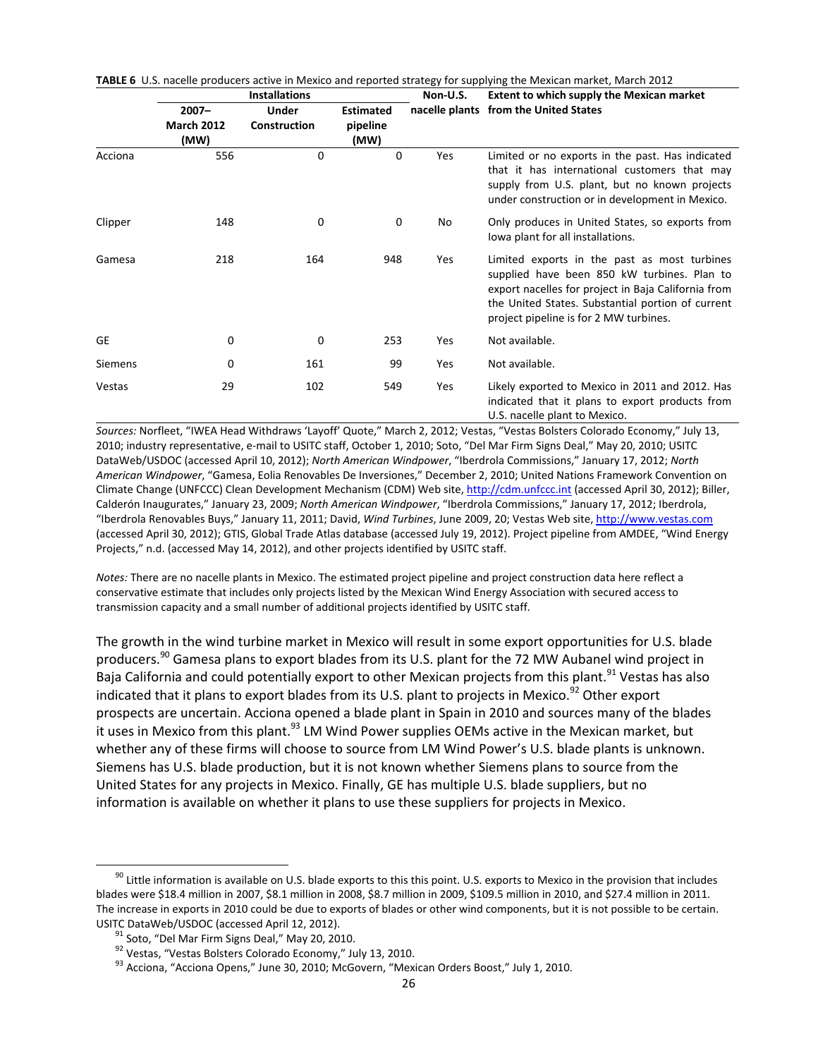**TABLE 6** U.S. nacelle producers active in Mexico and reported strategy for supplying the Mexican market, March 2012

| | Installations | | | Non-U.S. nacelle plants | Extent to which supply the Mexican market from the United States |
|---|---|---|---|---|---|
| | 2007–March 2012 (MW) | Under Construction | Estimated pipeline (MW) | | |
| Acciona | 556 | 0 | 0 | Yes | Limited or no exports in the past. Has indicated that it has international customers that may supply from U.S. plant, but no known projects under construction or in development in Mexico. |
| Clipper | 148 | 0 | 0 | No | Only produces in United States, so exports from Iowa plant for all installations. |
| Gamesa | 218 | 164 | 948 | Yes | Limited exports in the past as most turbines supplied have been 850 kW turbines. Plan to export nacelles for project in Baja California from the United States. Substantial portion of current project pipeline is for 2 MW turbines. |
| GE | 0 | 0 | 253 | Yes | Not available. |
| Siemens | 0 | 161 | 99 | Yes | Not available. |
| Vestas | 29 | 102 | 549 | Yes | Likely exported to Mexico in 2011 and 2012. Has indicated that it plans to export products from U.S. nacelle plant to Mexico. |

*Sources:* Norfleet, "IWEA Head Withdraws 'Layoff' Quote," March 2, 2012; Vestas, "Vestas Bolsters Colorado Economy," July 13, 2010; industry representative, e-mail to USITC staff, October 1, 2010; Soto, "Del Mar Firm Signs Deal," May 20, 2010; USITC DataWeb/USDOC (accessed April 10, 2012); *North American Windpower*, "Iberdrola Commissions," January 17, 2012; *North American Windpower*, "Gamesa, Eolia Renovables De Inversiones," December 2, 2010; United Nations Framework Convention on Climate Change (UNFCCC) Clean Development Mechanism (CDM) Web site, http://cdm.unfccc.int (accessed April 30, 2012); Biller, Calderón Inaugurates," January 23, 2009; *North American Windpower*, "Iberdrola Commissions," January 17, 2012; Iberdrola, "Iberdrola Renovables Buys," January 11, 2011; David, *Wind Turbines*, June 2009, 20; Vestas Web site, http://www.vestas.com (accessed April 30, 2012); GTIS, Global Trade Atlas database (accessed July 19, 2012). Project pipeline from AMDEE, "Wind Energy Projects," n.d. (accessed May 14, 2012), and other projects identified by USITC staff.

*Notes:* There are no nacelle plants in Mexico. The estimated project pipeline and project construction data here reflect a conservative estimate that includes only projects listed by the Mexican Wind Energy Association with secured access to transmission capacity and a small number of additional projects identified by USITC staff.

The growth in the wind turbine market in Mexico will result in some export opportunities for U.S. blade producers.[90] Gamesa plans to export blades from its U.S. plant for the 72 MW Aubanel wind project in Baja California and could potentially export to other Mexican projects from this plant.[91] Vestas has also indicated that it plans to export blades from its U.S. plant to projects in Mexico.[92] Other export prospects are uncertain. Acciona opened a blade plant in Spain in 2010 and sources many of the blades it uses in Mexico from this plant.[93] LM Wind Power supplies OEMs active in the Mexican market, but whether any of these firms will choose to source from LM Wind Power's U.S. blade plants is unknown. Siemens has U.S. blade production, but it is not known whether Siemens plans to source from the United States for any projects in Mexico. Finally, GE has multiple U.S. blade suppliers, but no information is available on whether it plans to use these suppliers for projects in Mexico.

[90] Little information is available on U.S. blade exports to this this point. U.S. exports to Mexico in the provision that includes blades were $18.4 million in 2007, $8.1 million in 2008, $8.7 million in 2009, $109.5 million in 2010, and $27.4 million in 2011. The increase in exports in 2010 could be due to exports of blades or other wind components, but it is not possible to be certain. USITC DataWeb/USDOC (accessed April 12, 2012).

[91] Soto, "Del Mar Firm Signs Deal," May 20, 2010.

[92] Vestas, "Vestas Bolsters Colorado Economy," July 13, 2010.

[93] Acciona, "Acciona Opens," June 30, 2010; McGovern, "Mexican Orders Boost," July 1, 2010.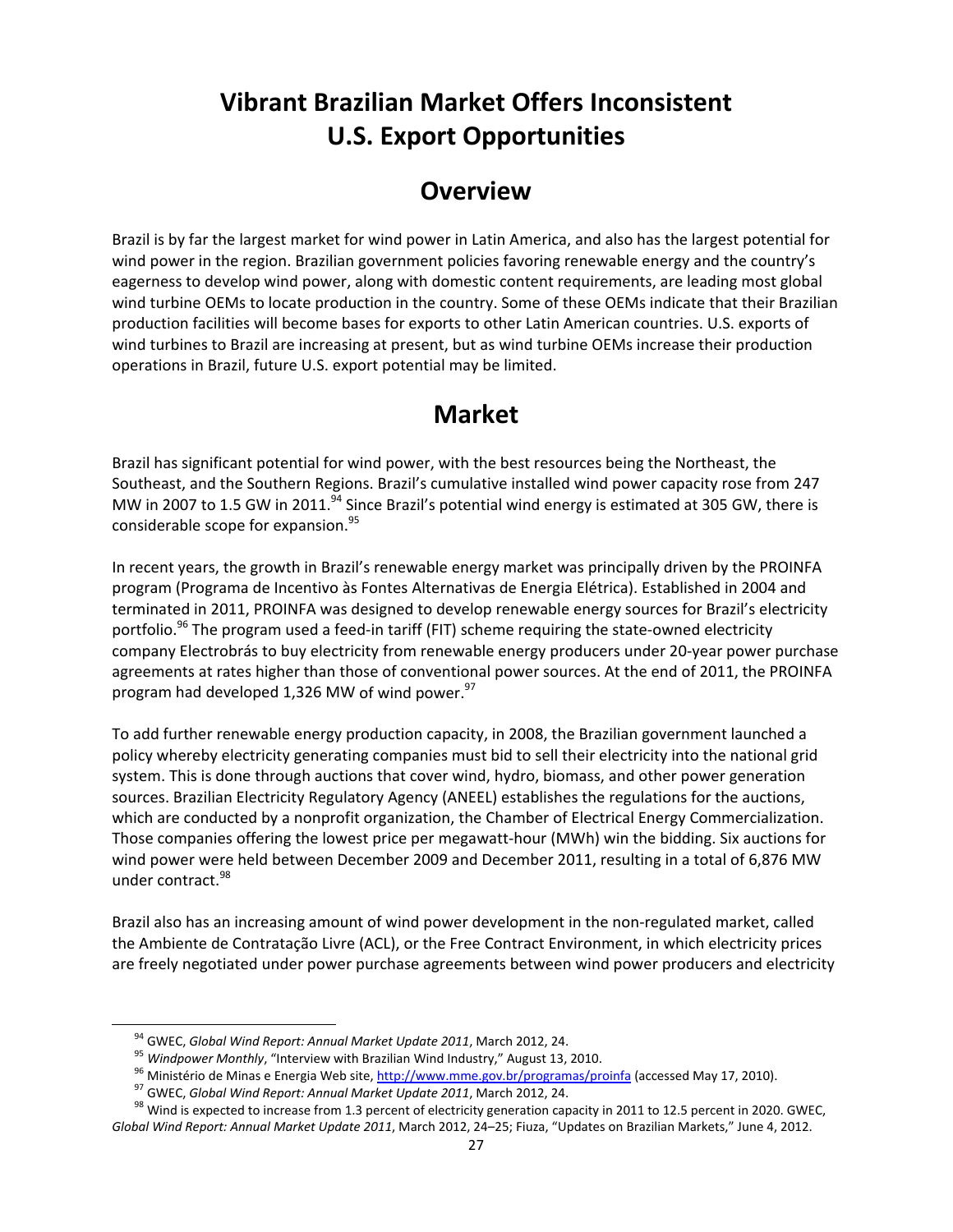# Vibrant Brazilian Market Offers Inconsistent U.S. Export Opportunities

## Overview

Brazil is by far the largest market for wind power in Latin America, and also has the largest potential for wind power in the region. Brazilian government policies favoring renewable energy and the country's eagerness to develop wind power, along with domestic content requirements, are leading most global wind turbine OEMs to locate production in the country. Some of these OEMs indicate that their Brazilian production facilities will become bases for exports to other Latin American countries. U.S. exports of wind turbines to Brazil are increasing at present, but as wind turbine OEMs increase their production operations in Brazil, future U.S. export potential may be limited.

## Market

Brazil has significant potential for wind power, with the best resources being the Northeast, the Southeast, and the Southern Regions. Brazil's cumulative installed wind power capacity rose from 247 MW in 2007 to 1.5 GW in 2011.[94] Since Brazil's potential wind energy is estimated at 305 GW, there is considerable scope for expansion.[95]

In recent years, the growth in Brazil's renewable energy market was principally driven by the PROINFA program (Programa de Incentivo às Fontes Alternativas de Energia Elétrica). Established in 2004 and terminated in 2011, PROINFA was designed to develop renewable energy sources for Brazil's electricity portfolio.[96] The program used a feed-in tariff (FIT) scheme requiring the state-owned electricity company Electrobrás to buy electricity from renewable energy producers under 20-year power purchase agreements at rates higher than those of conventional power sources. At the end of 2011, the PROINFA program had developed 1,326 MW of wind power.[97]

To add further renewable energy production capacity, in 2008, the Brazilian government launched a policy whereby electricity generating companies must bid to sell their electricity into the national grid system. This is done through auctions that cover wind, hydro, biomass, and other power generation sources. Brazilian Electricity Regulatory Agency (ANEEL) establishes the regulations for the auctions, which are conducted by a nonprofit organization, the Chamber of Electrical Energy Commercialization. Those companies offering the lowest price per megawatt-hour (MWh) win the bidding. Six auctions for wind power were held between December 2009 and December 2011, resulting in a total of 6,876 MW under contract.[98]

Brazil also has an increasing amount of wind power development in the non-regulated market, called the Ambiente de Contratação Livre (ACL), or the Free Contract Environment, in which electricity prices are freely negotiated under power purchase agreements between wind power producers and electricity

---

[94] GWEC, *Global Wind Report: Annual Market Update 2011*, March 2012, 24.

[95] *Windpower Monthly*, "Interview with Brazilian Wind Industry," August 13, 2010.

[96] Ministério de Minas e Energia Web site, http://www.mme.gov.br/programas/proinfa (accessed May 17, 2010).

[97] GWEC, *Global Wind Report: Annual Market Update 2011*, March 2012, 24.

[98] Wind is expected to increase from 1.3 percent of electricity generation capacity in 2011 to 12.5 percent in 2020. GWEC, *Global Wind Report: Annual Market Update 2011*, March 2012, 24–25; Fiuza, "Updates on Brazilian Markets," June 4, 2012.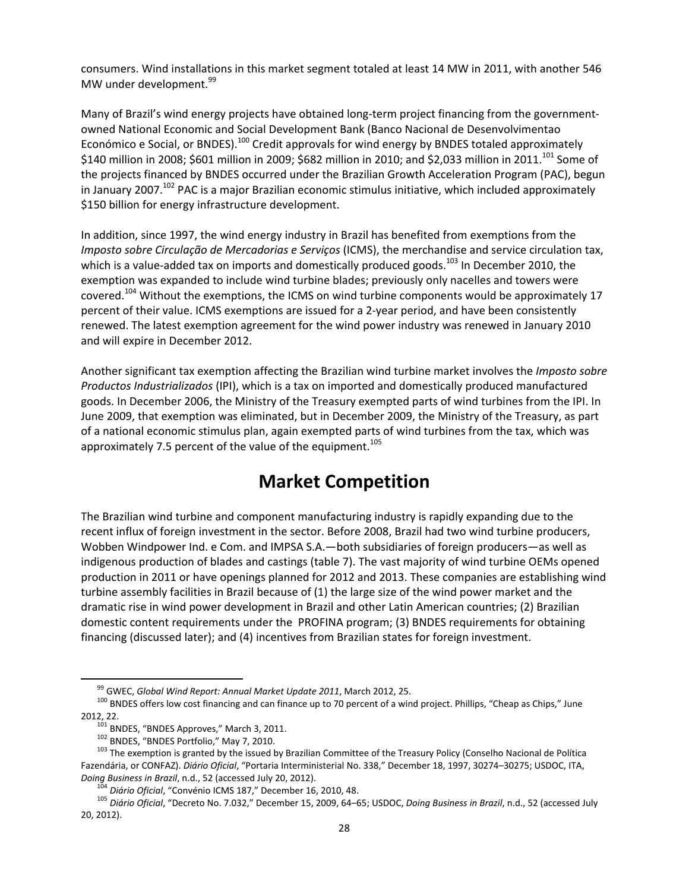consumers. Wind installations in this market segment totaled at least 14 MW in 2011, with another 546 MW under development.[99]

Many of Brazil's wind energy projects have obtained long-term project financing from the government-owned National Economic and Social Development Bank (Banco Nacional de Desenvolvimentao Económico e Social, or BNDES).[100] Credit approvals for wind energy by BNDES totaled approximately $140 million in 2008; $601 million in 2009; $682 million in 2010; and $2,033 million in 2011.[101] Some of the projects financed by BNDES occurred under the Brazilian Growth Acceleration Program (PAC), begun in January 2007.[102] PAC is a major Brazilian economic stimulus initiative, which included approximately $150 billion for energy infrastructure development.

In addition, since 1997, the wind energy industry in Brazil has benefited from exemptions from the *Imposto sobre Circulação de Mercadorias e Serviços* (ICMS), the merchandise and service circulation tax, which is a value-added tax on imports and domestically produced goods.[103] In December 2010, the exemption was expanded to include wind turbine blades; previously only nacelles and towers were covered.[104] Without the exemptions, the ICMS on wind turbine components would be approximately 17 percent of their value. ICMS exemptions are issued for a 2-year period, and have been consistently renewed. The latest exemption agreement for the wind power industry was renewed in January 2010 and will expire in December 2012.

Another significant tax exemption affecting the Brazilian wind turbine market involves the *Imposto sobre Productos Industrializados* (IPI), which is a tax on imported and domestically produced manufactured goods. In December 2006, the Ministry of the Treasury exempted parts of wind turbines from the IPI. In June 2009, that exemption was eliminated, but in December 2009, the Ministry of the Treasury, as part of a national economic stimulus plan, again exempted parts of wind turbines from the tax, which was approximately 7.5 percent of the value of the equipment.[105]

# Market Competition

The Brazilian wind turbine and component manufacturing industry is rapidly expanding due to the recent influx of foreign investment in the sector. Before 2008, Brazil had two wind turbine producers, Wobben Windpower Ind. e Com. and IMPSA S.A.—both subsidiaries of foreign producers—as well as indigenous production of blades and castings (table 7). The vast majority of wind turbine OEMs opened production in 2011 or have openings planned for 2012 and 2013. These companies are establishing wind turbine assembly facilities in Brazil because of (1) the large size of the wind power market and the dramatic rise in wind power development in Brazil and other Latin American countries; (2) Brazilian domestic content requirements under the PROFINA program; (3) BNDES requirements for obtaining financing (discussed later); and (4) incentives from Brazilian states for foreign investment.

---

[99] GWEC, *Global Wind Report: Annual Market Update 2011*, March 2012, 25.

[100] BNDES offers low cost financing and can finance up to 70 percent of a wind project. Phillips, "Cheap as Chips," June 2012, 22.

[101] BNDES, "BNDES Approves," March 3, 2011.

[102] BNDES, "BNDES Portfolio," May 7, 2010.

[103] The exemption is granted by the issued by Brazilian Committee of the Treasury Policy (Conselho Nacional de Política Fazendária, or CONFAZ). *Diário Oficial*, "Portaria Interministerial No. 338," December 18, 1997, 30274–30275; USDOC, ITA, *Doing Business in Brazil*, n.d., 52 (accessed July 20, 2012).

[104] *Diário Oficial*, "Convénio ICMS 187," December 16, 2010, 48.

[105] *Diário Oficial*, "Decreto No. 7.032," December 15, 2009, 64–65; USDOC, *Doing Business in Brazil*, n.d., 52 (accessed July 20, 2012).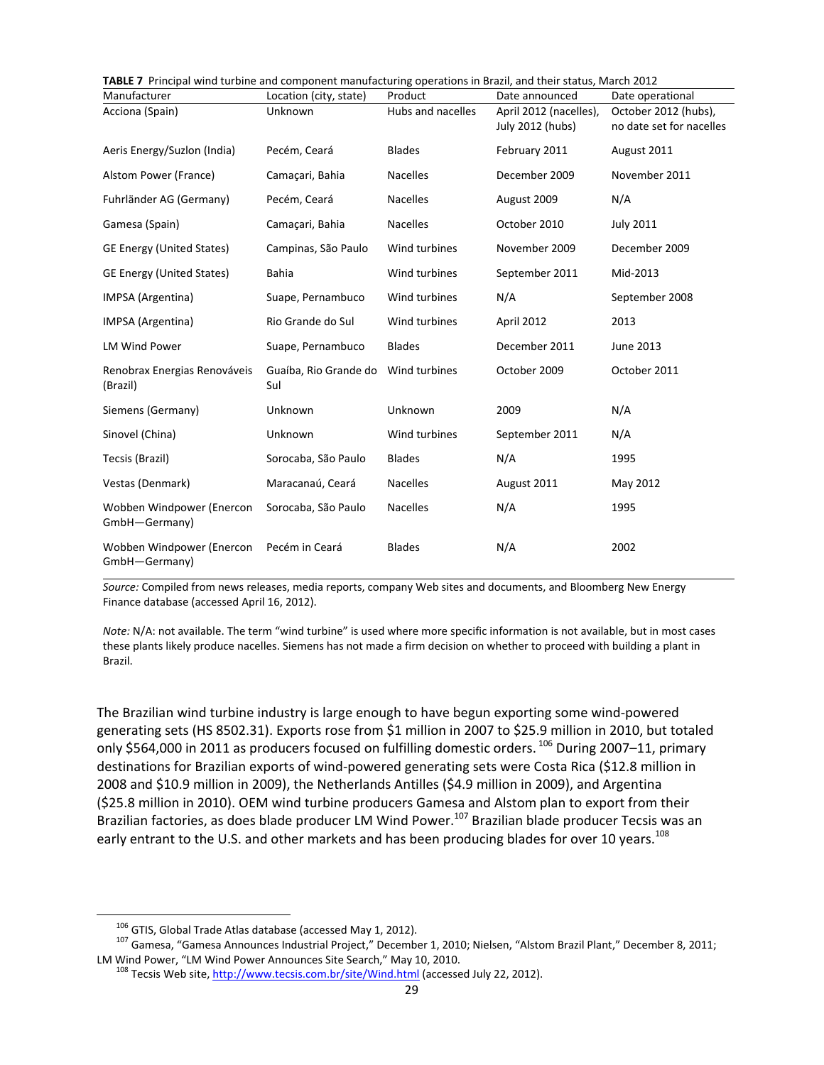**TABLE 7** Principal wind turbine and component manufacturing operations in Brazil, and their status, March 2012

| Manufacturer | Location (city, state) | Product | Date announced | Date operational |
|---|---|---|---|---|
| Acciona (Spain) | Unknown | Hubs and nacelles | April 2012 (nacelles), July 2012 (hubs) | October 2012 (hubs), no date set for nacelles |
| Aeris Energy/Suzlon (India) | Pecém, Ceará | Blades | February 2011 | August 2011 |
| Alstom Power (France) | Camaçari, Bahia | Nacelles | December 2009 | November 2011 |
| Fuhrländer AG (Germany) | Pecém, Ceará | Nacelles | August 2009 | N/A |
| Gamesa (Spain) | Camaçari, Bahia | Nacelles | October 2010 | July 2011 |
| GE Energy (United States) | Campinas, São Paulo | Wind turbines | November 2009 | December 2009 |
| GE Energy (United States) | Bahia | Wind turbines | September 2011 | Mid-2013 |
| IMPSA (Argentina) | Suape, Pernambuco | Wind turbines | N/A | September 2008 |
| IMPSA (Argentina) | Rio Grande do Sul | Wind turbines | April 2012 | 2013 |
| LM Wind Power | Suape, Pernambuco | Blades | December 2011 | June 2013 |
| Renobrax Energias Renováveis (Brazil) | Guaíba, Rio Grande do Sul | Wind turbines | October 2009 | October 2011 |
| Siemens (Germany) | Unknown | Unknown | 2009 | N/A |
| Sinovel (China) | Unknown | Wind turbines | September 2011 | N/A |
| Tecsis (Brazil) | Sorocaba, São Paulo | Blades | N/A | 1995 |
| Vestas (Denmark) | Maracanaú, Ceará | Nacelles | August 2011 | May 2012 |
| Wobben Windpower (Enercon GmbH—Germany) | Sorocaba, São Paulo | Nacelles | N/A | 1995 |
| Wobben Windpower (Enercon GmbH—Germany) | Pecém in Ceará | Blades | N/A | 2002 |

*Source:* Compiled from news releases, media reports, company Web sites and documents, and Bloomberg New Energy Finance database (accessed April 16, 2012).

*Note:* N/A: not available. The term "wind turbine" is used where more specific information is not available, but in most cases these plants likely produce nacelles. Siemens has not made a firm decision on whether to proceed with building a plant in Brazil.

The Brazilian wind turbine industry is large enough to have begun exporting some wind-powered generating sets (HS 8502.31). Exports rose from $1 million in 2007 to $25.9 million in 2010, but totaled only $564,000 in 2011 as producers focused on fulfilling domestic orders. [106] During 2007–11, primary destinations for Brazilian exports of wind-powered generating sets were Costa Rica ($12.8 million in 2008 and $10.9 million in 2009), the Netherlands Antilles ($4.9 million in 2009), and Argentina ($25.8 million in 2010). OEM wind turbine producers Gamesa and Alstom plan to export from their Brazilian factories, as does blade producer LM Wind Power.[107] Brazilian blade producer Tecsis was an early entrant to the U.S. and other markets and has been producing blades for over 10 years.[108]

[106] GTIS, Global Trade Atlas database (accessed May 1, 2012).

[107] Gamesa, "Gamesa Announces Industrial Project," December 1, 2010; Nielsen, "Alstom Brazil Plant," December 8, 2011; LM Wind Power, "LM Wind Power Announces Site Search," May 10, 2010.

[108] Tecsis Web site, http://www.tecsis.com.br/site/Wind.html (accessed July 22, 2012).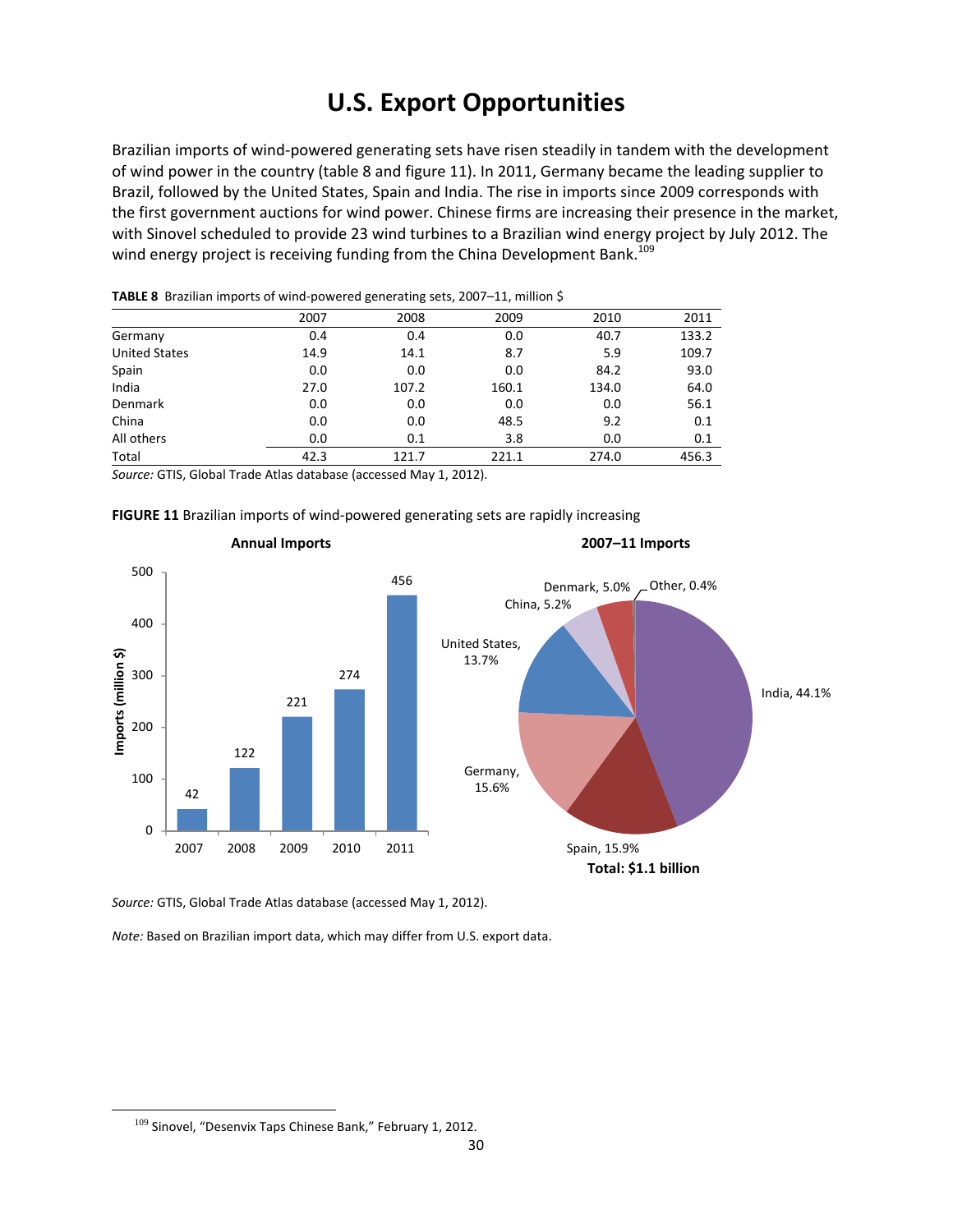# U.S. Export Opportunities

Brazilian imports of wind-powered generating sets have risen steadily in tandem with the development of wind power in the country (table 8 and figure 11). In 2011, Germany became the leading supplier to Brazil, followed by the United States, Spain and India. The rise in imports since 2009 corresponds with the first government auctions for wind power. Chinese firms are increasing their presence in the market, with Sinovel scheduled to provide 23 wind turbines to a Brazilian wind energy project by July 2012. The wind energy project is receiving funding from the China Development Bank.[109]

**TABLE 8** Brazilian imports of wind-powered generating sets, 2007–11, million $

| | 2007 | 2008 | 2009 | 2010 | 2011 |
|---|---|---|---|---|---|
| Germany | 0.4 | 0.4 | 0.0 | 40.7 | 133.2 |
| United States | 14.9 | 14.1 | 8.7 | 5.9 | 109.7 |
| Spain | 0.0 | 0.0 | 0.0 | 84.2 | 93.0 |
| India | 27.0 | 107.2 | 160.1 | 134.0 | 64.0 |
| Denmark | 0.0 | 0.0 | 0.0 | 0.0 | 56.1 |
| China | 0.0 | 0.0 | 48.5 | 9.2 | 0.1 |
| All others | 0.0 | 0.1 | 3.8 | 0.0 | 0.1 |
| Total | 42.3 | 121.7 | 221.1 | 274.0 | 456.3 |

*Source:* GTIS, Global Trade Atlas database (accessed May 1, 2012).

**FIGURE 11** Brazilian imports of wind-powered generating sets are rapidly increasing

**Annual Imports**

| Year | Imports (million $) |
|---|---|
| 2007 | 42 |
| 2008 | 122 |
| 2009 | 221 |
| 2010 | 274 |
| 2011 | 456 |

**2007–11 Imports**

| Country | Share |
|---|---|
| India | 44.1% |
| Spain | 15.9% |
| Germany | 15.6% |
| United States | 13.7% |
| China | 5.2% |
| Denmark | 5.0% |
| Other | 0.4% |

**Total: $1.1 billion**

*Source:* GTIS, Global Trade Atlas database (accessed May 1, 2012).

*Note:* Based on Brazilian import data, which may differ from U.S. export data.

[109] Sinovel, "Desenvix Taps Chinese Bank," February 1, 2012.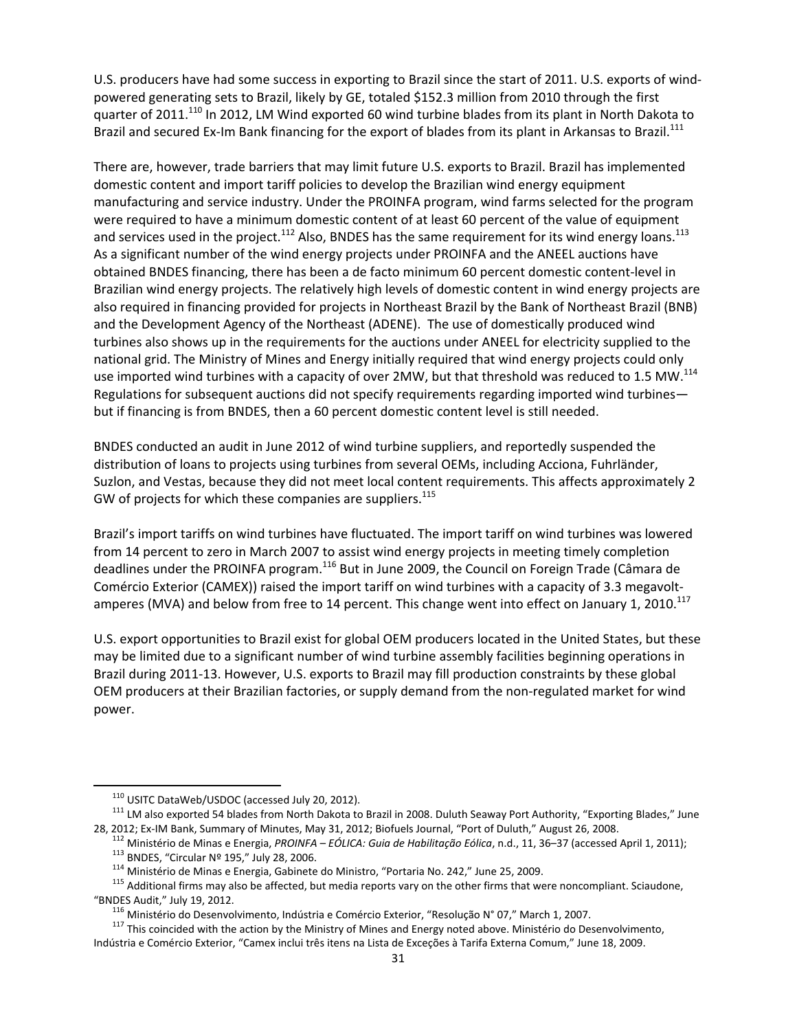U.S. producers have had some success in exporting to Brazil since the start of 2011. U.S. exports of wind-powered generating sets to Brazil, likely by GE, totaled $152.3 million from 2010 through the first quarter of 2011.[110] In 2012, LM Wind exported 60 wind turbine blades from its plant in North Dakota to Brazil and secured Ex-Im Bank financing for the export of blades from its plant in Arkansas to Brazil.[111]

There are, however, trade barriers that may limit future U.S. exports to Brazil. Brazil has implemented domestic content and import tariff policies to develop the Brazilian wind energy equipment manufacturing and service industry. Under the PROINFA program, wind farms selected for the program were required to have a minimum domestic content of at least 60 percent of the value of equipment and services used in the project.[112] Also, BNDES has the same requirement for its wind energy loans.[113] As a significant number of the wind energy projects under PROINFA and the ANEEL auctions have obtained BNDES financing, there has been a de facto minimum 60 percent domestic content-level in Brazilian wind energy projects. The relatively high levels of domestic content in wind energy projects are also required in financing provided for projects in Northeast Brazil by the Bank of Northeast Brazil (BNB) and the Development Agency of the Northeast (ADENE). The use of domestically produced wind turbines also shows up in the requirements for the auctions under ANEEL for electricity supplied to the national grid. The Ministry of Mines and Energy initially required that wind energy projects could only use imported wind turbines with a capacity of over 2MW, but that threshold was reduced to 1.5 MW.[114] Regulations for subsequent auctions did not specify requirements regarding imported wind turbines—but if financing is from BNDES, then a 60 percent domestic content level is still needed.

BNDES conducted an audit in June 2012 of wind turbine suppliers, and reportedly suspended the distribution of loans to projects using turbines from several OEMs, including Acciona, Fuhrländer, Suzlon, and Vestas, because they did not meet local content requirements. This affects approximately 2 GW of projects for which these companies are suppliers.[115]

Brazil's import tariffs on wind turbines have fluctuated. The import tariff on wind turbines was lowered from 14 percent to zero in March 2007 to assist wind energy projects in meeting timely completion deadlines under the PROINFA program.[116] But in June 2009, the Council on Foreign Trade (Câmara de Comércio Exterior (CAMEX)) raised the import tariff on wind turbines with a capacity of 3.3 megavolt-amperes (MVA) and below from free to 14 percent. This change went into effect on January 1, 2010.[117]

U.S. export opportunities to Brazil exist for global OEM producers located in the United States, but these may be limited due to a significant number of wind turbine assembly facilities beginning operations in Brazil during 2011-13. However, U.S. exports to Brazil may fill production constraints by these global OEM producers at their Brazilian factories, or supply demand from the non-regulated market for wind power.

---

[110] USITC DataWeb/USDOC (accessed July 20, 2012).

[111] LM also exported 54 blades from North Dakota to Brazil in 2008. Duluth Seaway Port Authority, "Exporting Blades," June 28, 2012; Ex-IM Bank, Summary of Minutes, May 31, 2012; Biofuels Journal, "Port of Duluth," August 26, 2008.

[112] Ministério de Minas e Energia, *PROINFA – EÓLICA: Guia de Habilitação Eólica*, n.d., 11, 36–37 (accessed April 1, 2011);

[113] BNDES, "Circular Nº 195," July 28, 2006.

[114] Ministério de Minas e Energia, Gabinete do Ministro, "Portaria No. 242," June 25, 2009.

[115] Additional firms may also be affected, but media reports vary on the other firms that were noncompliant. Sciaudone, "BNDES Audit," July 19, 2012.

[116] Ministério do Desenvolvimento, Indústria e Comércio Exterior, "Resolução N° 07," March 1, 2007.

[117] This coincided with the action by the Ministry of Mines and Energy noted above. Ministério do Desenvolvimento, Indústria e Comércio Exterior, "Camex inclui três itens na Lista de Exceções à Tarifa Externa Comum," June 18, 2009.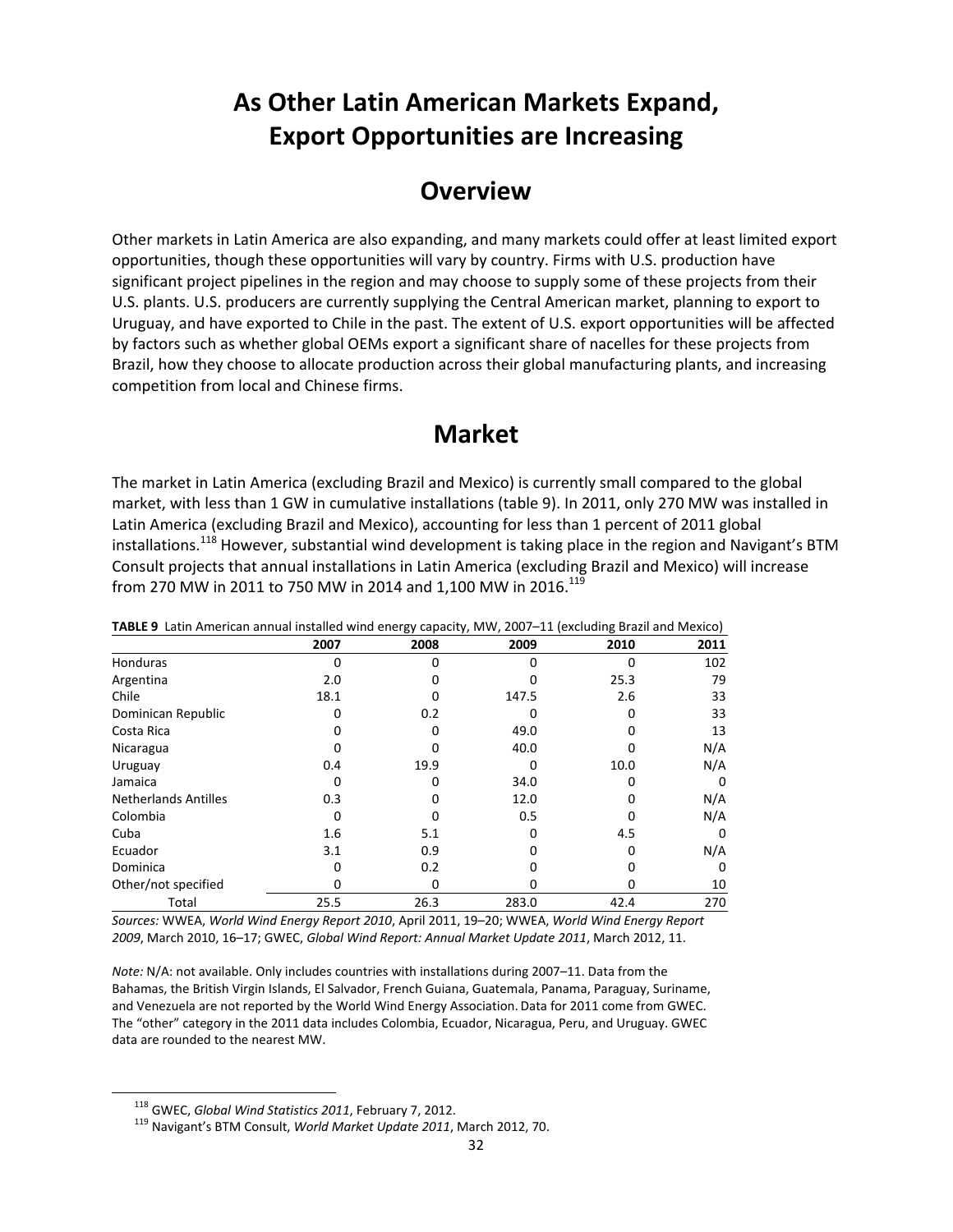# As Other Latin American Markets Expand, Export Opportunities are Increasing

## Overview

Other markets in Latin America are also expanding, and many markets could offer at least limited export opportunities, though these opportunities will vary by country. Firms with U.S. production have significant project pipelines in the region and may choose to supply some of these projects from their U.S. plants. U.S. producers are currently supplying the Central American market, planning to export to Uruguay, and have exported to Chile in the past. The extent of U.S. export opportunities will be affected by factors such as whether global OEMs export a significant share of nacelles for these projects from Brazil, how they choose to allocate production across their global manufacturing plants, and increasing competition from local and Chinese firms.

## Market

The market in Latin America (excluding Brazil and Mexico) is currently small compared to the global market, with less than 1 GW in cumulative installations (table 9). In 2011, only 270 MW was installed in Latin America (excluding Brazil and Mexico), accounting for less than 1 percent of 2011 global installations.[118] However, substantial wind development is taking place in the region and Navigant's BTM Consult projects that annual installations in Latin America (excluding Brazil and Mexico) will increase from 270 MW in 2011 to 750 MW in 2014 and 1,100 MW in 2016.[119]

**TABLE 9** Latin American annual installed wind energy capacity, MW, 2007–11 (excluding Brazil and Mexico)

| | 2007 | 2008 | 2009 | 2010 | 2011 |
|---|---|---|---|---|---|
| Honduras | 0 | 0 | 0 | 0 | 102 |
| Argentina | 2.0 | 0 | 0 | 25.3 | 79 |
| Chile | 18.1 | 0 | 147.5 | 2.6 | 33 |
| Dominican Republic | 0 | 0.2 | 0 | 0 | 33 |
| Costa Rica | 0 | 0 | 49.0 | 0 | 13 |
| Nicaragua | 0 | 0 | 40.0 | 0 | N/A |
| Uruguay | 0.4 | 19.9 | 0 | 10.0 | N/A |
| Jamaica | 0 | 0 | 34.0 | 0 | 0 |
| Netherlands Antilles | 0.3 | 0 | 12.0 | 0 | N/A |
| Colombia | 0 | 0 | 0.5 | 0 | N/A |
| Cuba | 1.6 | 5.1 | 0 | 4.5 | 0 |
| Ecuador | 3.1 | 0.9 | 0 | 0 | N/A |
| Dominica | 0 | 0.2 | 0 | 0 | 0 |
| Other/not specified | 0 | 0 | 0 | 0 | 10 |
| Total | 25.5 | 26.3 | 283.0 | 42.4 | 270 |

*Sources:* WWEA, *World Wind Energy Report 2010*, April 2011, 19–20; WWEA, *World Wind Energy Report 2009*, March 2010, 16–17; GWEC, *Global Wind Report: Annual Market Update 2011*, March 2012, 11.

*Note:* N/A: not available. Only includes countries with installations during 2007–11. Data from the Bahamas, the British Virgin Islands, El Salvador, French Guiana, Guatemala, Panama, Paraguay, Suriname, and Venezuela are not reported by the World Wind Energy Association. Data for 2011 come from GWEC. The "other" category in the 2011 data includes Colombia, Ecuador, Nicaragua, Peru, and Uruguay. GWEC data are rounded to the nearest MW.

[118] GWEC, *Global Wind Statistics 2011*, February 7, 2012.

[119] Navigant's BTM Consult, *World Market Update 2011*, March 2012, 70.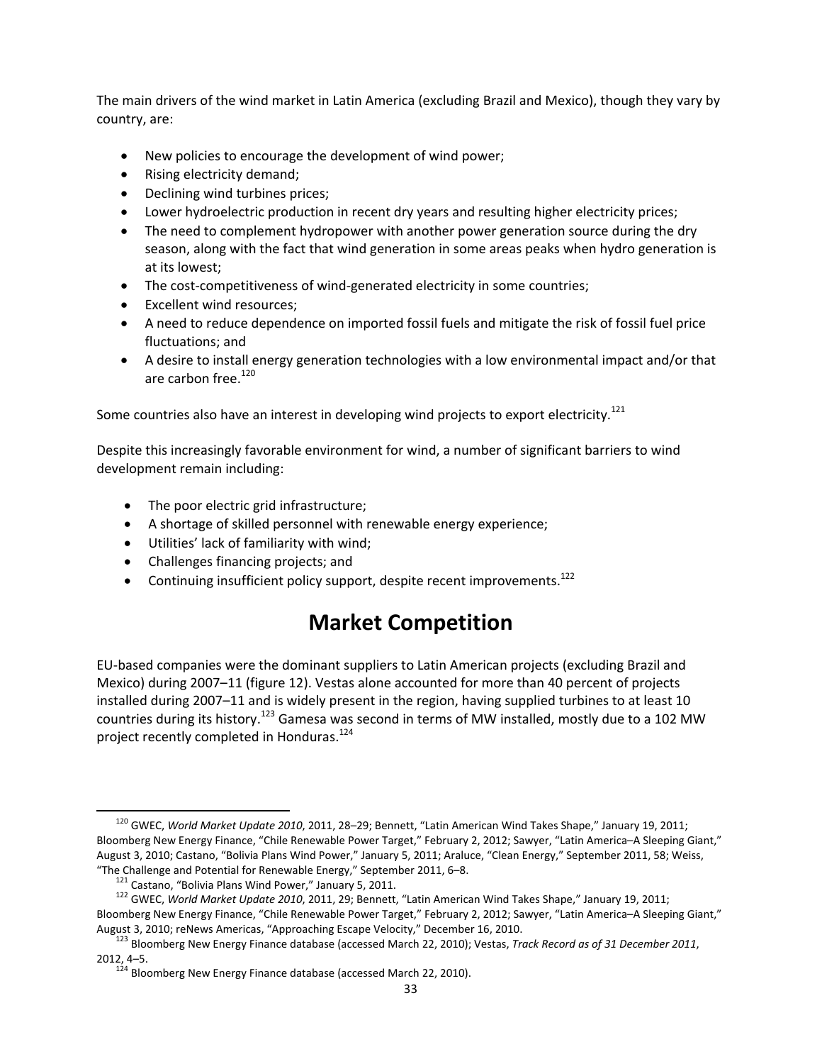The main drivers of the wind market in Latin America (excluding Brazil and Mexico), though they vary by country, are:

- New policies to encourage the development of wind power;
- Rising electricity demand;
- Declining wind turbines prices;
- Lower hydroelectric production in recent dry years and resulting higher electricity prices;
- The need to complement hydropower with another power generation source during the dry season, along with the fact that wind generation in some areas peaks when hydro generation is at its lowest;
- The cost-competitiveness of wind-generated electricity in some countries;
- Excellent wind resources;
- A need to reduce dependence on imported fossil fuels and mitigate the risk of fossil fuel price fluctuations; and
- A desire to install energy generation technologies with a low environmental impact and/or that are carbon free.[120]

Some countries also have an interest in developing wind projects to export electricity.[121]

Despite this increasingly favorable environment for wind, a number of significant barriers to wind development remain including:

- The poor electric grid infrastructure;
- A shortage of skilled personnel with renewable energy experience;
- Utilities' lack of familiarity with wind;
- Challenges financing projects; and
- Continuing insufficient policy support, despite recent improvements.[122]

# Market Competition

EU-based companies were the dominant suppliers to Latin American projects (excluding Brazil and Mexico) during 2007–11 (figure 12). Vestas alone accounted for more than 40 percent of projects installed during 2007–11 and is widely present in the region, having supplied turbines to at least 10 countries during its history.[123] Gamesa was second in terms of MW installed, mostly due to a 102 MW project recently completed in Honduras.[124]

---

[120] GWEC, *World Market Update 2010*, 2011, 28–29; Bennett, "Latin American Wind Takes Shape," January 19, 2011; Bloomberg New Energy Finance, "Chile Renewable Power Target," February 2, 2012; Sawyer, "Latin America–A Sleeping Giant," August 3, 2010; Castano, "Bolivia Plans Wind Power," January 5, 2011; Araluce, "Clean Energy," September 2011, 58; Weiss, "The Challenge and Potential for Renewable Energy," September 2011, 6–8.

[121] Castano, "Bolivia Plans Wind Power," January 5, 2011.

[122] GWEC, *World Market Update 2010*, 2011, 29; Bennett, "Latin American Wind Takes Shape," January 19, 2011; Bloomberg New Energy Finance, "Chile Renewable Power Target," February 2, 2012; Sawyer, "Latin America–A Sleeping Giant," August 3, 2010; reNews Americas, "Approaching Escape Velocity," December 16, 2010.

[123] Bloomberg New Energy Finance database (accessed March 22, 2010); Vestas, *Track Record as of 31 December 2011*, 2012, 4–5.

[124] Bloomberg New Energy Finance database (accessed March 22, 2010).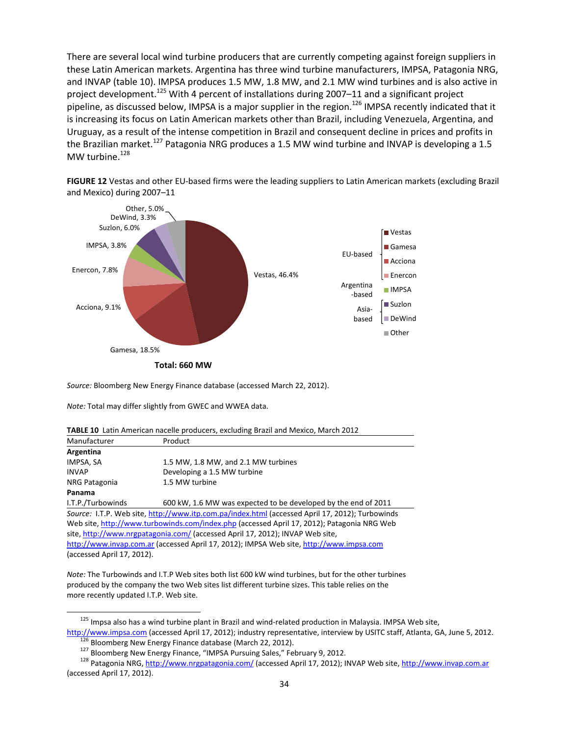There are several local wind turbine producers that are currently competing against foreign suppliers in these Latin American markets. Argentina has three wind turbine manufacturers, IMPSA, Patagonia NRG, and INVAP (table 10). IMPSA produces 1.5 MW, 1.8 MW, and 2.1 MW wind turbines and is also active in project development.[125] With 4 percent of installations during 2007–11 and a significant project pipeline, as discussed below, IMPSA is a major supplier in the region.[126] IMPSA recently indicated that it is increasing its focus on Latin American markets other than Brazil, including Venezuela, Argentina, and Uruguay, as a result of the intense competition in Brazil and consequent decline in prices and profits in the Brazilian market.[127] Patagonia NRG produces a 1.5 MW wind turbine and INVAP is developing a 1.5 MW turbine.[128]

**FIGURE 12** Vestas and other EU-based firms were the leading suppliers to Latin American markets (excluding Brazil and Mexico) during 2007–11

| Supplier | Share |
|---|---|
| Vestas | 46.4% |
| Gamesa | 18.5% |
| Acciona | 9.1% |
| Enercon | 7.8% |
| IMPSA | 3.8% |
| Suzlon | 6.0% |
| DeWind | 3.3% |
| Other | 5.0% |

Legend: EU-based: Vestas, Gamesa, Acciona, Enercon; Argentina-based: IMPSA; Asia-based: Suzlon, DeWind; Other

**Total: 660 MW**

*Source:* Bloomberg New Energy Finance database (accessed March 22, 2012).

*Note:* Total may differ slightly from GWEC and WWEA data.

**TABLE 10** Latin American nacelle producers, excluding Brazil and Mexico, March 2012

| Manufacturer | Product |
|---|---|
| **Argentina** | |
| IMPSA, SA | 1.5 MW, 1.8 MW, and 2.1 MW turbines |
| INVAP | Developing a 1.5 MW turbine |
| NRG Patagonia | 1.5 MW turbine |
| **Panama** | |
| I.T.P./Turbowinds | 600 kW, 1.6 MW was expected to be developed by the end of 2011 |

*Source:* I.T.P. Web site, http://www.itp.com.pa/index.html (accessed April 17, 2012); Turbowinds Web site, http://www.turbowinds.com/index.php (accessed April 17, 2012); Patagonia NRG Web site, http://www.nrgpatagonia.com/ (accessed April 17, 2012); INVAP Web site, http://www.invap.com.ar (accessed April 17, 2012); IMPSA Web site, http://www.impsa.com (accessed April 17, 2012).

*Note:* The Turbowinds and I.T.P Web sites both list 600 kW wind turbines, but for the other turbines produced by the company the two Web sites list different turbine sizes. This table relies on the more recently updated I.T.P. Web site.

[125] Impsa also has a wind turbine plant in Brazil and wind-related production in Malaysia. IMPSA Web site, http://www.impsa.com (accessed April 17, 2012); industry representative, interview by USITC staff, Atlanta, GA, June 5, 2012.

[126] Bloomberg New Energy Finance database (March 22, 2012).

[127] Bloomberg New Energy Finance, "IMPSA Pursuing Sales," February 9, 2012.

[128] Patagonia NRG, http://www.nrgpatagonia.com/ (accessed April 17, 2012); INVAP Web site, http://www.invap.com.ar (accessed April 17, 2012).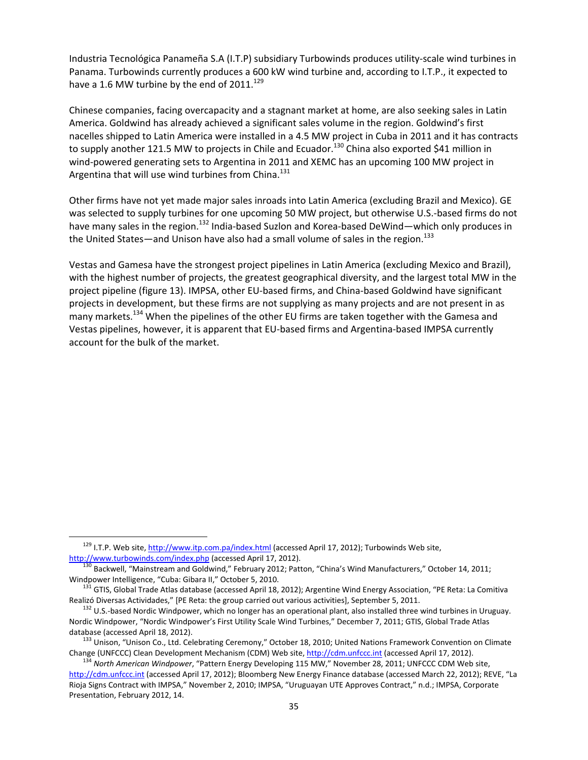Industria Tecnológica Panameña S.A (I.T.P) subsidiary Turbowinds produces utility-scale wind turbines in Panama. Turbowinds currently produces a 600 kW wind turbine and, according to I.T.P., it expected to have a 1.6 MW turbine by the end of 2011.[129]

Chinese companies, facing overcapacity and a stagnant market at home, are also seeking sales in Latin America. Goldwind has already achieved a significant sales volume in the region. Goldwind's first nacelles shipped to Latin America were installed in a 4.5 MW project in Cuba in 2011 and it has contracts to supply another 121.5 MW to projects in Chile and Ecuador.[130] China also exported $41 million in wind-powered generating sets to Argentina in 2011 and XEMC has an upcoming 100 MW project in Argentina that will use wind turbines from China.[131]

Other firms have not yet made major sales inroads into Latin America (excluding Brazil and Mexico). GE was selected to supply turbines for one upcoming 50 MW project, but otherwise U.S.-based firms do not have many sales in the region.[132] India-based Suzlon and Korea-based DeWind—which only produces in the United States—and Unison have also had a small volume of sales in the region.[133]

Vestas and Gamesa have the strongest project pipelines in Latin America (excluding Mexico and Brazil), with the highest number of projects, the greatest geographical diversity, and the largest total MW in the project pipeline (figure 13). IMPSA, other EU-based firms, and China-based Goldwind have significant projects in development, but these firms are not supplying as many projects and are not present in as many markets.[134] When the pipelines of the other EU firms are taken together with the Gamesa and Vestas pipelines, however, it is apparent that EU-based firms and Argentina-based IMPSA currently account for the bulk of the market.

---

[129] I.T.P. Web site, http://www.itp.com.pa/index.html (accessed April 17, 2012); Turbowinds Web site, http://www.turbowinds.com/index.php (accessed April 17, 2012).

[130] Backwell, "Mainstream and Goldwind," February 2012; Patton, "China's Wind Manufacturers," October 14, 2011; Windpower Intelligence, "Cuba: Gibara II," October 5, 2010.

[131] GTIS, Global Trade Atlas database (accessed April 18, 2012); Argentine Wind Energy Association, "PE Reta: La Comitiva Realizó Diversas Actividades," [PE Reta: the group carried out various activities], September 5, 2011.

[132] U.S.-based Nordic Windpower, which no longer has an operational plant, also installed three wind turbines in Uruguay. Nordic Windpower, "Nordic Windpower's First Utility Scale Wind Turbines," December 7, 2011; GTIS, Global Trade Atlas database (accessed April 18, 2012).

[133] Unison, "Unison Co., Ltd. Celebrating Ceremony," October 18, 2010; United Nations Framework Convention on Climate Change (UNFCCC) Clean Development Mechanism (CDM) Web site, http://cdm.unfccc.int (accessed April 17, 2012).

[134] *North American Windpower*, "Pattern Energy Developing 115 MW," November 28, 2011; UNFCCC CDM Web site, http://cdm.unfccc.int (accessed April 17, 2012); Bloomberg New Energy Finance database (accessed March 22, 2012); REVE, "La Rioja Signs Contract with IMPSA," November 2, 2010; IMPSA, "Uruguayan UTE Approves Contract," n.d.; IMPSA, Corporate Presentation, February 2012, 14.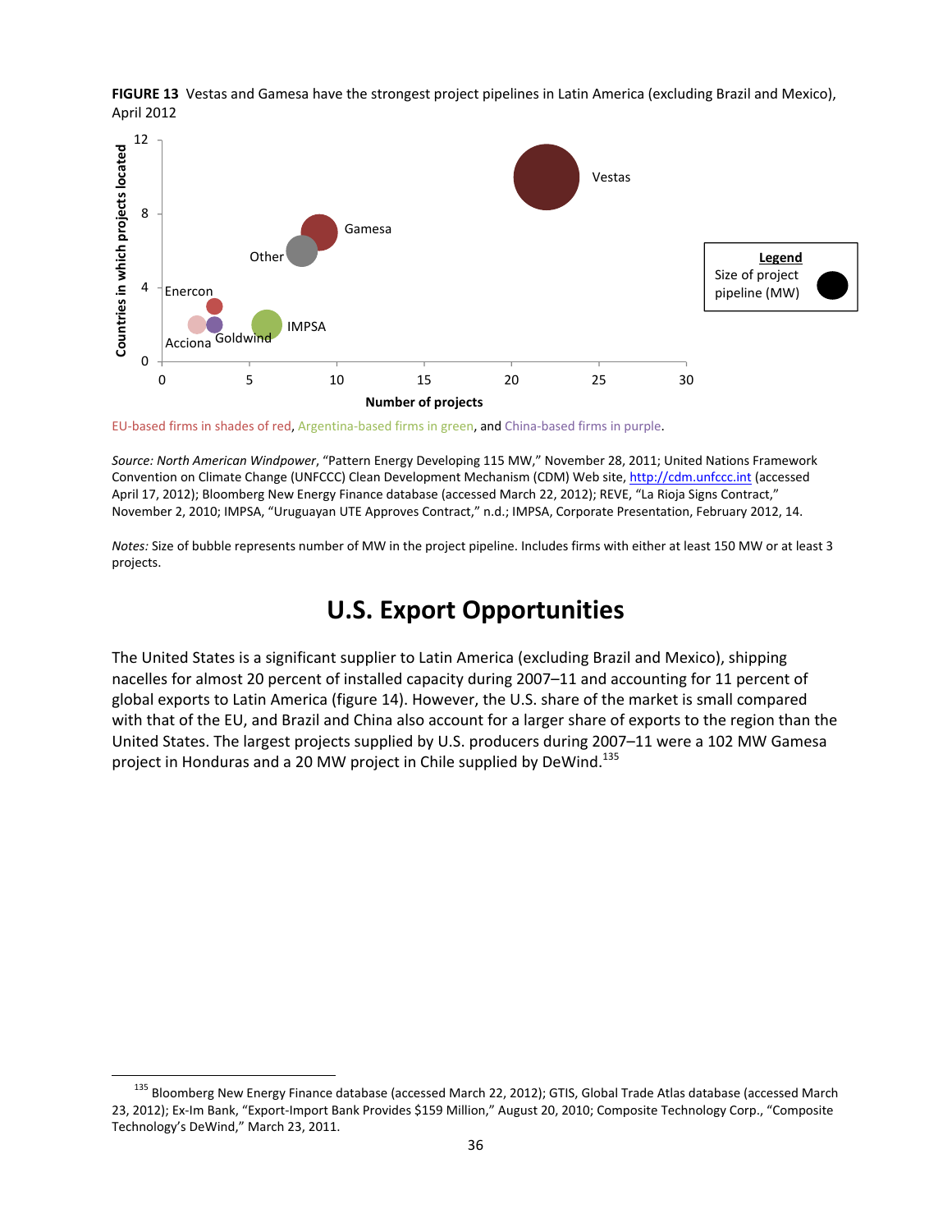**FIGURE 13** Vestas and Gamesa have the strongest project pipelines in Latin America (excluding Brazil and Mexico), April 2012

EU-based firms in shades of red, Argentina-based firms in green, and China-based firms in purple.

*Source: North American Windpower*, "Pattern Energy Developing 115 MW," November 28, 2011; United Nations Framework Convention on Climate Change (UNFCCC) Clean Development Mechanism (CDM) Web site, http://cdm.unfccc.int (accessed April 17, 2012); Bloomberg New Energy Finance database (accessed March 22, 2012); REVE, "La Rioja Signs Contract," November 2, 2010; IMPSA, "Uruguayan UTE Approves Contract," n.d.; IMPSA, Corporate Presentation, February 2012, 14.

*Notes:* Size of bubble represents number of MW in the project pipeline. Includes firms with either at least 150 MW or at least 3 projects.

# U.S. Export Opportunities

The United States is a significant supplier to Latin America (excluding Brazil and Mexico), shipping nacelles for almost 20 percent of installed capacity during 2007–11 and accounting for 11 percent of global exports to Latin America (figure 14). However, the U.S. share of the market is small compared with that of the EU, and Brazil and China also account for a larger share of exports to the region than the United States. The largest projects supplied by U.S. producers during 2007–11 were a 102 MW Gamesa project in Honduras and a 20 MW project in Chile supplied by DeWind.[135]

[135] Bloomberg New Energy Finance database (accessed March 22, 2012); GTIS, Global Trade Atlas database (accessed March 23, 2012); Ex-Im Bank, "Export-Import Bank Provides $159 Million," August 20, 2010; Composite Technology Corp., "Composite Technology's DeWind," March 23, 2011.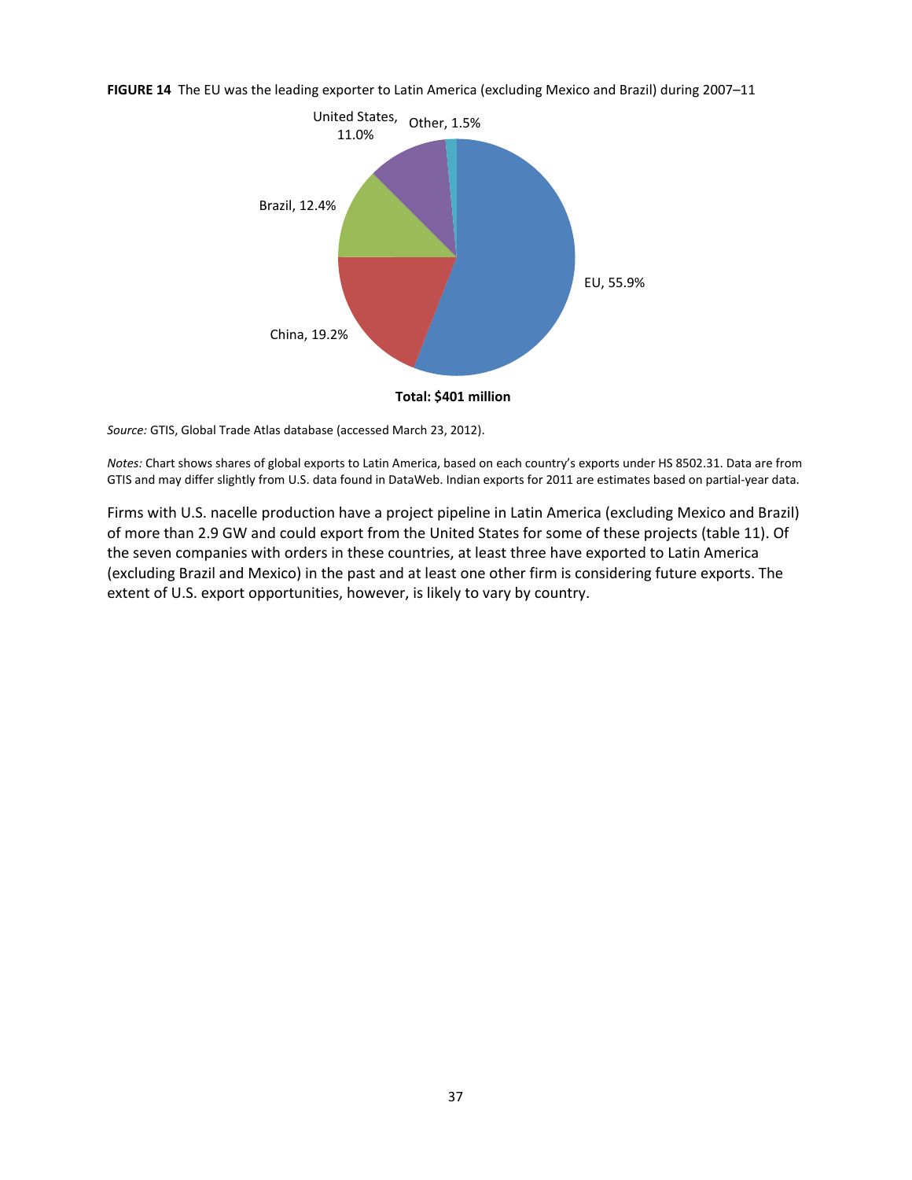**FIGURE 14** The EU was the leading exporter to Latin America (excluding Mexico and Brazil) during 2007–11

EU, 55.9%
China, 19.2%
Brazil, 12.4%
United States, 11.0%
Other, 1.5%

**Total: $401 million**

*Source:* GTIS, Global Trade Atlas database (accessed March 23, 2012).

*Notes:* Chart shows shares of global exports to Latin America, based on each country's exports under HS 8502.31. Data are from GTIS and may differ slightly from U.S. data found in DataWeb. Indian exports for 2011 are estimates based on partial-year data.

Firms with U.S. nacelle production have a project pipeline in Latin America (excluding Mexico and Brazil) of more than 2.9 GW and could export from the United States for some of these projects (table 11). Of the seven companies with orders in these countries, at least three have exported to Latin America (excluding Brazil and Mexico) in the past and at least one other firm is considering future exports. The extent of U.S. export opportunities, however, is likely to vary by country.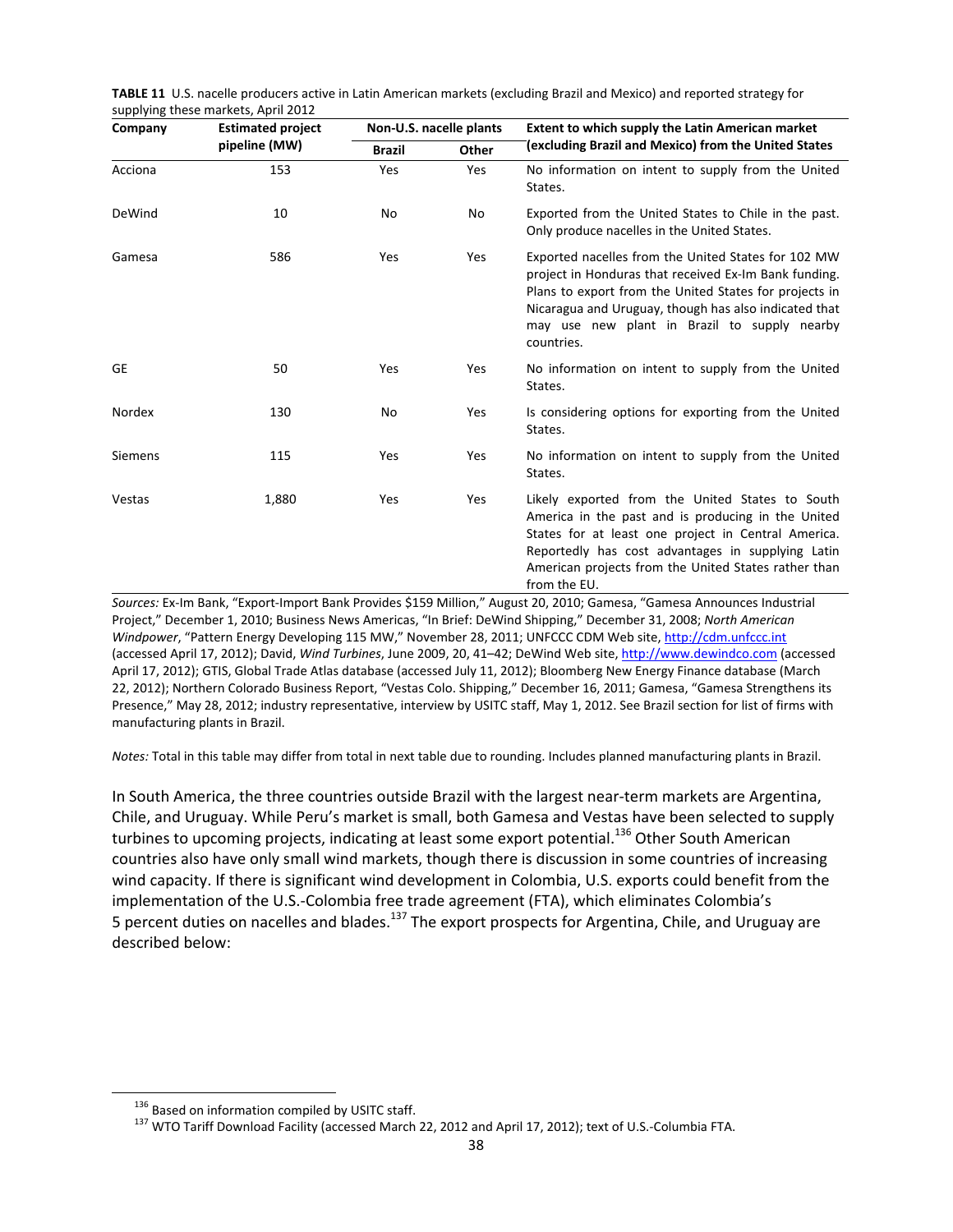**TABLE 11** U.S. nacelle producers active in Latin American markets (excluding Brazil and Mexico) and reported strategy for supplying these markets, April 2012

| Company | Estimated project pipeline (MW) | Non-U.S. nacelle plants | | Extent to which supply the Latin American market (excluding Brazil and Mexico) from the United States |
|---|---|---|---|---|
| | | Brazil | Other | |
| Acciona | 153 | Yes | Yes | No information on intent to supply from the United States. |
| DeWind | 10 | No | No | Exported from the United States to Chile in the past. Only produce nacelles in the United States. |
| Gamesa | 586 | Yes | Yes | Exported nacelles from the United States for 102 MW project in Honduras that received Ex-Im Bank funding. Plans to export from the United States for projects in Nicaragua and Uruguay, though has also indicated that may use new plant in Brazil to supply nearby countries. |
| GE | 50 | Yes | Yes | No information on intent to supply from the United States. |
| Nordex | 130 | No | Yes | Is considering options for exporting from the United States. |
| Siemens | 115 | Yes | Yes | No information on intent to supply from the United States. |
| Vestas | 1,880 | Yes | Yes | Likely exported from the United States to South America in the past and is producing in the United States for at least one project in Central America. Reportedly has cost advantages in supplying Latin American projects from the United States rather than from the EU. |

*Sources:* Ex-Im Bank, "Export-Import Bank Provides $159 Million," August 20, 2010; Gamesa, "Gamesa Announces Industrial Project," December 1, 2010; Business News Americas, "In Brief: DeWind Shipping," December 31, 2008; *North American Windpower*, "Pattern Energy Developing 115 MW," November 28, 2011; UNFCCC CDM Web site, http://cdm.unfccc.int (accessed April 17, 2012); David, *Wind Turbines*, June 2009, 20, 41–42; DeWind Web site, http://www.dewindco.com (accessed April 17, 2012); GTIS, Global Trade Atlas database (accessed July 11, 2012); Bloomberg New Energy Finance database (March 22, 2012); Northern Colorado Business Report, "Vestas Colo. Shipping," December 16, 2011; Gamesa, "Gamesa Strengthens its Presence," May 28, 2012; industry representative, interview by USITC staff, May 1, 2012. See Brazil section for list of firms with manufacturing plants in Brazil.

*Notes:* Total in this table may differ from total in next table due to rounding. Includes planned manufacturing plants in Brazil.

In South America, the three countries outside Brazil with the largest near-term markets are Argentina, Chile, and Uruguay. While Peru's market is small, both Gamesa and Vestas have been selected to supply turbines to upcoming projects, indicating at least some export potential.[136] Other South American countries also have only small wind markets, though there is discussion in some countries of increasing wind capacity. If there is significant wind development in Colombia, U.S. exports could benefit from the implementation of the U.S.-Colombia free trade agreement (FTA), which eliminates Colombia's 5 percent duties on nacelles and blades.[137] The export prospects for Argentina, Chile, and Uruguay are described below:

[136] Based on information compiled by USITC staff.

[137] WTO Tariff Download Facility (accessed March 22, 2012 and April 17, 2012); text of U.S.-Columbia FTA.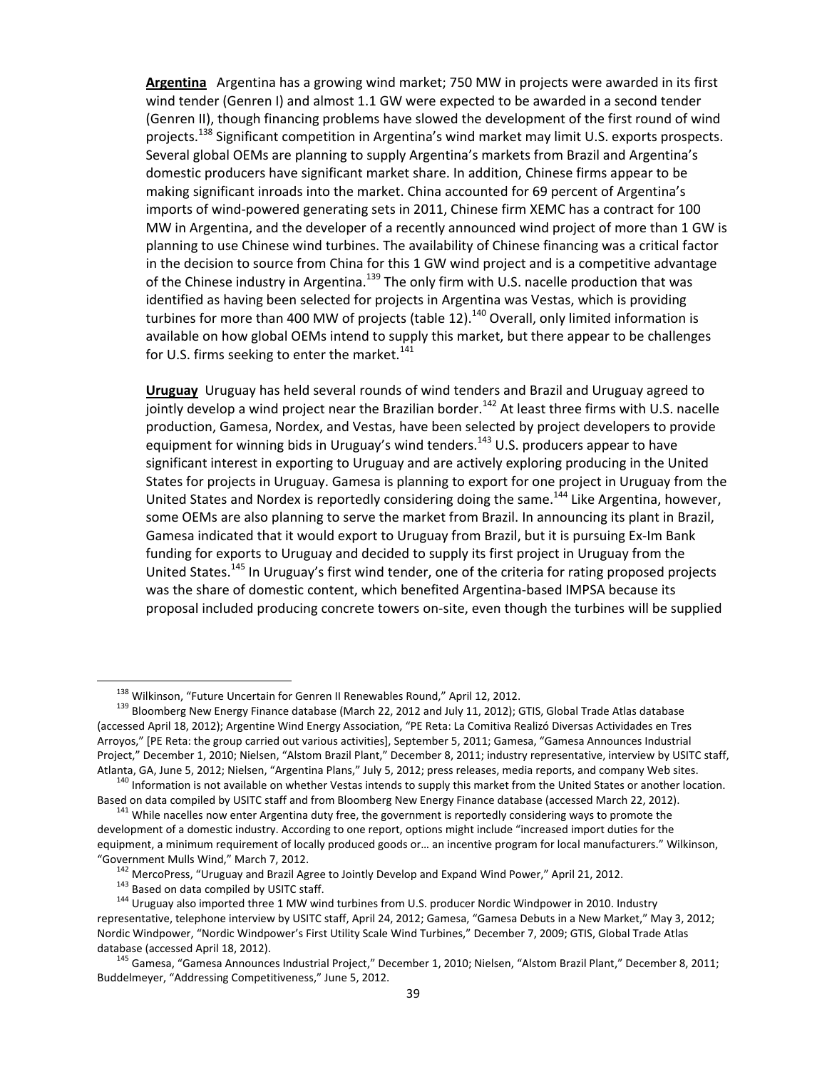**Argentina** Argentina has a growing wind market; 750 MW in projects were awarded in its first wind tender (Genren I) and almost 1.1 GW were expected to be awarded in a second tender (Genren II), though financing problems have slowed the development of the first round of wind projects.[138] Significant competition in Argentina's wind market may limit U.S. exports prospects. Several global OEMs are planning to supply Argentina's markets from Brazil and Argentina's domestic producers have significant market share. In addition, Chinese firms appear to be making significant inroads into the market. China accounted for 69 percent of Argentina's imports of wind-powered generating sets in 2011, Chinese firm XEMC has a contract for 100 MW in Argentina, and the developer of a recently announced wind project of more than 1 GW is planning to use Chinese wind turbines. The availability of Chinese financing was a critical factor in the decision to source from China for this 1 GW wind project and is a competitive advantage of the Chinese industry in Argentina.[139] The only firm with U.S. nacelle production that was identified as having been selected for projects in Argentina was Vestas, which is providing turbines for more than 400 MW of projects (table 12).[140] Overall, only limited information is available on how global OEMs intend to supply this market, but there appear to be challenges for U.S. firms seeking to enter the market.[141]

**Uruguay** Uruguay has held several rounds of wind tenders and Brazil and Uruguay agreed to jointly develop a wind project near the Brazilian border.[142] At least three firms with U.S. nacelle production, Gamesa, Nordex, and Vestas, have been selected by project developers to provide equipment for winning bids in Uruguay's wind tenders.[143] U.S. producers appear to have significant interest in exporting to Uruguay and are actively exploring producing in the United States for projects in Uruguay. Gamesa is planning to export for one project in Uruguay from the United States and Nordex is reportedly considering doing the same.[144] Like Argentina, however, some OEMs are also planning to serve the market from Brazil. In announcing its plant in Brazil, Gamesa indicated that it would export to Uruguay from Brazil, but it is pursuing Ex-Im Bank funding for exports to Uruguay and decided to supply its first project in Uruguay from the United States.[145] In Uruguay's first wind tender, one of the criteria for rating proposed projects was the share of domestic content, which benefited Argentina-based IMPSA because its proposal included producing concrete towers on-site, even though the turbines will be supplied

---

[138] Wilkinson, "Future Uncertain for Genren II Renewables Round," April 12, 2012.

[139] Bloomberg New Energy Finance database (March 22, 2012 and July 11, 2012); GTIS, Global Trade Atlas database (accessed April 18, 2012); Argentine Wind Energy Association, "PE Reta: La Comitiva Realizó Diversas Actividades en Tres Arroyos," [PE Reta: the group carried out various activities], September 5, 2011; Gamesa, "Gamesa Announces Industrial Project," December 1, 2010; Nielsen, "Alstom Brazil Plant," December 8, 2011; industry representative, interview by USITC staff, Atlanta, GA, June 5, 2012; Nielsen, "Argentina Plans," July 5, 2012; press releases, media reports, and company Web sites.

[140] Information is not available on whether Vestas intends to supply this market from the United States or another location. Based on data compiled by USITC staff and from Bloomberg New Energy Finance database (accessed March 22, 2012).

[141] While nacelles now enter Argentina duty free, the government is reportedly considering ways to promote the development of a domestic industry. According to one report, options might include "increased import duties for the equipment, a minimum requirement of locally produced goods or… an incentive program for local manufacturers." Wilkinson, "Government Mulls Wind," March 7, 2012.

[142] MercoPress, "Uruguay and Brazil Agree to Jointly Develop and Expand Wind Power," April 21, 2012.

[143] Based on data compiled by USITC staff.

[144] Uruguay also imported three 1 MW wind turbines from U.S. producer Nordic Windpower in 2010. Industry representative, telephone interview by USITC staff, April 24, 2012; Gamesa, "Gamesa Debuts in a New Market," May 3, 2012; Nordic Windpower, "Nordic Windpower's First Utility Scale Wind Turbines," December 7, 2009; GTIS, Global Trade Atlas database (accessed April 18, 2012).

[145] Gamesa, "Gamesa Announces Industrial Project," December 1, 2010; Nielsen, "Alstom Brazil Plant," December 8, 2011; Buddelmeyer, "Addressing Competitiveness," June 5, 2012.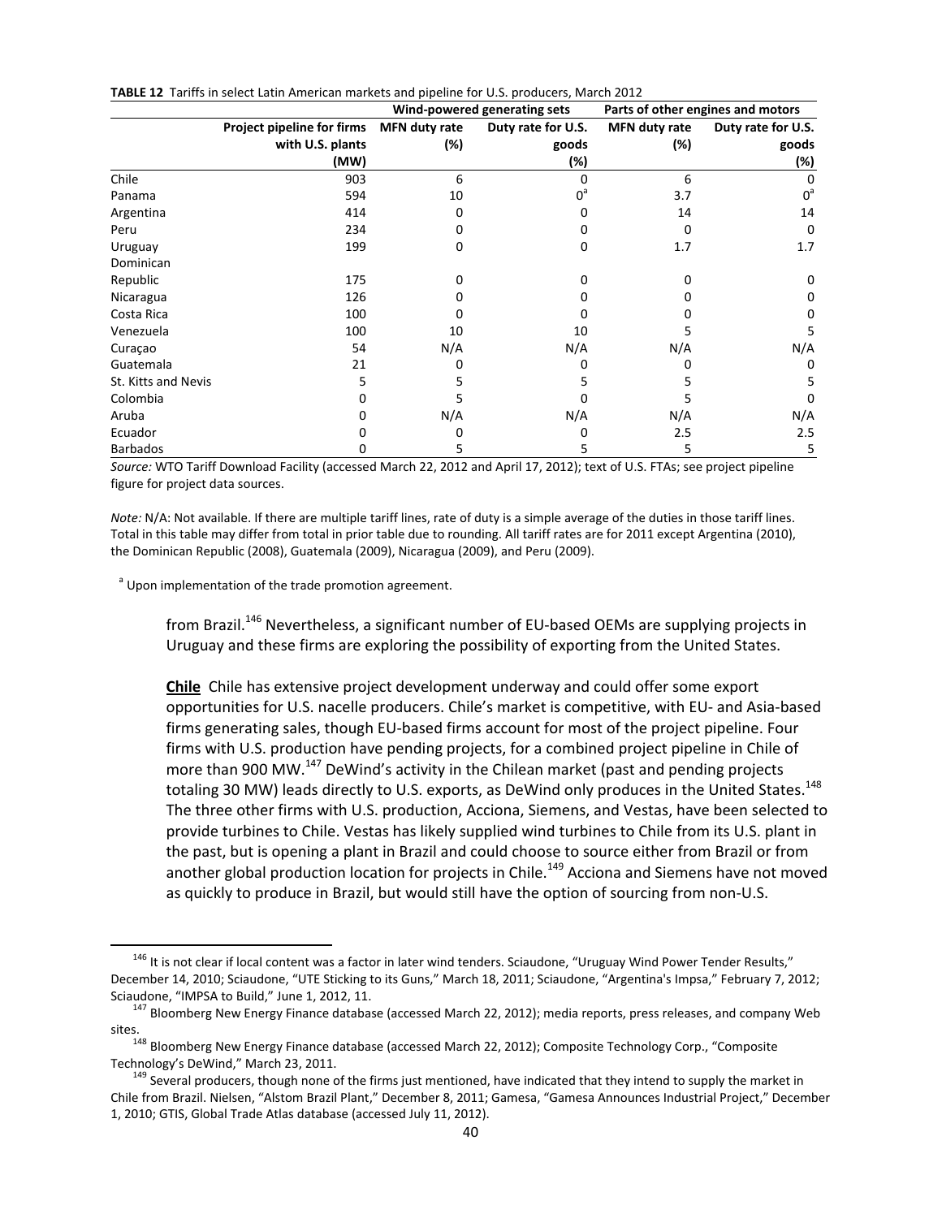**TABLE 12** Tariffs in select Latin American markets and pipeline for U.S. producers, March 2012

| | | Wind-powered generating sets | | Parts of other engines and motors | |
|---|---|---|---|---|---|
| | Project pipeline for firms with U.S. plants (MW) | MFN duty rate (%) | Duty rate for U.S. goods (%) | MFN duty rate (%) | Duty rate for U.S. goods (%) |
| Chile | 903 | 6 | 0 | 6 | 0 |
| Panama | 594 | 10 | 0[a] | 3.7 | 0[a] |
| Argentina | 414 | 0 | 0 | 14 | 14 |
| Peru | 234 | 0 | 0 | 0 | 0 |
| Uruguay | 199 | 0 | 0 | 1.7 | 1.7 |
| Dominican Republic | 175 | 0 | 0 | 0 | 0 |
| Nicaragua | 126 | 0 | 0 | 0 | 0 |
| Costa Rica | 100 | 0 | 0 | 0 | 0 |
| Venezuela | 100 | 10 | 10 | 5 | 5 |
| Curaçao | 54 | N/A | N/A | N/A | N/A |
| Guatemala | 21 | 0 | 0 | 0 | 0 |
| St. Kitts and Nevis | 5 | 5 | 5 | 5 | 5 |
| Colombia | 0 | 5 | 0 | 5 | 0 |
| Aruba | 0 | N/A | N/A | N/A | N/A |
| Ecuador | 0 | 0 | 0 | 2.5 | 2.5 |
| Barbados | 0 | 5 | 5 | 5 | 5 |

*Source:* WTO Tariff Download Facility (accessed March 22, 2012 and April 17, 2012); text of U.S. FTAs; see project pipeline figure for project data sources.

*Note:* N/A: Not available. If there are multiple tariff lines, rate of duty is a simple average of the duties in those tariff lines. Total in this table may differ from total in prior table due to rounding. All tariff rates are for 2011 except Argentina (2010), the Dominican Republic (2008), Guatemala (2009), Nicaragua (2009), and Peru (2009).

[a] Upon implementation of the trade promotion agreement.

from Brazil.[146] Nevertheless, a significant number of EU-based OEMs are supplying projects in Uruguay and these firms are exploring the possibility of exporting from the United States.

**Chile** Chile has extensive project development underway and could offer some export opportunities for U.S. nacelle producers. Chile's market is competitive, with EU- and Asia-based firms generating sales, though EU-based firms account for most of the project pipeline. Four firms with U.S. production have pending projects, for a combined project pipeline in Chile of more than 900 MW.[147] DeWind's activity in the Chilean market (past and pending projects totaling 30 MW) leads directly to U.S. exports, as DeWind only produces in the United States.[148] The three other firms with U.S. production, Acciona, Siemens, and Vestas, have been selected to provide turbines to Chile. Vestas has likely supplied wind turbines to Chile from its U.S. plant in the past, but is opening a plant in Brazil and could choose to source either from Brazil or from another global production location for projects in Chile.[149] Acciona and Siemens have not moved as quickly to produce in Brazil, but would still have the option of sourcing from non-U.S.

[146] It is not clear if local content was a factor in later wind tenders. Sciaudone, "Uruguay Wind Power Tender Results," December 14, 2010; Sciaudone, "UTE Sticking to its Guns," March 18, 2011; Sciaudone, "Argentina's Impsa," February 7, 2012; Sciaudone, "IMPSA to Build," June 1, 2012, 11.

[147] Bloomberg New Energy Finance database (accessed March 22, 2012); media reports, press releases, and company Web sites.

[148] Bloomberg New Energy Finance database (accessed March 22, 2012); Composite Technology Corp., "Composite Technology's DeWind," March 23, 2011.

[149] Several producers, though none of the firms just mentioned, have indicated that they intend to supply the market in Chile from Brazil. Nielsen, "Alstom Brazil Plant," December 8, 2011; Gamesa, "Gamesa Announces Industrial Project," December 1, 2010; GTIS, Global Trade Atlas database (accessed July 11, 2012).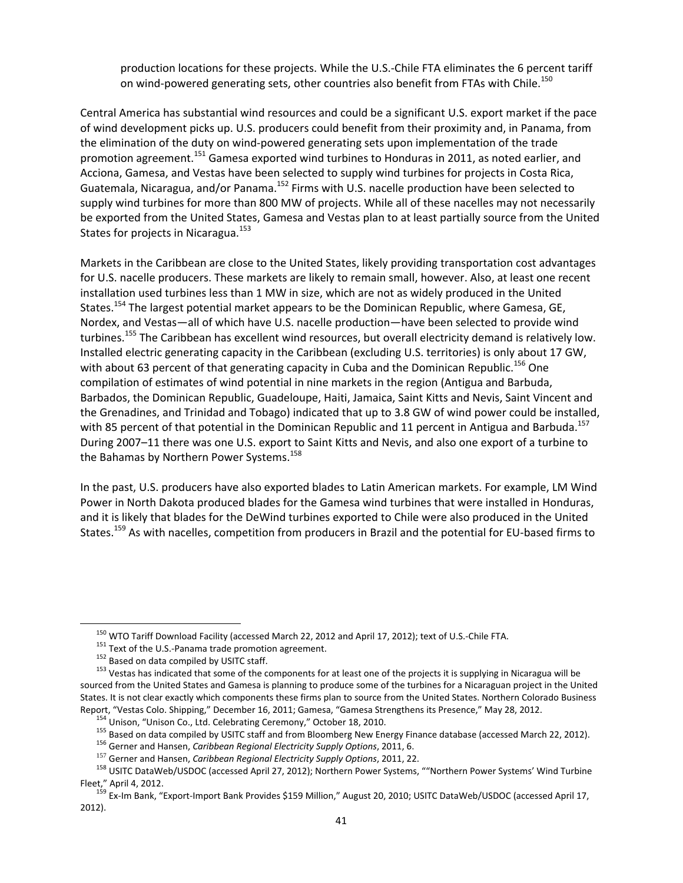production locations for these projects. While the U.S.-Chile FTA eliminates the 6 percent tariff on wind-powered generating sets, other countries also benefit from FTAs with Chile.[150]

Central America has substantial wind resources and could be a significant U.S. export market if the pace of wind development picks up. U.S. producers could benefit from their proximity and, in Panama, from the elimination of the duty on wind-powered generating sets upon implementation of the trade promotion agreement.[151] Gamesa exported wind turbines to Honduras in 2011, as noted earlier, and Acciona, Gamesa, and Vestas have been selected to supply wind turbines for projects in Costa Rica, Guatemala, Nicaragua, and/or Panama.[152] Firms with U.S. nacelle production have been selected to supply wind turbines for more than 800 MW of projects. While all of these nacelles may not necessarily be exported from the United States, Gamesa and Vestas plan to at least partially source from the United States for projects in Nicaragua.[153]

Markets in the Caribbean are close to the United States, likely providing transportation cost advantages for U.S. nacelle producers. These markets are likely to remain small, however. Also, at least one recent installation used turbines less than 1 MW in size, which are not as widely produced in the United States.[154] The largest potential market appears to be the Dominican Republic, where Gamesa, GE, Nordex, and Vestas—all of which have U.S. nacelle production—have been selected to provide wind turbines.[155] The Caribbean has excellent wind resources, but overall electricity demand is relatively low. Installed electric generating capacity in the Caribbean (excluding U.S. territories) is only about 17 GW, with about 63 percent of that generating capacity in Cuba and the Dominican Republic.[156] One compilation of estimates of wind potential in nine markets in the region (Antigua and Barbuda, Barbados, the Dominican Republic, Guadeloupe, Haiti, Jamaica, Saint Kitts and Nevis, Saint Vincent and the Grenadines, and Trinidad and Tobago) indicated that up to 3.8 GW of wind power could be installed, with 85 percent of that potential in the Dominican Republic and 11 percent in Antigua and Barbuda.[157] During 2007–11 there was one U.S. export to Saint Kitts and Nevis, and also one export of a turbine to the Bahamas by Northern Power Systems.[158]

In the past, U.S. producers have also exported blades to Latin American markets. For example, LM Wind Power in North Dakota produced blades for the Gamesa wind turbines that were installed in Honduras, and it is likely that blades for the DeWind turbines exported to Chile were also produced in the United States.[159] As with nacelles, competition from producers in Brazil and the potential for EU-based firms to

---

[150] WTO Tariff Download Facility (accessed March 22, 2012 and April 17, 2012); text of U.S.-Chile FTA.

[151] Text of the U.S.-Panama trade promotion agreement.

[152] Based on data compiled by USITC staff.

[153] Vestas has indicated that some of the components for at least one of the projects it is supplying in Nicaragua will be sourced from the United States and Gamesa is planning to produce some of the turbines for a Nicaraguan project in the United States. It is not clear exactly which components these firms plan to source from the United States. Northern Colorado Business Report, "Vestas Colo. Shipping," December 16, 2011; Gamesa, "Gamesa Strengthens its Presence," May 28, 2012.

[154] Unison, "Unison Co., Ltd. Celebrating Ceremony," October 18, 2010.

[155] Based on data compiled by USITC staff and from Bloomberg New Energy Finance database (accessed March 22, 2012).

[156] Gerner and Hansen, *Caribbean Regional Electricity Supply Options*, 2011, 6.

[157] Gerner and Hansen, *Caribbean Regional Electricity Supply Options*, 2011, 22.

[158] USITC DataWeb/USDOC (accessed April 27, 2012); Northern Power Systems, ""Northern Power Systems' Wind Turbine Fleet," April 4, 2012.

[159] Ex-Im Bank, "Export-Import Bank Provides $159 Million," August 20, 2010; USITC DataWeb/USDOC (accessed April 17, 2012).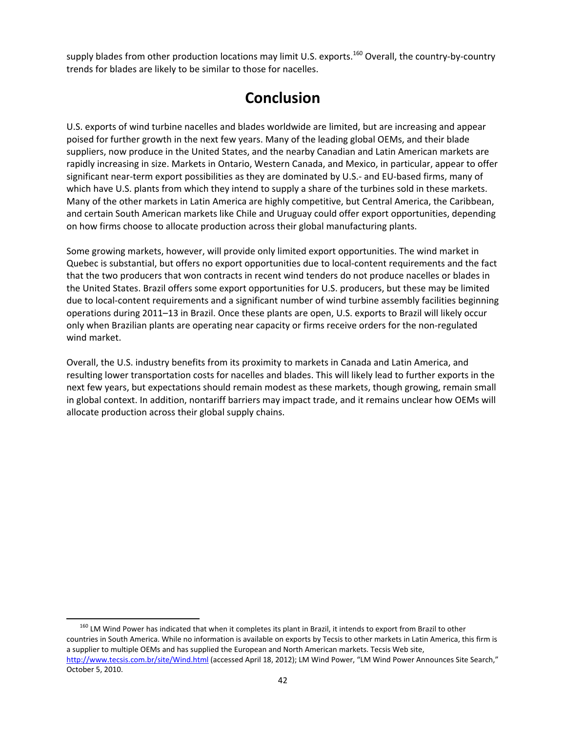supply blades from other production locations may limit U.S. exports.[160] Overall, the country-by-country trends for blades are likely to be similar to those for nacelles.

# Conclusion

U.S. exports of wind turbine nacelles and blades worldwide are limited, but are increasing and appear poised for further growth in the next few years. Many of the leading global OEMs, and their blade suppliers, now produce in the United States, and the nearby Canadian and Latin American markets are rapidly increasing in size. Markets in Ontario, Western Canada, and Mexico, in particular, appear to offer significant near-term export possibilities as they are dominated by U.S.- and EU-based firms, many of which have U.S. plants from which they intend to supply a share of the turbines sold in these markets. Many of the other markets in Latin America are highly competitive, but Central America, the Caribbean, and certain South American markets like Chile and Uruguay could offer export opportunities, depending on how firms choose to allocate production across their global manufacturing plants.

Some growing markets, however, will provide only limited export opportunities. The wind market in Quebec is substantial, but offers no export opportunities due to local-content requirements and the fact that the two producers that won contracts in recent wind tenders do not produce nacelles or blades in the United States. Brazil offers some export opportunities for U.S. producers, but these may be limited due to local-content requirements and a significant number of wind turbine assembly facilities beginning operations during 2011–13 in Brazil. Once these plants are open, U.S. exports to Brazil will likely occur only when Brazilian plants are operating near capacity or firms receive orders for the non-regulated wind market.

Overall, the U.S. industry benefits from its proximity to markets in Canada and Latin America, and resulting lower transportation costs for nacelles and blades. This will likely lead to further exports in the next few years, but expectations should remain modest as these markets, though growing, remain small in global context. In addition, nontariff barriers may impact trade, and it remains unclear how OEMs will allocate production across their global supply chains.

---

[160] LM Wind Power has indicated that when it completes its plant in Brazil, it intends to export from Brazil to other countries in South America. While no information is available on exports by Tecsis to other markets in Latin America, this firm is a supplier to multiple OEMs and has supplied the European and North American markets. Tecsis Web site, http://www.tecsis.com.br/site/Wind.html (accessed April 18, 2012); LM Wind Power, "LM Wind Power Announces Site Search," October 5, 2010.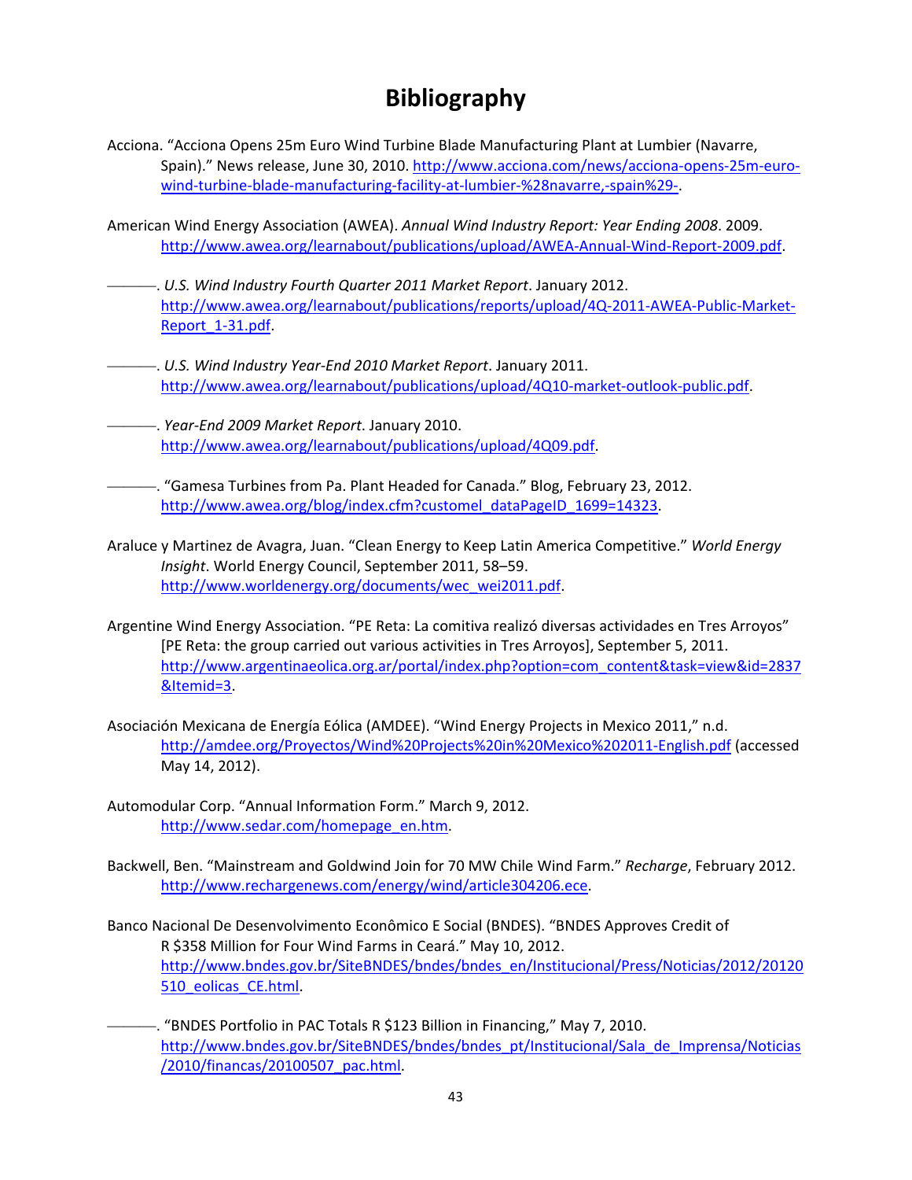# Bibliography

Acciona. "Acciona Opens 25m Euro Wind Turbine Blade Manufacturing Plant at Lumbier (Navarre, Spain)." News release, June 30, 2010. http://www.acciona.com/news/acciona-opens-25m-euro-wind-turbine-blade-manufacturing-facility-at-lumbier-%28navarre,-spain%29-.

American Wind Energy Association (AWEA). *Annual Wind Industry Report: Year Ending 2008*. 2009. http://www.awea.org/learnabout/publications/upload/AWEA-Annual-Wind-Report-2009.pdf.

———. *U.S. Wind Industry Fourth Quarter 2011 Market Report*. January 2012. http://www.awea.org/learnabout/publications/reports/upload/4Q-2011-AWEA-Public-Market-Report_1-31.pdf.

———. *U.S. Wind Industry Year-End 2010 Market Report*. January 2011. http://www.awea.org/learnabout/publications/upload/4Q10-market-outlook-public.pdf.

———. *Year-End 2009 Market Report*. January 2010. http://www.awea.org/learnabout/publications/upload/4Q09.pdf.

———. "Gamesa Turbines from Pa. Plant Headed for Canada." Blog, February 23, 2012. http://www.awea.org/blog/index.cfm?customel_dataPageID_1699=14323.

Araluce y Martinez de Avagra, Juan. "Clean Energy to Keep Latin America Competitive." *World Energy Insight*. World Energy Council, September 2011, 58–59. http://www.worldenergy.org/documents/wec_wei2011.pdf.

Argentine Wind Energy Association. "PE Reta: La comitiva realizó diversas actividades en Tres Arroyos" [PE Reta: the group carried out various activities in Tres Arroyos], September 5, 2011. http://www.argentinaeolica.org.ar/portal/index.php?option=com_content&task=view&id=2837&Itemid=3.

Asociación Mexicana de Energía Eólica (AMDEE). "Wind Energy Projects in Mexico 2011," n.d. http://amdee.org/Proyectos/Wind%20Projects%20in%20Mexico%202011-English.pdf (accessed May 14, 2012).

Automodular Corp. "Annual Information Form." March 9, 2012. http://www.sedar.com/homepage_en.htm.

Backwell, Ben. "Mainstream and Goldwind Join for 70 MW Chile Wind Farm." *Recharge*, February 2012. http://www.rechargenews.com/energy/wind/article304206.ece.

Banco Nacional De Desenvolvimento Econômico E Social (BNDES). "BNDES Approves Credit of R $358 Million for Four Wind Farms in Ceará." May 10, 2012. http://www.bndes.gov.br/SiteBNDES/bndes/bndes_en/Institucional/Press/Noticias/2012/20120510_eolicas_CE.html.

———. "BNDES Portfolio in PAC Totals R $123 Billion in Financing," May 7, 2010. http://www.bndes.gov.br/SiteBNDES/bndes/bndes_pt/Institucional/Sala_de_Imprensa/Noticias/2010/financas/20100507_pac.html.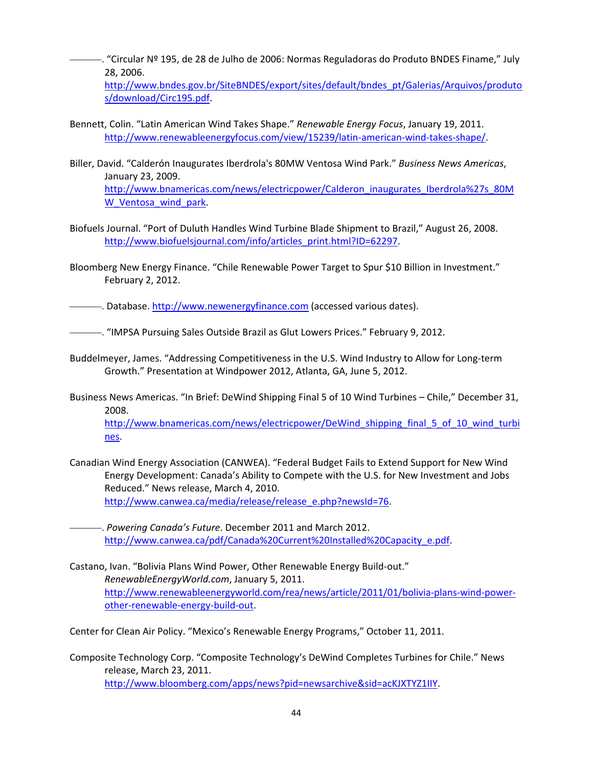———. "Circular Nº 195, de 28 de Julho de 2006: Normas Reguladoras do Produto BNDES Finame," July 28, 2006. http://www.bndes.gov.br/SiteBNDES/export/sites/default/bndes_pt/Galerias/Arquivos/produtos/download/Circ195.pdf.

Bennett, Colin. "Latin American Wind Takes Shape." *Renewable Energy Focus*, January 19, 2011. http://www.renewableenergyfocus.com/view/15239/latin-american-wind-takes-shape/.

Biller, David. "Calderón Inaugurates Iberdrola's 80MW Ventosa Wind Park." *Business News Americas*, January 23, 2009. http://www.bnamericas.com/news/electricpower/Calderon_inaugurates_Iberdrola%27s_80MW_Ventosa_wind_park.

Biofuels Journal. "Port of Duluth Handles Wind Turbine Blade Shipment to Brazil," August 26, 2008. http://www.biofuelsjournal.com/info/articles_print.html?ID=62297.

Bloomberg New Energy Finance. "Chile Renewable Power Target to Spur $10 Billion in Investment." February 2, 2012.

———. Database. http://www.newenergyfinance.com (accessed various dates).

———. "IMPSA Pursuing Sales Outside Brazil as Glut Lowers Prices." February 9, 2012.

Buddelmeyer, James. "Addressing Competitiveness in the U.S. Wind Industry to Allow for Long-term Growth." Presentation at Windpower 2012, Atlanta, GA, June 5, 2012.

Business News Americas. "In Brief: DeWind Shipping Final 5 of 10 Wind Turbines – Chile," December 31, 2008. http://www.bnamericas.com/news/electricpower/DeWind_shipping_final_5_of_10_wind_turbines.

Canadian Wind Energy Association (CANWEA). "Federal Budget Fails to Extend Support for New Wind Energy Development: Canada's Ability to Compete with the U.S. for New Investment and Jobs Reduced." News release, March 4, 2010. http://www.canwea.ca/media/release/release_e.php?newsId=76.

———. *Powering Canada's Future*. December 2011 and March 2012. http://www.canwea.ca/pdf/Canada%20Current%20Installed%20Capacity_e.pdf.

Castano, Ivan. "Bolivia Plans Wind Power, Other Renewable Energy Build-out." *RenewableEnergyWorld.com*, January 5, 2011. http://www.renewableenergyworld.com/rea/news/article/2011/01/bolivia-plans-wind-power-other-renewable-energy-build-out.

Center for Clean Air Policy. "Mexico's Renewable Energy Programs," October 11, 2011.

Composite Technology Corp. "Composite Technology's DeWind Completes Turbines for Chile." News release, March 23, 2011. http://www.bloomberg.com/apps/news?pid=newsarchive&sid=acKJXTYZ1IIY.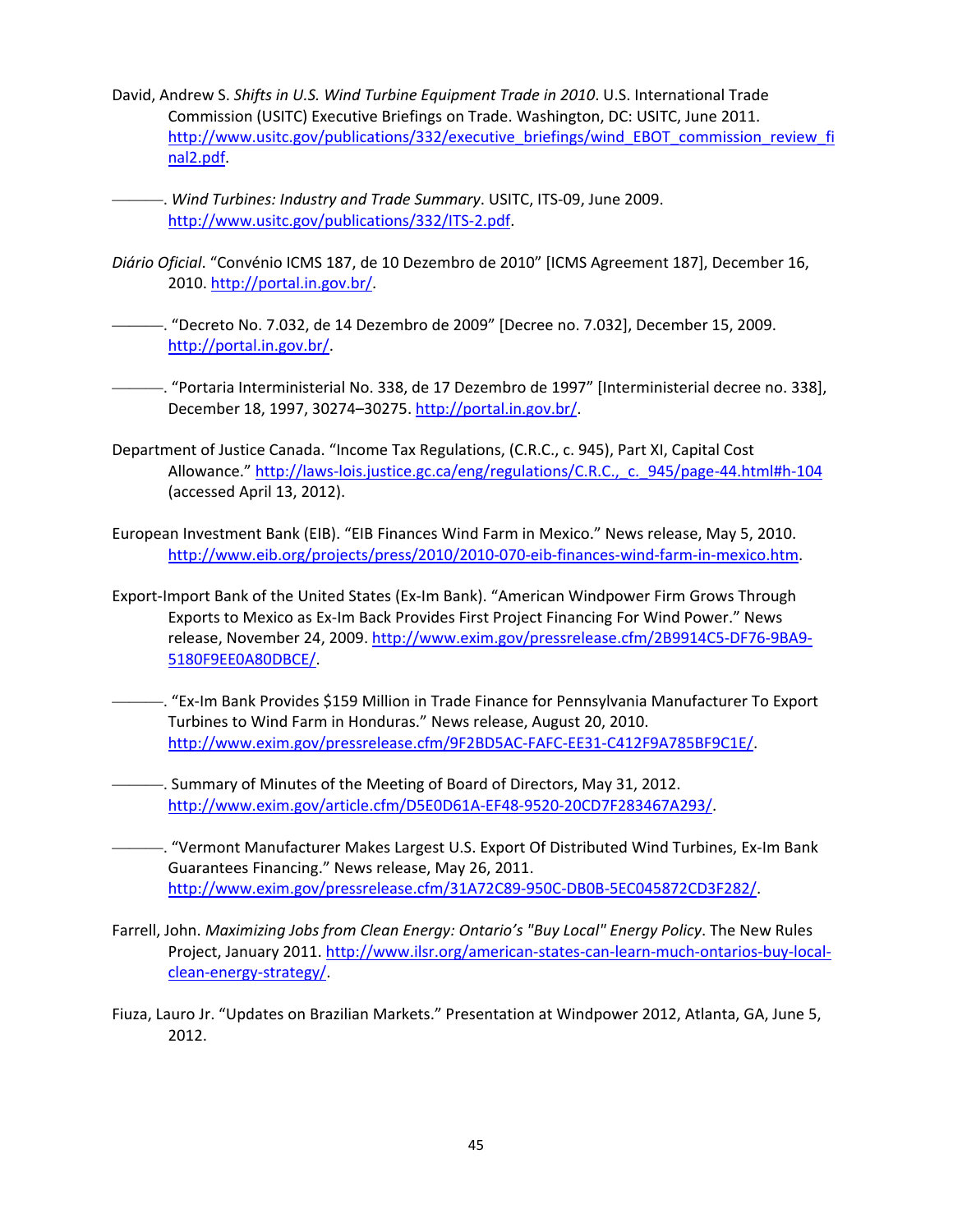David, Andrew S. *Shifts in U.S. Wind Turbine Equipment Trade in 2010*. U.S. International Trade Commission (USITC) Executive Briefings on Trade. Washington, DC: USITC, June 2011. http://www.usitc.gov/publications/332/executive_briefings/wind_EBOT_commission_review_final2.pdf.

———. *Wind Turbines: Industry and Trade Summary*. USITC, ITS-09, June 2009. http://www.usitc.gov/publications/332/ITS-2.pdf.

*Diário Oficial*. "Convénio ICMS 187, de 10 Dezembro de 2010" [ICMS Agreement 187], December 16, 2010. http://portal.in.gov.br/.

———. "Decreto No. 7.032, de 14 Dezembro de 2009" [Decree no. 7.032], December 15, 2009. http://portal.in.gov.br/.

———. "Portaria Interministerial No. 338, de 17 Dezembro de 1997" [Interministerial decree no. 338], December 18, 1997, 30274–30275. http://portal.in.gov.br/.

Department of Justice Canada. "Income Tax Regulations, (C.R.C., c. 945), Part XI, Capital Cost Allowance." http://laws-lois.justice.gc.ca/eng/regulations/C.R.C.,_c._945/page-44.html#h-104 (accessed April 13, 2012).

European Investment Bank (EIB). "EIB Finances Wind Farm in Mexico." News release, May 5, 2010. http://www.eib.org/projects/press/2010/2010-070-eib-finances-wind-farm-in-mexico.htm.

Export-Import Bank of the United States (Ex-Im Bank). "American Windpower Firm Grows Through Exports to Mexico as Ex-Im Back Provides First Project Financing For Wind Power." News release, November 24, 2009. http://www.exim.gov/pressrelease.cfm/2B9914C5-DF76-9BA9-5180F9EE0A80DBCE/.

———. "Ex-Im Bank Provides $159 Million in Trade Finance for Pennsylvania Manufacturer To Export Turbines to Wind Farm in Honduras." News release, August 20, 2010. http://www.exim.gov/pressrelease.cfm/9F2BD5AC-FAFC-EE31-C412F9A785BF9C1E/.

———. Summary of Minutes of the Meeting of Board of Directors, May 31, 2012. http://www.exim.gov/article.cfm/D5E0D61A-EF48-9520-20CD7F283467A293/.

———. "Vermont Manufacturer Makes Largest U.S. Export Of Distributed Wind Turbines, Ex-Im Bank Guarantees Financing." News release, May 26, 2011. http://www.exim.gov/pressrelease.cfm/31A72C89-950C-DB0B-5EC045872CD3F282/.

Farrell, John. *Maximizing Jobs from Clean Energy: Ontario's "Buy Local" Energy Policy*. The New Rules Project, January 2011. http://www.ilsr.org/american-states-can-learn-much-ontarios-buy-local-clean-energy-strategy/.

Fiuza, Lauro Jr. "Updates on Brazilian Markets." Presentation at Windpower 2012, Atlanta, GA, June 5, 2012.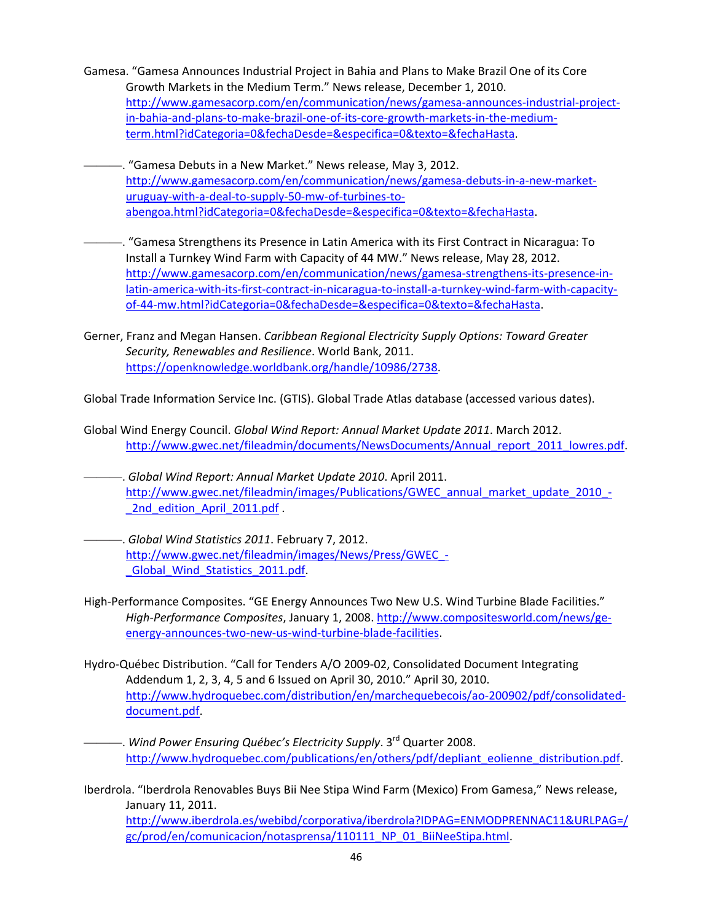Gamesa. "Gamesa Announces Industrial Project in Bahia and Plans to Make Brazil One of its Core Growth Markets in the Medium Term." News release, December 1, 2010. http://www.gamesacorp.com/en/communication/news/gamesa-announces-industrial-project-in-bahia-and-plans-to-make-brazil-one-of-its-core-growth-markets-in-the-medium-term.html?idCategoria=0&fechaDesde=&especifica=0&texto=&fechaHasta.

———. "Gamesa Debuts in a New Market." News release, May 3, 2012. http://www.gamesacorp.com/en/communication/news/gamesa-debuts-in-a-new-market-uruguay-with-a-deal-to-supply-50-mw-of-turbines-to-abengoa.html?idCategoria=0&fechaDesde=&especifica=0&texto=&fechaHasta.

———. "Gamesa Strengthens its Presence in Latin America with its First Contract in Nicaragua: To Install a Turnkey Wind Farm with Capacity of 44 MW." News release, May 28, 2012. http://www.gamesacorp.com/en/communication/news/gamesa-strengthens-its-presence-in-latin-america-with-its-first-contract-in-nicaragua-to-install-a-turnkey-wind-farm-with-capacity-of-44-mw.html?idCategoria=0&fechaDesde=&especifica=0&texto=&fechaHasta.

Gerner, Franz and Megan Hansen. *Caribbean Regional Electricity Supply Options: Toward Greater Security, Renewables and Resilience*. World Bank, 2011. https://openknowledge.worldbank.org/handle/10986/2738.

Global Trade Information Service Inc. (GTIS). Global Trade Atlas database (accessed various dates).

Global Wind Energy Council. *Global Wind Report: Annual Market Update 2011*. March 2012. http://www.gwec.net/fileadmin/documents/NewsDocuments/Annual_report_2011_lowres.pdf.

———. *Global Wind Report: Annual Market Update 2010*. April 2011. http://www.gwec.net/fileadmin/images/Publications/GWEC_annual_market_update_2010_-_2nd_edition_April_2011.pdf .

———. *Global Wind Statistics 2011*. February 7, 2012. http://www.gwec.net/fileadmin/images/News/Press/GWEC_-_Global_Wind_Statistics_2011.pdf.

High-Performance Composites. "GE Energy Announces Two New U.S. Wind Turbine Blade Facilities." *High-Performance Composites*, January 1, 2008. http://www.compositesworld.com/news/ge-energy-announces-two-new-us-wind-turbine-blade-facilities.

Hydro-Québec Distribution. "Call for Tenders A/O 2009-02, Consolidated Document Integrating Addendum 1, 2, 3, 4, 5 and 6 Issued on April 30, 2010." April 30, 2010. http://www.hydroquebec.com/distribution/en/marchequebecois/ao-200902/pdf/consolidated-document.pdf.

———. *Wind Power Ensuring Québec's Electricity Supply*. 3rd Quarter 2008. http://www.hydroquebec.com/publications/en/others/pdf/depliant_eolienne_distribution.pdf.

Iberdrola. "Iberdrola Renovables Buys Bii Nee Stipa Wind Farm (Mexico) From Gamesa," News release, January 11, 2011. http://www.iberdrola.es/webibd/corporativa/iberdrola?IDPAG=ENMODPRENNAC11&URLPAG=/gc/prod/en/comunicacion/notasprensa/110111_NP_01_BiiNeeStipa.html.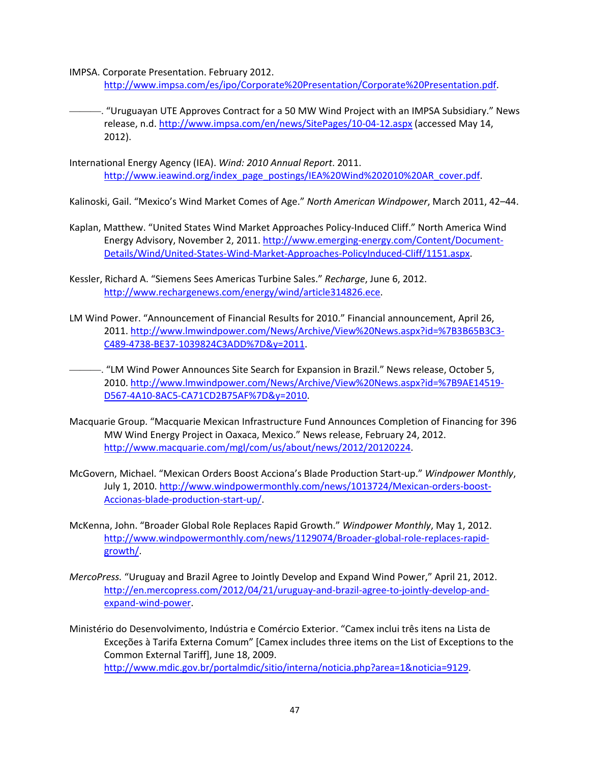IMPSA. Corporate Presentation. February 2012. http://www.impsa.com/es/ipo/Corporate%20Presentation/Corporate%20Presentation.pdf.

———. "Uruguayan UTE Approves Contract for a 50 MW Wind Project with an IMPSA Subsidiary." News release, n.d. http://www.impsa.com/en/news/SitePages/10-04-12.aspx (accessed May 14, 2012).

International Energy Agency (IEA). *Wind: 2010 Annual Report*. 2011. http://www.ieawind.org/index_page_postings/IEA%20Wind%202010%20AR_cover.pdf.

Kalinoski, Gail. "Mexico's Wind Market Comes of Age." *North American Windpower*, March 2011, 42–44.

Kaplan, Matthew. "United States Wind Market Approaches Policy-Induced Cliff." North America Wind Energy Advisory, November 2, 2011. http://www.emerging-energy.com/Content/Document-Details/Wind/United-States-Wind-Market-Approaches-PolicyInduced-Cliff/1151.aspx.

Kessler, Richard A. "Siemens Sees Americas Turbine Sales." *Recharge*, June 6, 2012. http://www.rechargenews.com/energy/wind/article314826.ece.

LM Wind Power. "Announcement of Financial Results for 2010." Financial announcement, April 26, 2011. http://www.lmwindpower.com/News/Archive/View%20News.aspx?id=%7B3B65B3C3-C489-4738-BE37-1039824C3ADD%7D&y=2011.

———. "LM Wind Power Announces Site Search for Expansion in Brazil." News release, October 5, 2010. http://www.lmwindpower.com/News/Archive/View%20News.aspx?id=%7B9AE14519-D567-4A10-8AC5-CA71CD2B75AF%7D&y=2010.

Macquarie Group. "Macquarie Mexican Infrastructure Fund Announces Completion of Financing for 396 MW Wind Energy Project in Oaxaca, Mexico." News release, February 24, 2012. http://www.macquarie.com/mgl/com/us/about/news/2012/20120224.

McGovern, Michael. "Mexican Orders Boost Acciona's Blade Production Start-up." *Windpower Monthly*, July 1, 2010. http://www.windpowermonthly.com/news/1013724/Mexican-orders-boost-Accionas-blade-production-start-up/.

McKenna, John. "Broader Global Role Replaces Rapid Growth." *Windpower Monthly*, May 1, 2012. http://www.windpowermonthly.com/news/1129074/Broader-global-role-replaces-rapid-growth/.

*MercoPress.* "Uruguay and Brazil Agree to Jointly Develop and Expand Wind Power," April 21, 2012. http://en.mercopress.com/2012/04/21/uruguay-and-brazil-agree-to-jointly-develop-and-expand-wind-power.

Ministério do Desenvolvimento, Indústria e Comércio Exterior. "Camex inclui três itens na Lista de Exceções à Tarifa Externa Comum" [Camex includes three items on the List of Exceptions to the Common External Tariff], June 18, 2009. http://www.mdic.gov.br/portalmdic/sitio/interna/noticia.php?area=1&noticia=9129.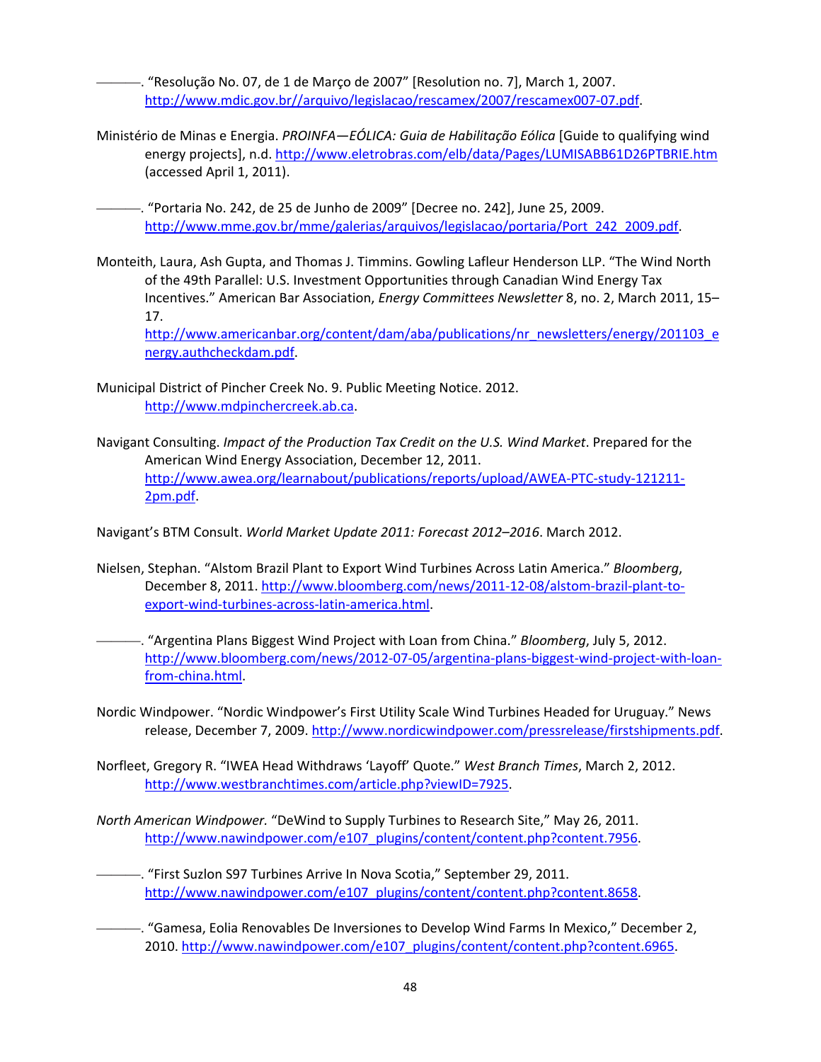———. “Resolução No. 07, de 1 de Março de 2007” [Resolution no. 7], March 1, 2007. http://www.mdic.gov.br//arquivo/legislacao/rescamex/2007/rescamex007-07.pdf.

Ministério de Minas e Energia. *PROINFA—EÓLICA: Guia de Habilitação Eólica* [Guide to qualifying wind energy projects], n.d. http://www.eletrobras.com/elb/data/Pages/LUMISABB61D26PTBRIE.htm (accessed April 1, 2011).

———. “Portaria No. 242, de 25 de Junho de 2009” [Decree no. 242], June 25, 2009. http://www.mme.gov.br/mme/galerias/arquivos/legislacao/portaria/Port_242_2009.pdf.

Monteith, Laura, Ash Gupta, and Thomas J. Timmins. Gowling Lafleur Henderson LLP. “The Wind North of the 49th Parallel: U.S. Investment Opportunities through Canadian Wind Energy Tax Incentives.” American Bar Association, *Energy Committees Newsletter* 8, no. 2, March 2011, 15–17. http://www.americanbar.org/content/dam/aba/publications/nr_newsletters/energy/201103_energy.authcheckdam.pdf.

Municipal District of Pincher Creek No. 9. Public Meeting Notice. 2012. http://www.mdpinchercreek.ab.ca.

Navigant Consulting. *Impact of the Production Tax Credit on the U.S. Wind Market*. Prepared for the American Wind Energy Association, December 12, 2011. http://www.awea.org/learnabout/publications/reports/upload/AWEA-PTC-study-121211-2pm.pdf.

Navigant’s BTM Consult. *World Market Update 2011: Forecast 2012–2016*. March 2012.

Nielsen, Stephan. “Alstom Brazil Plant to Export Wind Turbines Across Latin America.” *Bloomberg*, December 8, 2011. http://www.bloomberg.com/news/2011-12-08/alstom-brazil-plant-to-export-wind-turbines-across-latin-america.html.

———. “Argentina Plans Biggest Wind Project with Loan from China.” *Bloomberg*, July 5, 2012. http://www.bloomberg.com/news/2012-07-05/argentina-plans-biggest-wind-project-with-loan-from-china.html.

Nordic Windpower. “Nordic Windpower’s First Utility Scale Wind Turbines Headed for Uruguay.” News release, December 7, 2009. http://www.nordicwindpower.com/pressrelease/firstshipments.pdf.

Norfleet, Gregory R. “IWEA Head Withdraws ‘Layoff’ Quote.” *West Branch Times*, March 2, 2012. http://www.westbranchtimes.com/article.php?viewID=7925.

*North American Windpower.* “DeWind to Supply Turbines to Research Site,” May 26, 2011. http://www.nawindpower.com/e107_plugins/content/content.php?content.7956.

———. “First Suzlon S97 Turbines Arrive In Nova Scotia,” September 29, 2011. http://www.nawindpower.com/e107_plugins/content/content.php?content.8658.

———. “Gamesa, Eolia Renovables De Inversiones to Develop Wind Farms In Mexico,” December 2, 2010. http://www.nawindpower.com/e107_plugins/content/content.php?content.6965.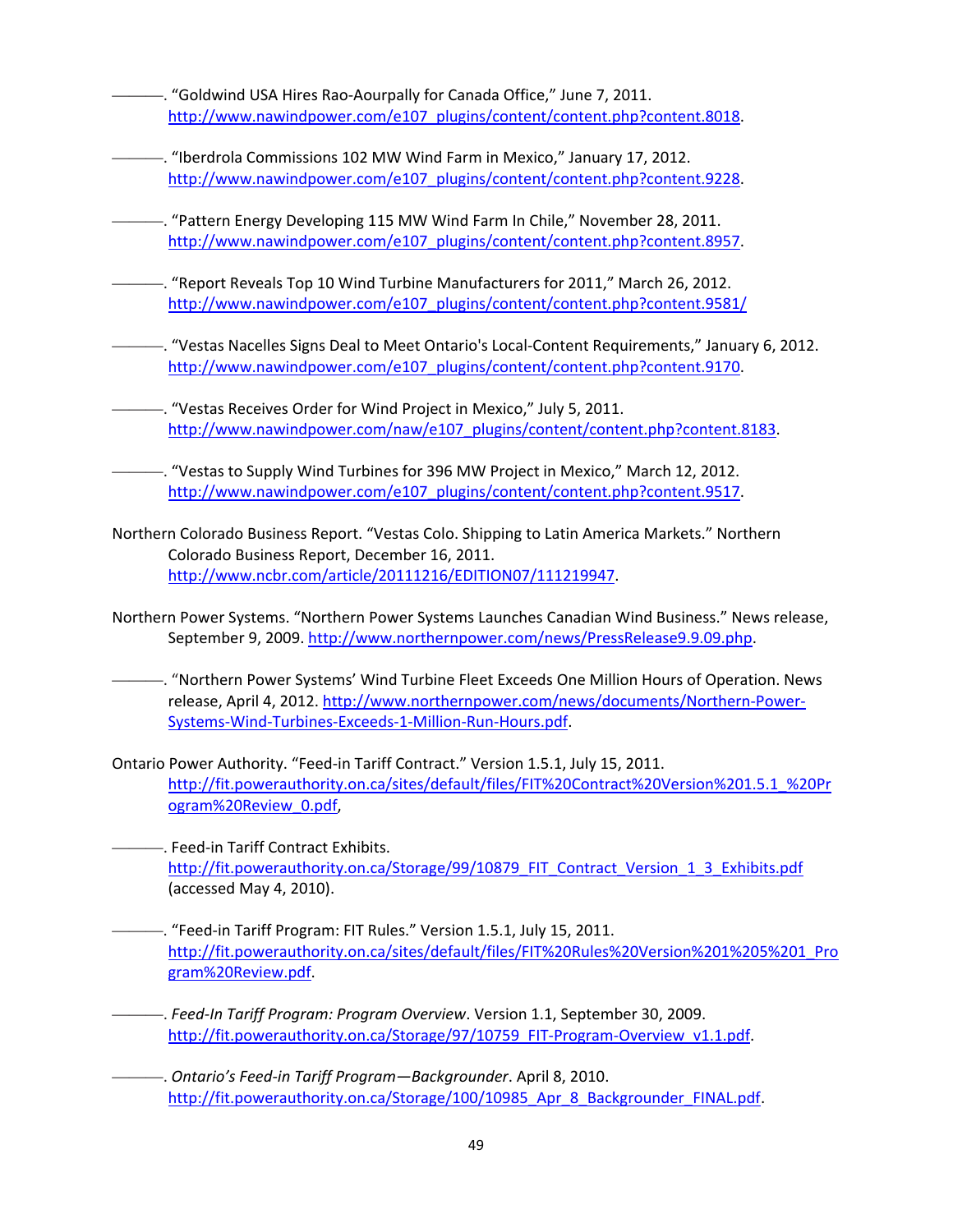———. "Goldwind USA Hires Rao-Aourpally for Canada Office," June 7, 2011. http://www.nawindpower.com/e107_plugins/content/content.php?content.8018.

———. "Iberdrola Commissions 102 MW Wind Farm in Mexico," January 17, 2012. http://www.nawindpower.com/e107_plugins/content/content.php?content.9228.

———. "Pattern Energy Developing 115 MW Wind Farm In Chile," November 28, 2011. http://www.nawindpower.com/e107_plugins/content/content.php?content.8957.

———. "Report Reveals Top 10 Wind Turbine Manufacturers for 2011," March 26, 2012. http://www.nawindpower.com/e107_plugins/content/content.php?content.9581/

———. "Vestas Nacelles Signs Deal to Meet Ontario's Local-Content Requirements," January 6, 2012. http://www.nawindpower.com/e107_plugins/content/content.php?content.9170.

———. "Vestas Receives Order for Wind Project in Mexico," July 5, 2011. http://www.nawindpower.com/naw/e107_plugins/content/content.php?content.8183.

———. "Vestas to Supply Wind Turbines for 396 MW Project in Mexico," March 12, 2012. http://www.nawindpower.com/e107_plugins/content/content.php?content.9517.

Northern Colorado Business Report. "Vestas Colo. Shipping to Latin America Markets." Northern Colorado Business Report, December 16, 2011. http://www.ncbr.com/article/20111216/EDITION07/111219947.

Northern Power Systems. "Northern Power Systems Launches Canadian Wind Business." News release, September 9, 2009. http://www.northernpower.com/news/PressRelease9.9.09.php.

———. "Northern Power Systems' Wind Turbine Fleet Exceeds One Million Hours of Operation. News release, April 4, 2012. http://www.northernpower.com/news/documents/Northern-Power-Systems-Wind-Turbines-Exceeds-1-Million-Run-Hours.pdf.

Ontario Power Authority. "Feed-in Tariff Contract." Version 1.5.1, July 15, 2011. http://fit.powerauthority.on.ca/sites/default/files/FIT%20Contract%20Version%201.5.1_%20Program%20Review_0.pdf,

———. Feed-in Tariff Contract Exhibits. http://fit.powerauthority.on.ca/Storage/99/10879_FIT_Contract_Version_1_3_Exhibits.pdf (accessed May 4, 2010).

———. "Feed-in Tariff Program: FIT Rules." Version 1.5.1, July 15, 2011. http://fit.powerauthority.on.ca/sites/default/files/FIT%20Rules%20Version%201%205%201_Program%20Review.pdf.

———. *Feed-In Tariff Program: Program Overview*. Version 1.1, September 30, 2009. http://fit.powerauthority.on.ca/Storage/97/10759_FIT-Program-Overview_v1.1.pdf.

———. *Ontario's Feed-in Tariff Program—Backgrounder*. April 8, 2010. http://fit.powerauthority.on.ca/Storage/100/10985_Apr_8_Backgrounder_FINAL.pdf.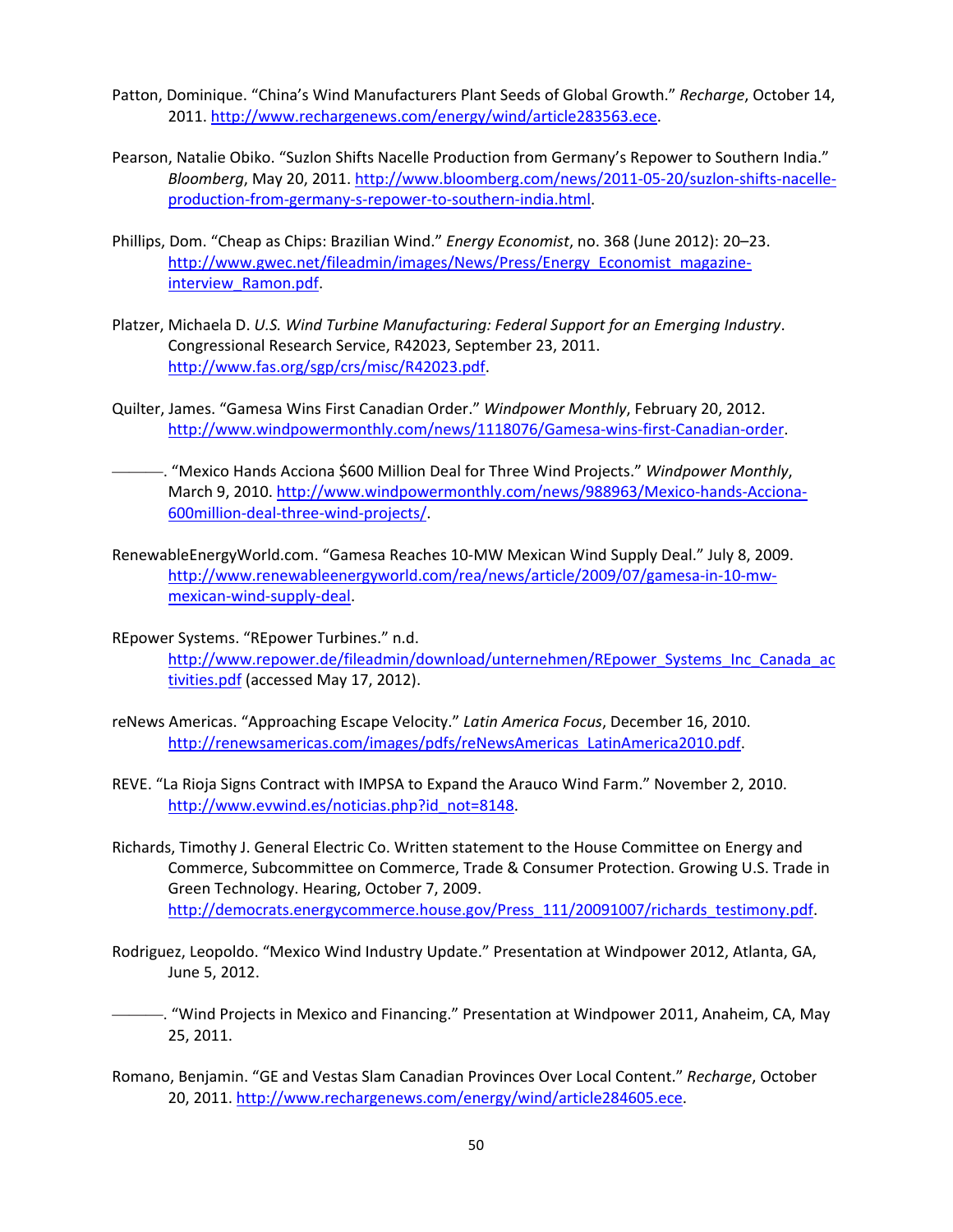Patton, Dominique. “China’s Wind Manufacturers Plant Seeds of Global Growth.” *Recharge*, October 14, 2011. http://www.rechargenews.com/energy/wind/article283563.ece.

Pearson, Natalie Obiko. “Suzlon Shifts Nacelle Production from Germany’s Repower to Southern India.” *Bloomberg*, May 20, 2011. http://www.bloomberg.com/news/2011-05-20/suzlon-shifts-nacelle-production-from-germany-s-repower-to-southern-india.html.

Phillips, Dom. “Cheap as Chips: Brazilian Wind.” *Energy Economist*, no. 368 (June 2012): 20–23. http://www.gwec.net/fileadmin/images/News/Press/Energy_Economist_magazine-interview_Ramon.pdf.

Platzer, Michaela D. *U.S. Wind Turbine Manufacturing: Federal Support for an Emerging Industry*. Congressional Research Service, R42023, September 23, 2011. http://www.fas.org/sgp/crs/misc/R42023.pdf.

Quilter, James. “Gamesa Wins First Canadian Order.” *Windpower Monthly*, February 20, 2012. http://www.windpowermonthly.com/news/1118076/Gamesa-wins-first-Canadian-order.

———. “Mexico Hands Acciona $600 Million Deal for Three Wind Projects.” *Windpower Monthly*, March 9, 2010. http://www.windpowermonthly.com/news/988963/Mexico-hands-Acciona-600million-deal-three-wind-projects/.

RenewableEnergyWorld.com. “Gamesa Reaches 10-MW Mexican Wind Supply Deal.” July 8, 2009. http://www.renewableenergyworld.com/rea/news/article/2009/07/gamesa-in-10-mw-mexican-wind-supply-deal.

REpower Systems. “REpower Turbines.” n.d. http://www.repower.de/fileadmin/download/unternehmen/REpower_Systems_Inc_Canada_activities.pdf (accessed May 17, 2012).

reNews Americas. “Approaching Escape Velocity.” *Latin America Focus*, December 16, 2010. http://renewsamericas.com/images/pdfs/reNewsAmericas_LatinAmerica2010.pdf.

REVE. “La Rioja Signs Contract with IMPSA to Expand the Arauco Wind Farm.” November 2, 2010. http://www.evwind.es/noticias.php?id_not=8148.

Richards, Timothy J. General Electric Co. Written statement to the House Committee on Energy and Commerce, Subcommittee on Commerce, Trade & Consumer Protection. Growing U.S. Trade in Green Technology. Hearing, October 7, 2009. http://democrats.energycommerce.house.gov/Press_111/20091007/richards_testimony.pdf.

Rodriguez, Leopoldo. “Mexico Wind Industry Update.” Presentation at Windpower 2012, Atlanta, GA, June 5, 2012.

———. “Wind Projects in Mexico and Financing.” Presentation at Windpower 2011, Anaheim, CA, May 25, 2011.

Romano, Benjamin. “GE and Vestas Slam Canadian Provinces Over Local Content.” *Recharge*, October 20, 2011. http://www.rechargenews.com/energy/wind/article284605.ece.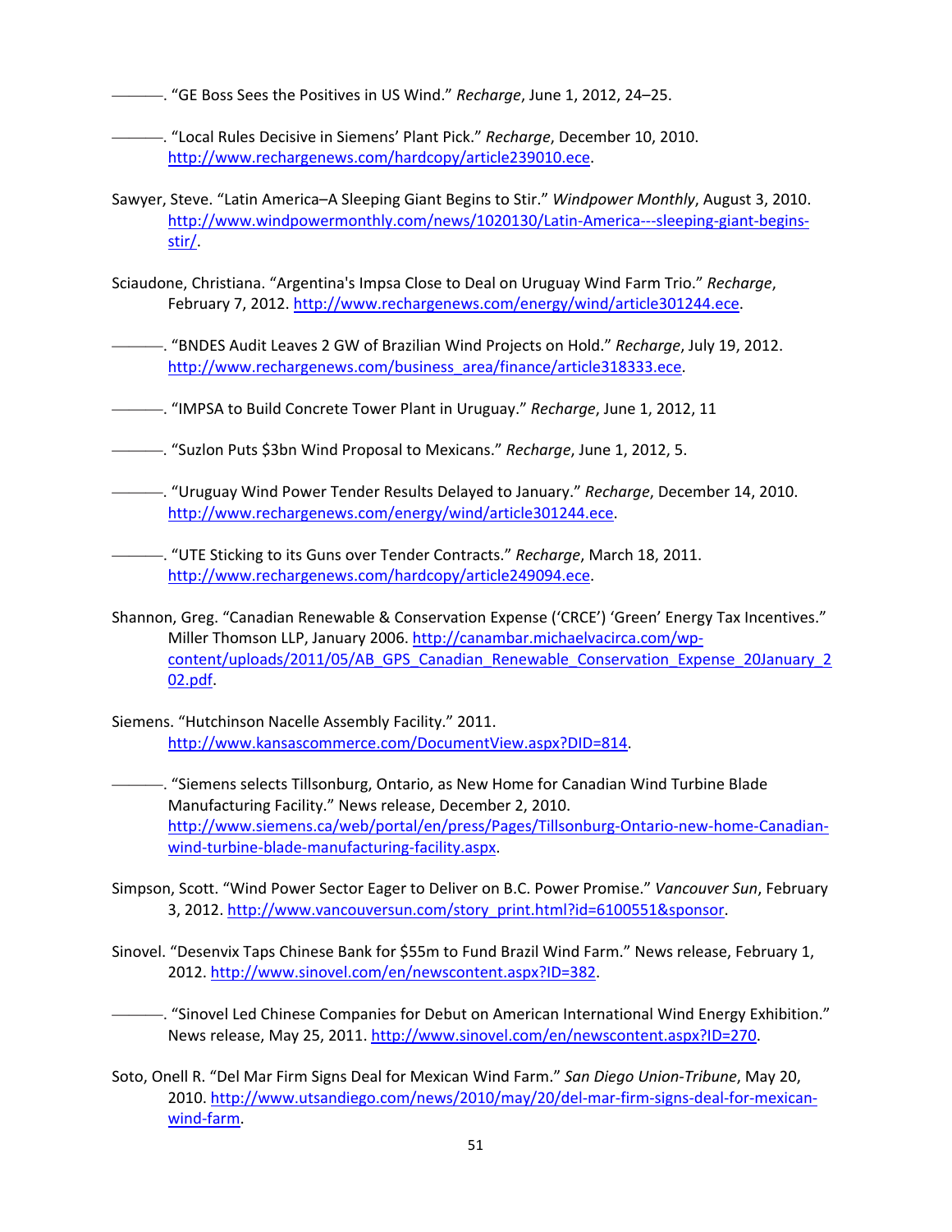———. "GE Boss Sees the Positives in US Wind." *Recharge*, June 1, 2012, 24–25.

———. "Local Rules Decisive in Siemens' Plant Pick." *Recharge*, December 10, 2010. http://www.rechargenews.com/hardcopy/article239010.ece.

Sawyer, Steve. "Latin America–A Sleeping Giant Begins to Stir." *Windpower Monthly*, August 3, 2010. http://www.windpowermonthly.com/news/1020130/Latin-America---sleeping-giant-begins-stir/.

Sciaudone, Christiana. "Argentina's Impsa Close to Deal on Uruguay Wind Farm Trio." *Recharge*, February 7, 2012. http://www.rechargenews.com/energy/wind/article301244.ece.

———. "BNDES Audit Leaves 2 GW of Brazilian Wind Projects on Hold." *Recharge*, July 19, 2012. http://www.rechargenews.com/business_area/finance/article318333.ece.

———. "IMPSA to Build Concrete Tower Plant in Uruguay." *Recharge*, June 1, 2012, 11

———. "Suzlon Puts $3bn Wind Proposal to Mexicans." *Recharge*, June 1, 2012, 5.

———. "Uruguay Wind Power Tender Results Delayed to January." *Recharge*, December 14, 2010. http://www.rechargenews.com/energy/wind/article301244.ece.

———. "UTE Sticking to its Guns over Tender Contracts." *Recharge*, March 18, 2011. http://www.rechargenews.com/hardcopy/article249094.ece.

Shannon, Greg. "Canadian Renewable & Conservation Expense ('CRCE') 'Green' Energy Tax Incentives." Miller Thomson LLP, January 2006. http://canambar.michaelvacirca.com/wp-content/uploads/2011/05/AB_GPS_Canadian_Renewable_Conservation_Expense_20January_202.pdf.

Siemens. "Hutchinson Nacelle Assembly Facility." 2011. http://www.kansascommerce.com/DocumentView.aspx?DID=814.

———. "Siemens selects Tillsonburg, Ontario, as New Home for Canadian Wind Turbine Blade Manufacturing Facility." News release, December 2, 2010. http://www.siemens.ca/web/portal/en/press/Pages/Tillsonburg-Ontario-new-home-Canadian-wind-turbine-blade-manufacturing-facility.aspx.

Simpson, Scott. "Wind Power Sector Eager to Deliver on B.C. Power Promise." *Vancouver Sun*, February 3, 2012. http://www.vancouversun.com/story_print.html?id=6100551&sponsor.

Sinovel. "Desenvix Taps Chinese Bank for $55m to Fund Brazil Wind Farm." News release, February 1, 2012. http://www.sinovel.com/en/newscontent.aspx?ID=382.

———. "Sinovel Led Chinese Companies for Debut on American International Wind Energy Exhibition." News release, May 25, 2011. http://www.sinovel.com/en/newscontent.aspx?ID=270.

Soto, Onell R. "Del Mar Firm Signs Deal for Mexican Wind Farm." *San Diego Union-Tribune*, May 20, 2010. http://www.utsandiego.com/news/2010/may/20/del-mar-firm-signs-deal-for-mexican-wind-farm.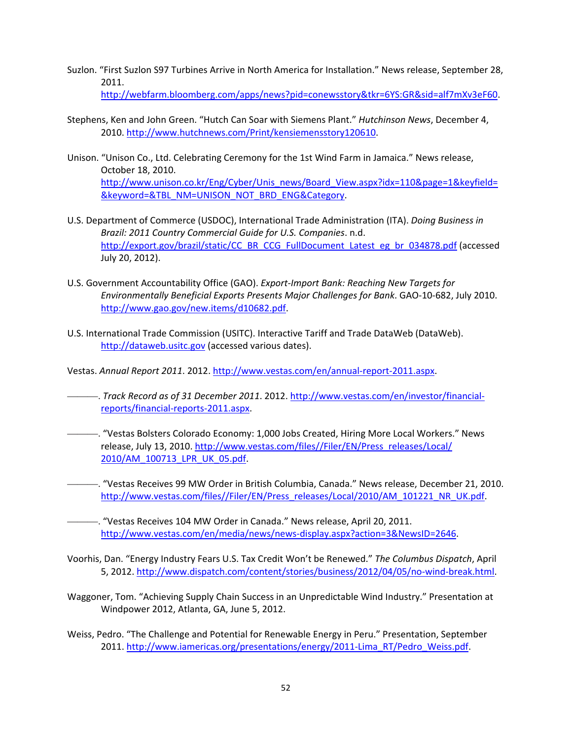Suzlon. "First Suzlon S97 Turbines Arrive in North America for Installation." News release, September 28, 2011. http://webfarm.bloomberg.com/apps/news?pid=conewsstory&tkr=6YS:GR&sid=alf7mXv3eF60.

Stephens, Ken and John Green. "Hutch Can Soar with Siemens Plant." *Hutchinson News*, December 4, 2010. http://www.hutchnews.com/Print/kensiemensstory120610.

Unison. "Unison Co., Ltd. Celebrating Ceremony for the 1st Wind Farm in Jamaica." News release, October 18, 2010. http://www.unison.co.kr/Eng/Cyber/Unis_news/Board_View.aspx?idx=110&page=1&keyfield=&keyword=&TBL_NM=UNISON_NOT_BRD_ENG&Category.

U.S. Department of Commerce (USDOC), International Trade Administration (ITA). *Doing Business in Brazil: 2011 Country Commercial Guide for U.S. Companies*. n.d. http://export.gov/brazil/static/CC_BR_CCG_FullDocument_Latest_eg_br_034878.pdf (accessed July 20, 2012).

U.S. Government Accountability Office (GAO). *Export-Import Bank: Reaching New Targets for Environmentally Beneficial Exports Presents Major Challenges for Bank*. GAO-10-682, July 2010. http://www.gao.gov/new.items/d10682.pdf.

U.S. International Trade Commission (USITC). Interactive Tariff and Trade DataWeb (DataWeb). http://dataweb.usitc.gov (accessed various dates).

Vestas. *Annual Report 2011*. 2012. http://www.vestas.com/en/annual-report-2011.aspx.

———. *Track Record as of 31 December 2011*. 2012. http://www.vestas.com/en/investor/financial-reports/financial-reports-2011.aspx.

———. "Vestas Bolsters Colorado Economy: 1,000 Jobs Created, Hiring More Local Workers." News release, July 13, 2010. http://www.vestas.com/files//Filer/EN/Press_releases/Local/2010/AM_100713_LPR_UK_05.pdf.

———. "Vestas Receives 99 MW Order in British Columbia, Canada." News release, December 21, 2010. http://www.vestas.com/files//Filer/EN/Press_releases/Local/2010/AM_101221_NR_UK.pdf.

———. "Vestas Receives 104 MW Order in Canada." News release, April 20, 2011. http://www.vestas.com/en/media/news/news-display.aspx?action=3&NewsID=2646.

Voorhis, Dan. "Energy Industry Fears U.S. Tax Credit Won't be Renewed." *The Columbus Dispatch*, April 5, 2012. http://www.dispatch.com/content/stories/business/2012/04/05/no-wind-break.html.

Waggoner, Tom. "Achieving Supply Chain Success in an Unpredictable Wind Industry." Presentation at Windpower 2012, Atlanta, GA, June 5, 2012.

Weiss, Pedro. "The Challenge and Potential for Renewable Energy in Peru." Presentation, September 2011. http://www.iamericas.org/presentations/energy/2011-Lima_RT/Pedro_Weiss.pdf.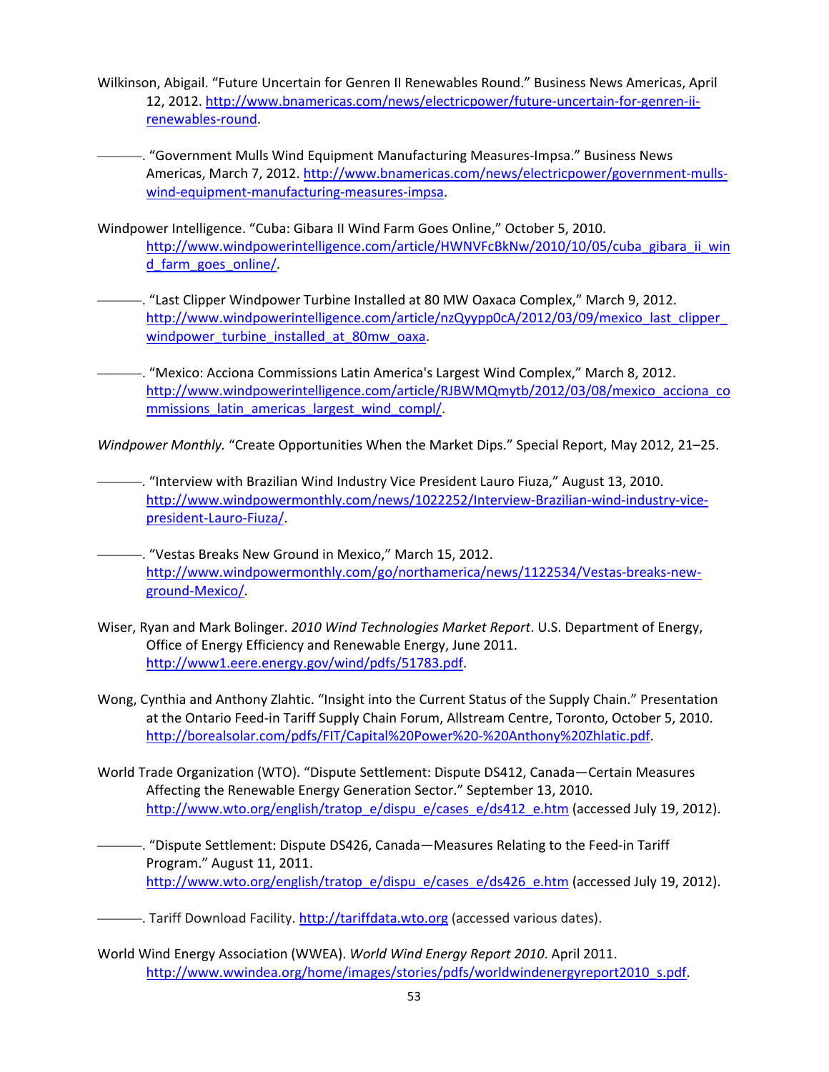Wilkinson, Abigail. “Future Uncertain for Genren II Renewables Round.” Business News Americas, April 12, 2012. http://www.bnamericas.com/news/electricpower/future-uncertain-for-genren-ii-renewables-round.

———. “Government Mulls Wind Equipment Manufacturing Measures-Impsa.” Business News Americas, March 7, 2012. http://www.bnamericas.com/news/electricpower/government-mulls-wind-equipment-manufacturing-measures-impsa.

Windpower Intelligence. “Cuba: Gibara II Wind Farm Goes Online,” October 5, 2010. http://www.windpowerintelligence.com/article/HWNVFcBkNw/2010/10/05/cuba_gibara_ii_wind_farm_goes_online/.

———. “Last Clipper Windpower Turbine Installed at 80 MW Oaxaca Complex,” March 9, 2012. http://www.windpowerintelligence.com/article/nzQyypp0cA/2012/03/09/mexico_last_clipper_windpower_turbine_installed_at_80mw_oaxa.

———. “Mexico: Acciona Commissions Latin America's Largest Wind Complex,” March 8, 2012. http://www.windpowerintelligence.com/article/RJBWMQmytb/2012/03/08/mexico_acciona_commissions_latin_americas_largest_wind_compl/.

*Windpower Monthly.* “Create Opportunities When the Market Dips.” Special Report, May 2012, 21–25.

———. “Interview with Brazilian Wind Industry Vice President Lauro Fiuza,” August 13, 2010. http://www.windpowermonthly.com/news/1022252/Interview-Brazilian-wind-industry-vice-president-Lauro-Fiuza/.

———. “Vestas Breaks New Ground in Mexico,” March 15, 2012. http://www.windpowermonthly.com/go/northamerica/news/1122534/Vestas-breaks-new-ground-Mexico/.

Wiser, Ryan and Mark Bolinger. *2010 Wind Technologies Market Report*. U.S. Department of Energy, Office of Energy Efficiency and Renewable Energy, June 2011. http://www1.eere.energy.gov/wind/pdfs/51783.pdf.

Wong, Cynthia and Anthony Zlahtic. “Insight into the Current Status of the Supply Chain.” Presentation at the Ontario Feed-in Tariff Supply Chain Forum, Allstream Centre, Toronto, October 5, 2010. http://borealsolar.com/pdfs/FIT/Capital%20Power%20-%20Anthony%20Zhlatic.pdf.

World Trade Organization (WTO). “Dispute Settlement: Dispute DS412, Canada—Certain Measures Affecting the Renewable Energy Generation Sector.” September 13, 2010. http://www.wto.org/english/tratop_e/dispu_e/cases_e/ds412_e.htm (accessed July 19, 2012).

———. “Dispute Settlement: Dispute DS426, Canada—Measures Relating to the Feed-in Tariff Program.” August 11, 2011. http://www.wto.org/english/tratop_e/dispu_e/cases_e/ds426_e.htm (accessed July 19, 2012).

———. Tariff Download Facility. http://tariffdata.wto.org (accessed various dates).

World Wind Energy Association (WWEA). *World Wind Energy Report 2010*. April 2011. http://www.wwindea.org/home/images/stories/pdfs/worldwindenergyreport2010_s.pdf.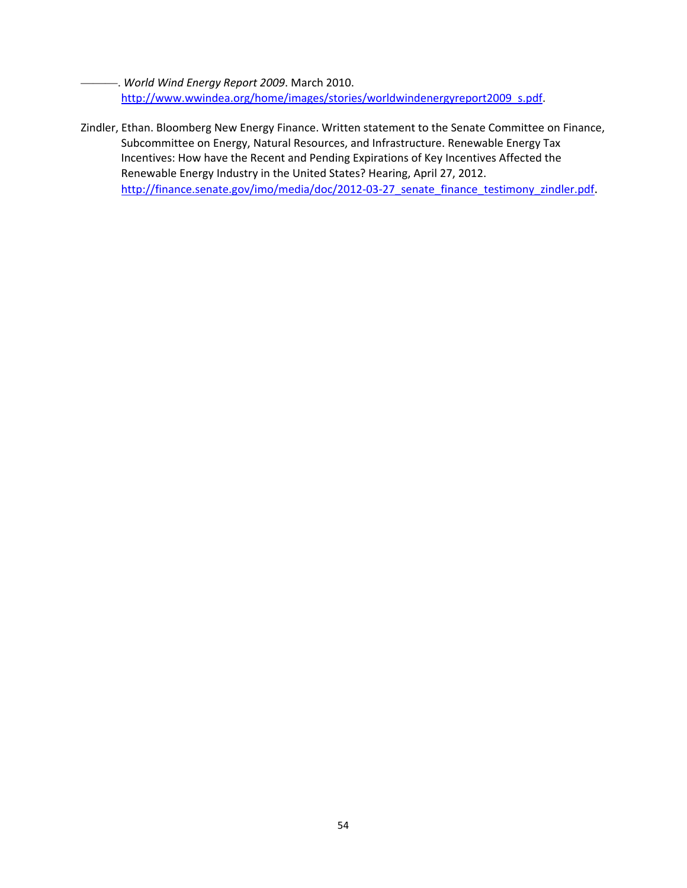———. *World Wind Energy Report 2009*. March 2010. http://www.wwindea.org/home/images/stories/worldwindenergyreport2009_s.pdf.

Zindler, Ethan. Bloomberg New Energy Finance. Written statement to the Senate Committee on Finance, Subcommittee on Energy, Natural Resources, and Infrastructure. Renewable Energy Tax Incentives: How have the Recent and Pending Expirations of Key Incentives Affected the Renewable Energy Industry in the United States? Hearing, April 27, 2012. http://finance.senate.gov/imo/media/doc/2012-03-27_senate_finance_testimony_zindler.pdf.